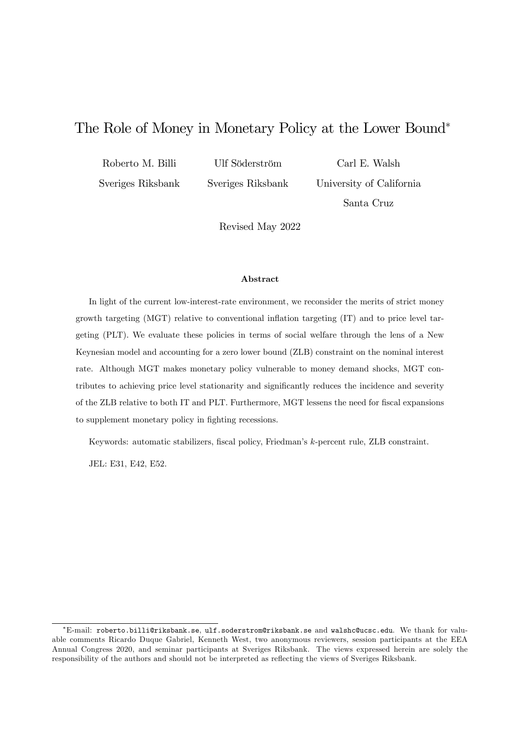# The Role of Money in Monetary Policy at the Lower Bound[*]

Roberto M. Billi — Sveriges Riksbank

Ulf Söderström — Sveriges Riksbank

Carl E. Walsh — University of California Santa Cruz

Revised May 2022

### Abstract

In light of the current low-interest-rate environment, we reconsider the merits of strict money growth targeting (MGT) relative to conventional inflation targeting (IT) and to price level targeting (PLT). We evaluate these policies in terms of social welfare through the lens of a New Keynesian model and accounting for a zero lower bound (ZLB) constraint on the nominal interest rate. Although MGT makes monetary policy vulnerable to money demand shocks, MGT contributes to achieving price level stationarity and significantly reduces the incidence and severity of the ZLB relative to both IT and PLT. Furthermore, MGT lessens the need for fiscal expansions to supplement monetary policy in fighting recessions.

Keywords: automatic stabilizers, fiscal policy, Friedman's $k$-percent rule, ZLB constraint.

JEL: E31, E42, E52.

---

[*] E-mail: roberto.billi@riksbank.se, ulf.soderstrom@riksbank.se and walshc@ucsc.edu. We thank for valuable comments Ricardo Duque Gabriel, Kenneth West, two anonymous reviewers, session participants at the EEA Annual Congress 2020, and seminar participants at Sveriges Riksbank. The views expressed herein are solely the responsibility of the authors and should not be interpreted as reflecting the views of Sveriges Riksbank.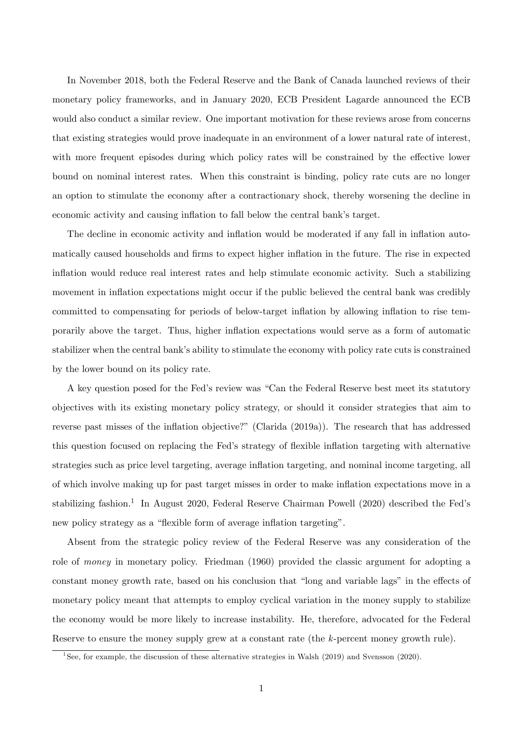In November 2018, both the Federal Reserve and the Bank of Canada launched reviews of their monetary policy frameworks, and in January 2020, ECB President Lagarde announced the ECB would also conduct a similar review. One important motivation for these reviews arose from concerns that existing strategies would prove inadequate in an environment of a lower natural rate of interest, with more frequent episodes during which policy rates will be constrained by the effective lower bound on nominal interest rates. When this constraint is binding, policy rate cuts are no longer an option to stimulate the economy after a contractionary shock, thereby worsening the decline in economic activity and causing inflation to fall below the central bank's target.

The decline in economic activity and inflation would be moderated if any fall in inflation automatically caused households and firms to expect higher inflation in the future. The rise in expected inflation would reduce real interest rates and help stimulate economic activity. Such a stabilizing movement in inflation expectations might occur if the public believed the central bank was credibly committed to compensating for periods of below-target inflation by allowing inflation to rise temporarily above the target. Thus, higher inflation expectations would serve as a form of automatic stabilizer when the central bank's ability to stimulate the economy with policy rate cuts is constrained by the lower bound on its policy rate.

A key question posed for the Fed's review was "Can the Federal Reserve best meet its statutory objectives with its existing monetary policy strategy, or should it consider strategies that aim to reverse past misses of the inflation objective?" (Clarida (2019a)). The research that has addressed this question focused on replacing the Fed's strategy of flexible inflation targeting with alternative strategies such as price level targeting, average inflation targeting, and nominal income targeting, all of which involve making up for past target misses in order to make inflation expectations move in a stabilizing fashion.[1] In August 2020, Federal Reserve Chairman Powell (2020) described the Fed's new policy strategy as a "flexible form of average inflation targeting".

Absent from the strategic policy review of the Federal Reserve was any consideration of the role of *money* in monetary policy. Friedman (1960) provided the classic argument for adopting a constant money growth rate, based on his conclusion that "long and variable lags" in the effects of monetary policy meant that attempts to employ cyclical variation in the money supply to stabilize the economy would be more likely to increase instability. He, therefore, advocated for the Federal Reserve to ensure the money supply grew at a constant rate (the $k$-percent money growth rule).

[1] See, for example, the discussion of these alternative strategies in Walsh (2019) and Svensson (2020).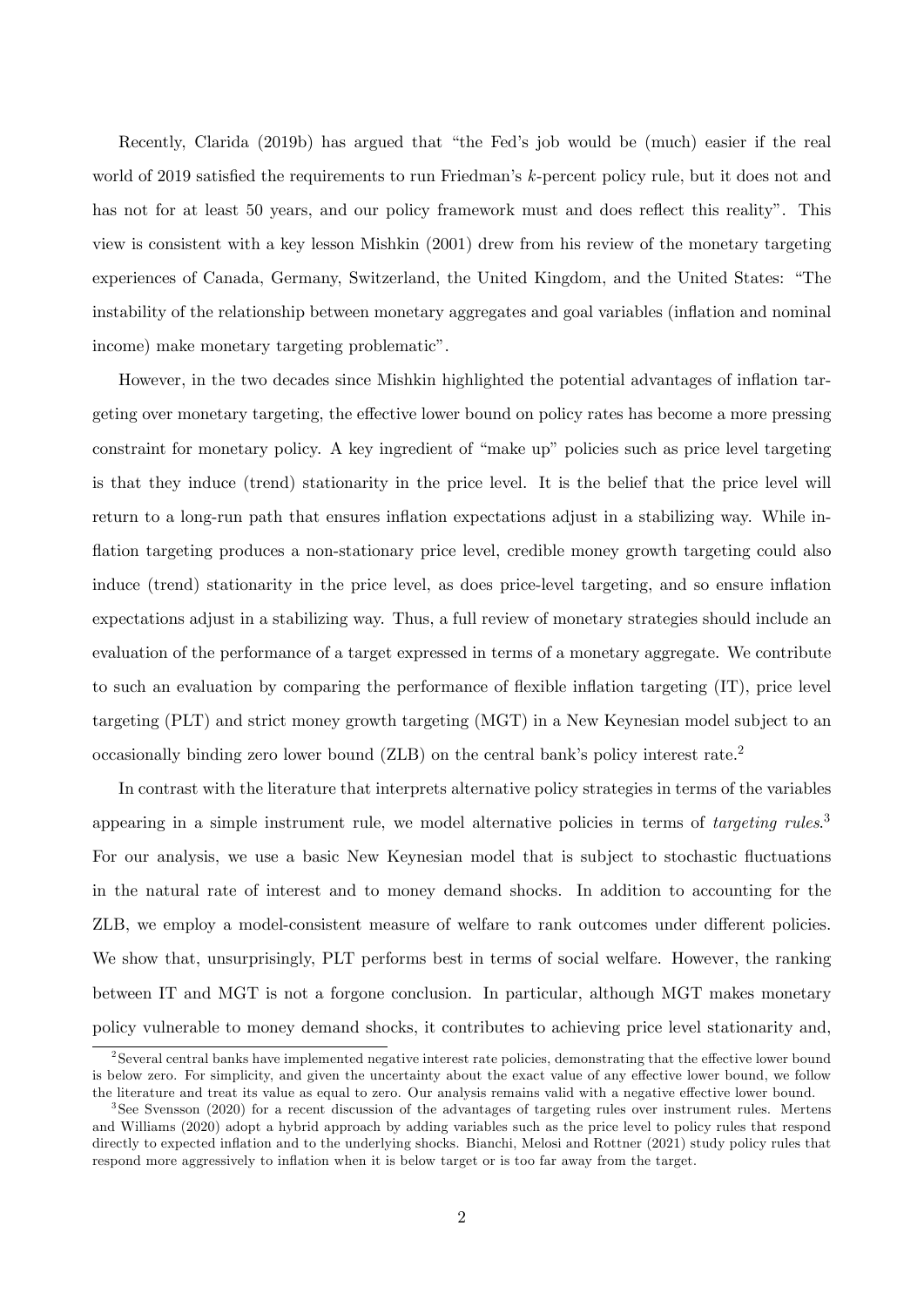Recently, Clarida (2019b) has argued that "the Fed's job would be (much) easier if the real world of 2019 satisfied the requirements to run Friedman's $k$-percent policy rule, but it does not and has not for at least 50 years, and our policy framework must and does reflect this reality". This view is consistent with a key lesson Mishkin (2001) drew from his review of the monetary targeting experiences of Canada, Germany, Switzerland, the United Kingdom, and the United States: "The instability of the relationship between monetary aggregates and goal variables (inflation and nominal income) make monetary targeting problematic".

However, in the two decades since Mishkin highlighted the potential advantages of inflation targeting over monetary targeting, the effective lower bound on policy rates has become a more pressing constraint for monetary policy. A key ingredient of "make up" policies such as price level targeting is that they induce (trend) stationarity in the price level. It is the belief that the price level will return to a long-run path that ensures inflation expectations adjust in a stabilizing way. While inflation targeting produces a non-stationary price level, credible money growth targeting could also induce (trend) stationarity in the price level, as does price-level targeting, and so ensure inflation expectations adjust in a stabilizing way. Thus, a full review of monetary strategies should include an evaluation of the performance of a target expressed in terms of a monetary aggregate. We contribute to such an evaluation by comparing the performance of flexible inflation targeting (IT), price level targeting (PLT) and strict money growth targeting (MGT) in a New Keynesian model subject to an occasionally binding zero lower bound (ZLB) on the central bank's policy interest rate.[2]

In contrast with the literature that interprets alternative policy strategies in terms of the variables appearing in a simple instrument rule, we model alternative policies in terms of *targeting rules*.[3] For our analysis, we use a basic New Keynesian model that is subject to stochastic fluctuations in the natural rate of interest and to money demand shocks. In addition to accounting for the ZLB, we employ a model-consistent measure of welfare to rank outcomes under different policies. We show that, unsurprisingly, PLT performs best in terms of social welfare. However, the ranking between IT and MGT is not a forgone conclusion. In particular, although MGT makes monetary policy vulnerable to money demand shocks, it contributes to achieving price level stationarity and,

[2] Several central banks have implemented negative interest rate policies, demonstrating that the effective lower bound is below zero. For simplicity, and given the uncertainty about the exact value of any effective lower bound, we follow the literature and treat its value as equal to zero. Our analysis remains valid with a negative effective lower bound.

[3] See Svensson (2020) for a recent discussion of the advantages of targeting rules over instrument rules. Mertens and Williams (2020) adopt a hybrid approach by adding variables such as the price level to policy rules that respond directly to expected inflation and to the underlying shocks. Bianchi, Melosi and Rottner (2021) study policy rules that respond more aggressively to inflation when it is below target or is too far away from the target.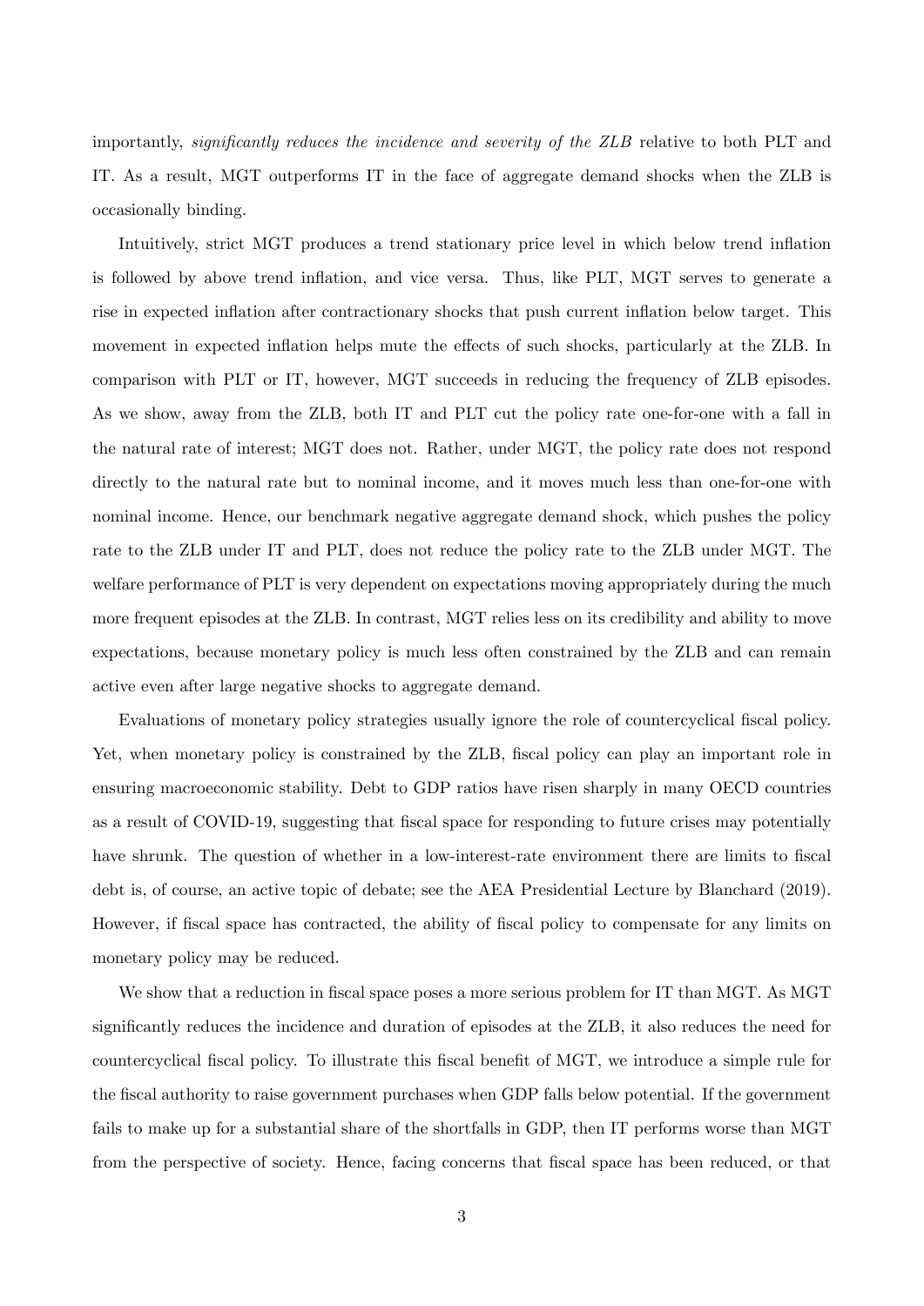importantly, *significantly reduces the incidence and severity of the ZLB* relative to both PLT and IT. As a result, MGT outperforms IT in the face of aggregate demand shocks when the ZLB is occasionally binding.

Intuitively, strict MGT produces a trend stationary price level in which below trend inflation is followed by above trend inflation, and vice versa. Thus, like PLT, MGT serves to generate a rise in expected inflation after contractionary shocks that push current inflation below target. This movement in expected inflation helps mute the effects of such shocks, particularly at the ZLB. In comparison with PLT or IT, however, MGT succeeds in reducing the frequency of ZLB episodes. As we show, away from the ZLB, both IT and PLT cut the policy rate one-for-one with a fall in the natural rate of interest; MGT does not. Rather, under MGT, the policy rate does not respond directly to the natural rate but to nominal income, and it moves much less than one-for-one with nominal income. Hence, our benchmark negative aggregate demand shock, which pushes the policy rate to the ZLB under IT and PLT, does not reduce the policy rate to the ZLB under MGT. The welfare performance of PLT is very dependent on expectations moving appropriately during the much more frequent episodes at the ZLB. In contrast, MGT relies less on its credibility and ability to move expectations, because monetary policy is much less often constrained by the ZLB and can remain active even after large negative shocks to aggregate demand.

Evaluations of monetary policy strategies usually ignore the role of countercyclical fiscal policy. Yet, when monetary policy is constrained by the ZLB, fiscal policy can play an important role in ensuring macroeconomic stability. Debt to GDP ratios have risen sharply in many OECD countries as a result of COVID-19, suggesting that fiscal space for responding to future crises may potentially have shrunk. The question of whether in a low-interest-rate environment there are limits to fiscal debt is, of course, an active topic of debate; see the AEA Presidential Lecture by Blanchard (2019). However, if fiscal space has contracted, the ability of fiscal policy to compensate for any limits on monetary policy may be reduced.

We show that a reduction in fiscal space poses a more serious problem for IT than MGT. As MGT significantly reduces the incidence and duration of episodes at the ZLB, it also reduces the need for countercyclical fiscal policy. To illustrate this fiscal benefit of MGT, we introduce a simple rule for the fiscal authority to raise government purchases when GDP falls below potential. If the government fails to make up for a substantial share of the shortfalls in GDP, then IT performs worse than MGT from the perspective of society. Hence, facing concerns that fiscal space has been reduced, or that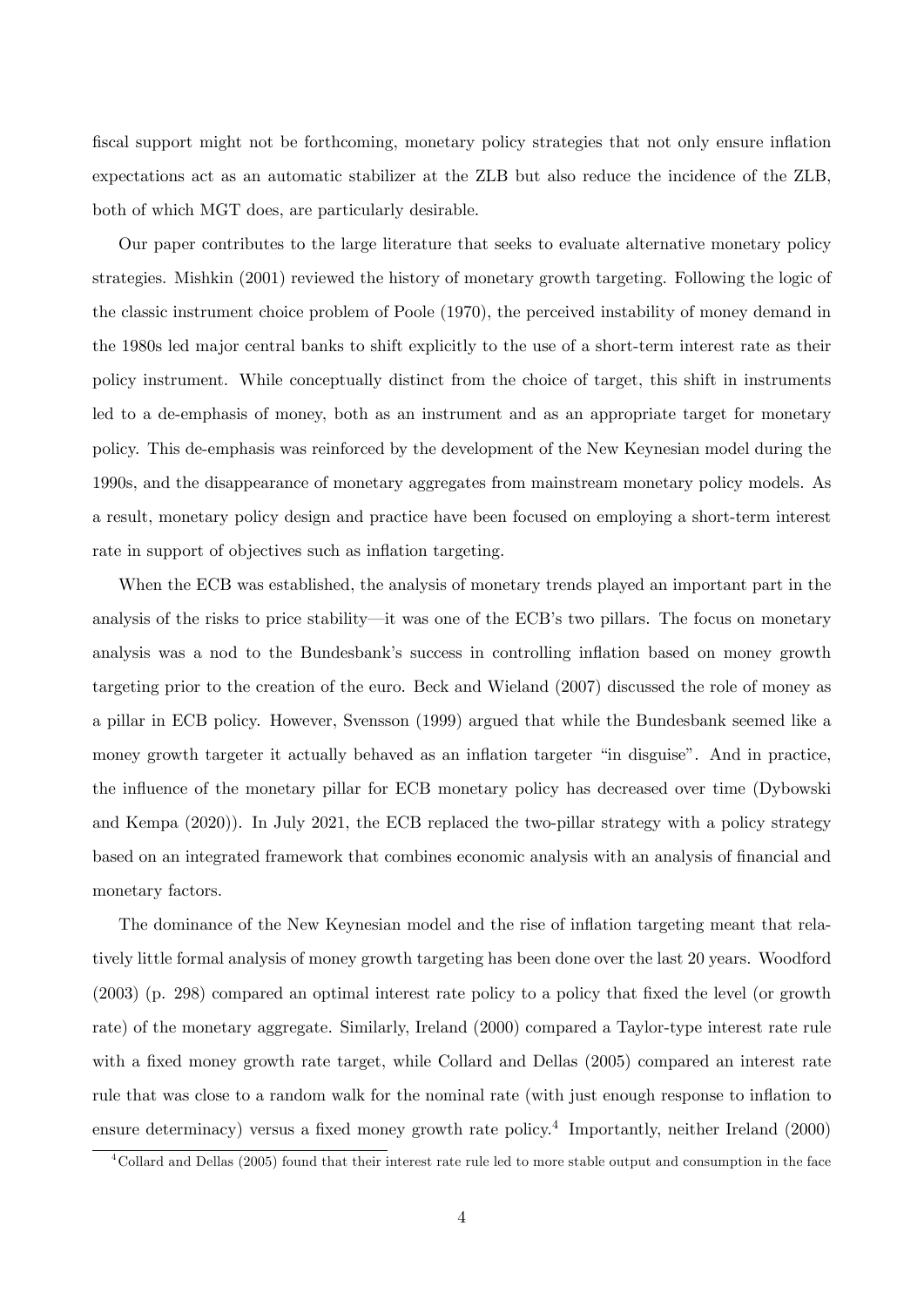fiscal support might not be forthcoming, monetary policy strategies that not only ensure inflation expectations act as an automatic stabilizer at the ZLB but also reduce the incidence of the ZLB, both of which MGT does, are particularly desirable.

Our paper contributes to the large literature that seeks to evaluate alternative monetary policy strategies. Mishkin (2001) reviewed the history of monetary growth targeting. Following the logic of the classic instrument choice problem of Poole (1970), the perceived instability of money demand in the 1980s led major central banks to shift explicitly to the use of a short-term interest rate as their policy instrument. While conceptually distinct from the choice of target, this shift in instruments led to a de-emphasis of money, both as an instrument and as an appropriate target for monetary policy. This de-emphasis was reinforced by the development of the New Keynesian model during the 1990s, and the disappearance of monetary aggregates from mainstream monetary policy models. As a result, monetary policy design and practice have been focused on employing a short-term interest rate in support of objectives such as inflation targeting.

When the ECB was established, the analysis of monetary trends played an important part in the analysis of the risks to price stability—it was one of the ECB's two pillars. The focus on monetary analysis was a nod to the Bundesbank's success in controlling inflation based on money growth targeting prior to the creation of the euro. Beck and Wieland (2007) discussed the role of money as a pillar in ECB policy. However, Svensson (1999) argued that while the Bundesbank seemed like a money growth targeter it actually behaved as an inflation targeter "in disguise". And in practice, the influence of the monetary pillar for ECB monetary policy has decreased over time (Dybowski and Kempa (2020)). In July 2021, the ECB replaced the two-pillar strategy with a policy strategy based on an integrated framework that combines economic analysis with an analysis of financial and monetary factors.

The dominance of the New Keynesian model and the rise of inflation targeting meant that relatively little formal analysis of money growth targeting has been done over the last 20 years. Woodford (2003) (p. 298) compared an optimal interest rate policy to a policy that fixed the level (or growth rate) of the monetary aggregate. Similarly, Ireland (2000) compared a Taylor-type interest rate rule with a fixed money growth rate target, while Collard and Dellas (2005) compared an interest rate rule that was close to a random walk for the nominal rate (with just enough response to inflation to ensure determinacy) versus a fixed money growth rate policy.[4] Importantly, neither Ireland (2000)

[4] Collard and Dellas (2005) found that their interest rate rule led to more stable output and consumption in the face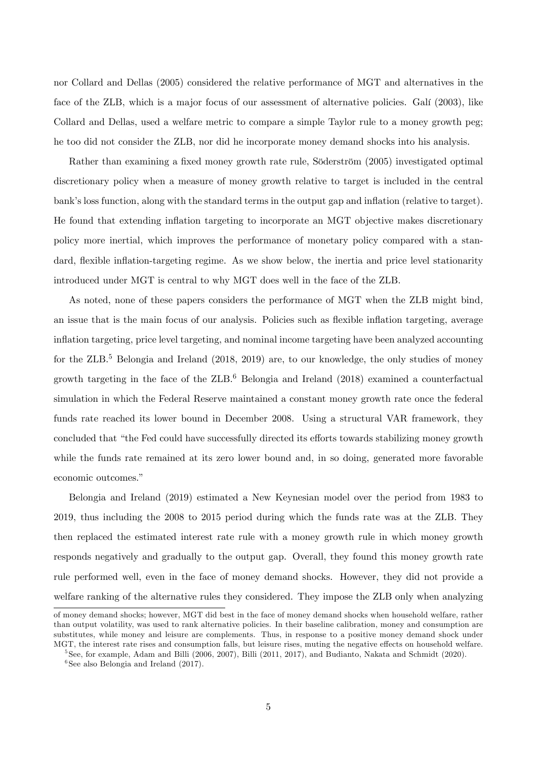nor Collard and Dellas (2005) considered the relative performance of MGT and alternatives in the face of the ZLB, which is a major focus of our assessment of alternative policies. Galí (2003), like Collard and Dellas, used a welfare metric to compare a simple Taylor rule to a money growth peg; he too did not consider the ZLB, nor did he incorporate money demand shocks into his analysis.

Rather than examining a fixed money growth rate rule, Söderström (2005) investigated optimal discretionary policy when a measure of money growth relative to target is included in the central bank's loss function, along with the standard terms in the output gap and inflation (relative to target). He found that extending inflation targeting to incorporate an MGT objective makes discretionary policy more inertial, which improves the performance of monetary policy compared with a standard, flexible inflation-targeting regime. As we show below, the inertia and price level stationarity introduced under MGT is central to why MGT does well in the face of the ZLB.

As noted, none of these papers considers the performance of MGT when the ZLB might bind, an issue that is the main focus of our analysis. Policies such as flexible inflation targeting, average inflation targeting, price level targeting, and nominal income targeting have been analyzed accounting for the ZLB.[5] Belongia and Ireland (2018, 2019) are, to our knowledge, the only studies of money growth targeting in the face of the ZLB.[6] Belongia and Ireland (2018) examined a counterfactual simulation in which the Federal Reserve maintained a constant money growth rate once the federal funds rate reached its lower bound in December 2008. Using a structural VAR framework, they concluded that "the Fed could have successfully directed its efforts towards stabilizing money growth while the funds rate remained at its zero lower bound and, in so doing, generated more favorable economic outcomes."

Belongia and Ireland (2019) estimated a New Keynesian model over the period from 1983 to 2019, thus including the 2008 to 2015 period during which the funds rate was at the ZLB. They then replaced the estimated interest rate rule with a money growth rule in which money growth responds negatively and gradually to the output gap. Overall, they found this money growth rate rule performed well, even in the face of money demand shocks. However, they did not provide a welfare ranking of the alternative rules they considered. They impose the ZLB only when analyzing

of money demand shocks; however, MGT did best in the face of money demand shocks when household welfare, rather than output volatility, was used to rank alternative policies. In their baseline calibration, money and consumption are substitutes, while money and leisure are complements. Thus, in response to a positive money demand shock under MGT, the interest rate rises and consumption falls, but leisure rises, muting the negative effects on household welfare.

[5] See, for example, Adam and Billi (2006, 2007), Billi (2011, 2017), and Budianto, Nakata and Schmidt (2020).

[6] See also Belongia and Ireland (2017).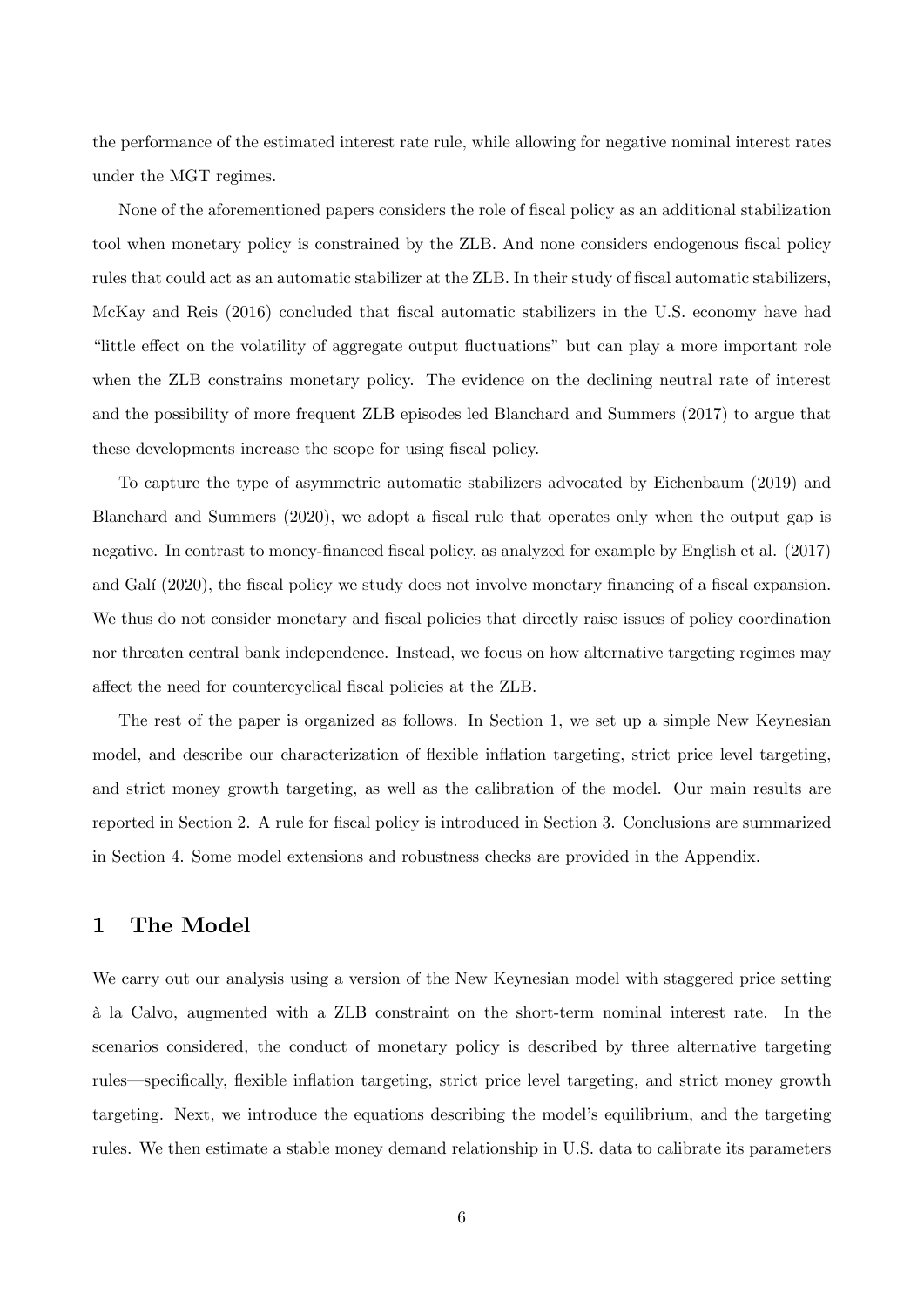the performance of the estimated interest rate rule, while allowing for negative nominal interest rates under the MGT regimes.

None of the aforementioned papers considers the role of fiscal policy as an additional stabilization tool when monetary policy is constrained by the ZLB. And none considers endogenous fiscal policy rules that could act as an automatic stabilizer at the ZLB. In their study of fiscal automatic stabilizers, McKay and Reis (2016) concluded that fiscal automatic stabilizers in the U.S. economy have had "little effect on the volatility of aggregate output fluctuations" but can play a more important role when the ZLB constrains monetary policy. The evidence on the declining neutral rate of interest and the possibility of more frequent ZLB episodes led Blanchard and Summers (2017) to argue that these developments increase the scope for using fiscal policy.

To capture the type of asymmetric automatic stabilizers advocated by Eichenbaum (2019) and Blanchard and Summers (2020), we adopt a fiscal rule that operates only when the output gap is negative. In contrast to money-financed fiscal policy, as analyzed for example by English et al. (2017) and Galí (2020), the fiscal policy we study does not involve monetary financing of a fiscal expansion. We thus do not consider monetary and fiscal policies that directly raise issues of policy coordination nor threaten central bank independence. Instead, we focus on how alternative targeting regimes may affect the need for countercyclical fiscal policies at the ZLB.

The rest of the paper is organized as follows. In Section 1, we set up a simple New Keynesian model, and describe our characterization of flexible inflation targeting, strict price level targeting, and strict money growth targeting, as well as the calibration of the model. Our main results are reported in Section 2. A rule for fiscal policy is introduced in Section 3. Conclusions are summarized in Section 4. Some model extensions and robustness checks are provided in the Appendix.

# 1 The Model

We carry out our analysis using a version of the New Keynesian model with staggered price setting à la Calvo, augmented with a ZLB constraint on the short-term nominal interest rate. In the scenarios considered, the conduct of monetary policy is described by three alternative targeting rules—specifically, flexible inflation targeting, strict price level targeting, and strict money growth targeting. Next, we introduce the equations describing the model's equilibrium, and the targeting rules. We then estimate a stable money demand relationship in U.S. data to calibrate its parameters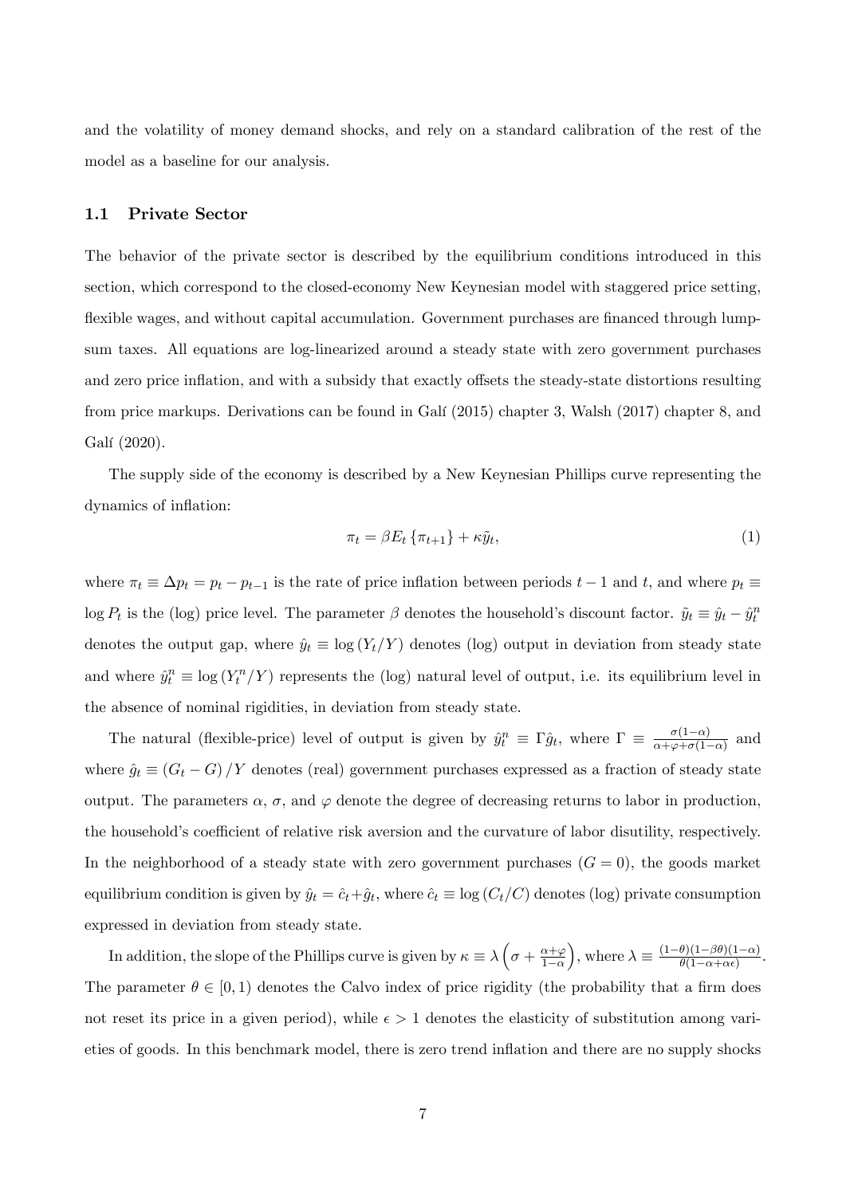and the volatility of money demand shocks, and rely on a standard calibration of the rest of the model as a baseline for our analysis.

### 1.1 Private Sector

The behavior of the private sector is described by the equilibrium conditions introduced in this section, which correspond to the closed-economy New Keynesian model with staggered price setting, flexible wages, and without capital accumulation. Government purchases are financed through lump-sum taxes. All equations are log-linearized around a steady state with zero government purchases and zero price inflation, and with a subsidy that exactly offsets the steady-state distortions resulting from price markups. Derivations can be found in Galí (2015) chapter 3, Walsh (2017) chapter 8, and Galí (2020).

The supply side of the economy is described by a New Keynesian Phillips curve representing the dynamics of inflation:

$$\pi_t = \beta E_t \{\pi_{t+1}\} + \kappa \tilde{y}_t, \tag{1}$$

where $\pi_t \equiv \Delta p_t = p_t - p_{t-1}$ is the rate of price inflation between periods $t-1$ and $t$, and where $p_t \equiv \log P_t$ is the (log) price level. The parameter $\beta$ denotes the household's discount factor. $\tilde{y}_t \equiv \hat{y}_t - \hat{y}_t^n$ denotes the output gap, where $\hat{y}_t \equiv \log(Y_t/Y)$ denotes (log) output in deviation from steady state and where $\hat{y}_t^n \equiv \log(Y_t^n/Y)$ represents the (log) natural level of output, i.e. its equilibrium level in the absence of nominal rigidities, in deviation from steady state.

The natural (flexible-price) level of output is given by $\hat{y}_t^n \equiv \Gamma \hat{g}_t$, where $\Gamma \equiv \frac{\sigma(1-\alpha)}{\alpha+\varphi+\sigma(1-\alpha)}$ and where $\hat{g}_t \equiv (G_t - G)/Y$ denotes (real) government purchases expressed as a fraction of steady state output. The parameters $\alpha$, $\sigma$, and $\varphi$ denote the degree of decreasing returns to labor in production, the household's coefficient of relative risk aversion and the curvature of labor disutility, respectively. In the neighborhood of a steady state with zero government purchases ($G = 0$), the goods market equilibrium condition is given by $\hat{y}_t = \hat{c}_t + \hat{g}_t$, where $\hat{c}_t \equiv \log(C_t/C)$ denotes (log) private consumption expressed in deviation from steady state.

In addition, the slope of the Phillips curve is given by $\kappa \equiv \lambda \left(\sigma + \frac{\alpha+\varphi}{1-\alpha}\right)$, where $\lambda \equiv \frac{(1-\theta)(1-\beta\theta)(1-\alpha)}{\theta(1-\alpha+\alpha\epsilon)}$. The parameter $\theta \in [0, 1)$ denotes the Calvo index of price rigidity (the probability that a firm does not reset its price in a given period), while $\epsilon > 1$ denotes the elasticity of substitution among varieties of goods. In this benchmark model, there is zero trend inflation and there are no supply shocks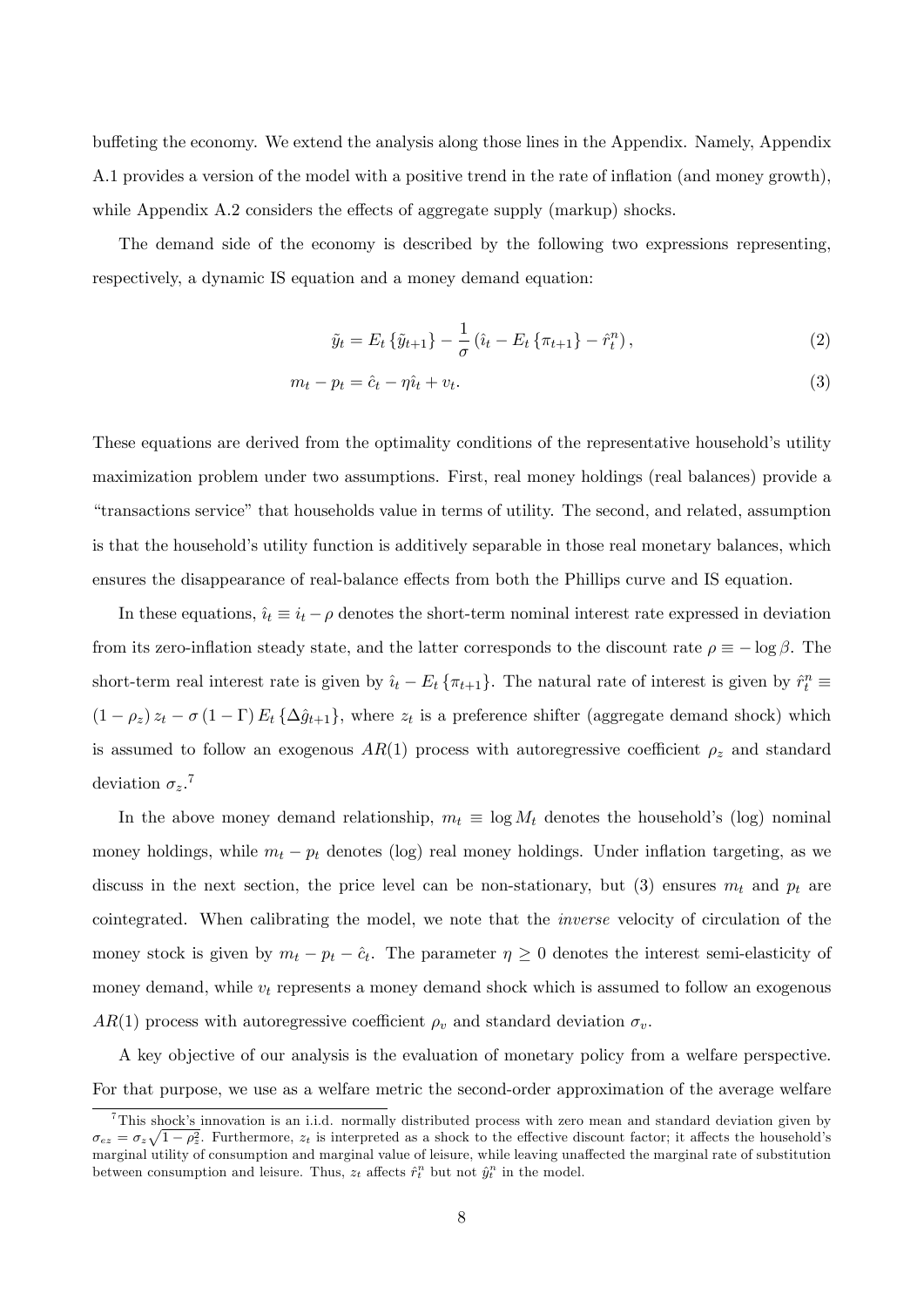buffeting the economy. We extend the analysis along those lines in the Appendix. Namely, Appendix A.1 provides a version of the model with a positive trend in the rate of inflation (and money growth), while Appendix A.2 considers the effects of aggregate supply (markup) shocks.

The demand side of the economy is described by the following two expressions representing, respectively, a dynamic IS equation and a money demand equation:

$$\tilde{y}_t = E_t\{\tilde{y}_{t+1}\} - \frac{1}{\sigma}\left(\hat{\imath}_t - E_t\{\pi_{t+1}\} - \hat{r}_t^n\right), \tag{2}$$

$$m_t - p_t = \hat{c}_t - \eta\hat{\imath}_t + v_t. \tag{3}$$

These equations are derived from the optimality conditions of the representative household's utility maximization problem under two assumptions. First, real money holdings (real balances) provide a "transactions service" that households value in terms of utility. The second, and related, assumption is that the household's utility function is additively separable in those real monetary balances, which ensures the disappearance of real-balance effects from both the Phillips curve and IS equation.

In these equations, $\hat{\imath}_t \equiv i_t - \rho$ denotes the short-term nominal interest rate expressed in deviation from its zero-inflation steady state, and the latter corresponds to the discount rate $\rho \equiv -\log\beta$. The short-term real interest rate is given by $\hat{\imath}_t - E_t\{\pi_{t+1}\}$. The natural rate of interest is given by $\hat{r}_t^n \equiv (1-\rho_z)z_t - \sigma(1-\Gamma)E_t\{\Delta\hat{g}_{t+1}\}$, where $z_t$ is a preference shifter (aggregate demand shock) which is assumed to follow an exogenous $AR(1)$ process with autoregressive coefficient $\rho_z$ and standard deviation $\sigma_z$.[7]

In the above money demand relationship, $m_t \equiv \log M_t$ denotes the household's (log) nominal money holdings, while $m_t - p_t$ denotes (log) real money holdings. Under inflation targeting, as we discuss in the next section, the price level can be non-stationary, but (3) ensures $m_t$ and $p_t$ are cointegrated. When calibrating the model, we note that the *inverse* velocity of circulation of the money stock is given by $m_t - p_t - \hat{c}_t$. The parameter $\eta \geq 0$ denotes the interest semi-elasticity of money demand, while $v_t$ represents a money demand shock which is assumed to follow an exogenous $AR(1)$ process with autoregressive coefficient $\rho_v$ and standard deviation $\sigma_v$.

A key objective of our analysis is the evaluation of monetary policy from a welfare perspective. For that purpose, we use as a welfare metric the second-order approximation of the average welfare

[7] This shock's innovation is an i.i.d. normally distributed process with zero mean and standard deviation given by $\sigma_{ez} = \sigma_z\sqrt{1-\rho_z^2}$. Furthermore, $z_t$ is interpreted as a shock to the effective discount factor; it affects the household's marginal utility of consumption and marginal value of leisure, while leaving unaffected the marginal rate of substitution between consumption and leisure. Thus, $z_t$ affects $\hat{r}_t^n$ but not $\hat{y}_t^n$ in the model.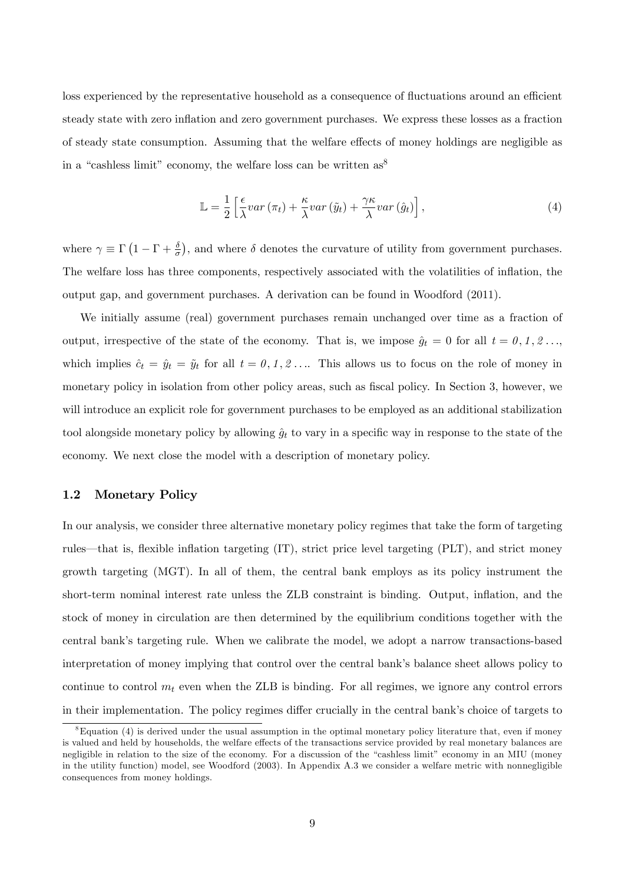loss experienced by the representative household as a consequence of fluctuations around an efficient steady state with zero inflation and zero government purchases. We express these losses as a fraction of steady state consumption. Assuming that the welfare effects of money holdings are negligible as in a "cashless limit" economy, the welfare loss can be written as[8]

$$\mathbb{L} = \frac{1}{2}\left[\frac{\epsilon}{\lambda} var\left(\pi_t\right) + \frac{\kappa}{\lambda} var\left(\tilde{y}_t\right) + \frac{\gamma\kappa}{\lambda} var\left(\hat{g}_t\right)\right], \tag{4}$$

where $\gamma \equiv \Gamma\left(1 - \Gamma + \frac{\delta}{\sigma}\right)$, and where $\delta$ denotes the curvature of utility from government purchases. The welfare loss has three components, respectively associated with the volatilities of inflation, the output gap, and government purchases. A derivation can be found in Woodford (2011).

We initially assume (real) government purchases remain unchanged over time as a fraction of output, irrespective of the state of the economy. That is, we impose $\hat{g}_t = 0$ for all $t = 0, 1, 2 \ldots$, which implies $\hat{c}_t = \hat{y}_t = \tilde{y}_t$ for all $t = 0, 1, 2 \ldots$. This allows us to focus on the role of money in monetary policy in isolation from other policy areas, such as fiscal policy. In Section 3, however, we will introduce an explicit role for government purchases to be employed as an additional stabilization tool alongside monetary policy by allowing $\hat{g}_t$ to vary in a specific way in response to the state of the economy. We next close the model with a description of monetary policy.

### 1.2 Monetary Policy

In our analysis, we consider three alternative monetary policy regimes that take the form of targeting rules—that is, flexible inflation targeting (IT), strict price level targeting (PLT), and strict money growth targeting (MGT). In all of them, the central bank employs as its policy instrument the short-term nominal interest rate unless the ZLB constraint is binding. Output, inflation, and the stock of money in circulation are then determined by the equilibrium conditions together with the central bank's targeting rule. When we calibrate the model, we adopt a narrow transactions-based interpretation of money implying that control over the central bank's balance sheet allows policy to continue to control $m_t$ even when the ZLB is binding. For all regimes, we ignore any control errors in their implementation. The policy regimes differ crucially in the central bank's choice of targets to

[8] Equation (4) is derived under the usual assumption in the optimal monetary policy literature that, even if money is valued and held by households, the welfare effects of the transactions service provided by real monetary balances are negligible in relation to the size of the economy. For a discussion of the "cashless limit" economy in an MIU (money in the utility function) model, see Woodford (2003). In Appendix A.3 we consider a welfare metric with nonnegligible consequences from money holdings.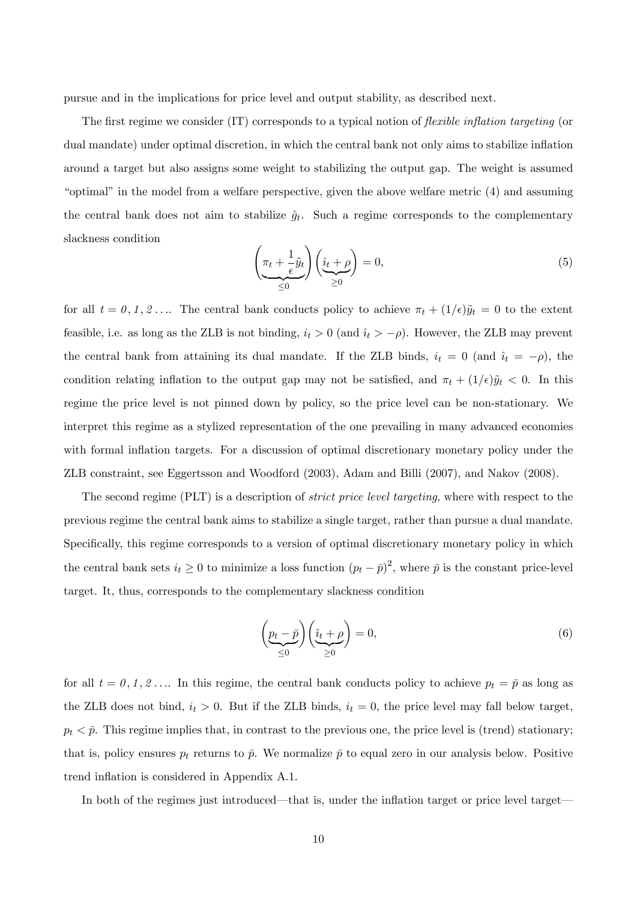pursue and in the implications for price level and output stability, as described next.

The first regime we consider (IT) corresponds to a typical notion of *flexible inflation targeting* (or dual mandate) under optimal discretion, in which the central bank not only aims to stabilize inflation around a target but also assigns some weight to stabilizing the output gap. The weight is assumed "optimal" in the model from a welfare perspective, given the above welfare metric (4) and assuming the central bank does not aim to stabilize $\hat{g}_t$. Such a regime corresponds to the complementary slackness condition

$$\Big(\underbrace{\pi_t + \frac{1}{\epsilon}\tilde{y}_t}_{\leq 0}\Big)\Big(\underbrace{\hat{\imath}_t + \rho}_{\geq 0}\Big) = 0, \tag{5}$$

for all $t = 0, 1, 2\ldots$. The central bank conducts policy to achieve $\pi_t + (1/\epsilon)\tilde{y}_t = 0$ to the extent feasible, i.e. as long as the ZLB is not binding, $i_t > 0$ (and $\hat{\imath}_t > -\rho$). However, the ZLB may prevent the central bank from attaining its dual mandate. If the ZLB binds, $i_t = 0$ (and $\hat{\imath}_t = -\rho$), the condition relating inflation to the output gap may not be satisfied, and $\pi_t + (1/\epsilon)\tilde{y}_t < 0$. In this regime the price level is not pinned down by policy, so the price level can be non-stationary. We interpret this regime as a stylized representation of the one prevailing in many advanced economies with formal inflation targets. For a discussion of optimal discretionary monetary policy under the ZLB constraint, see Eggertsson and Woodford (2003), Adam and Billi (2007), and Nakov (2008).

The second regime (PLT) is a description of *strict price level targeting*, where with respect to the previous regime the central bank aims to stabilize a single target, rather than pursue a dual mandate. Specifically, this regime corresponds to a version of optimal discretionary monetary policy in which the central bank sets $i_t \geq 0$ to minimize a loss function $(p_t - \bar{p})^2$, where $\bar{p}$ is the constant price-level target. It, thus, corresponds to the complementary slackness condition

$$\Big(\underbrace{p_t - \bar{p}}_{\leq 0}\Big)\Big(\underbrace{\hat{\imath}_t + \rho}_{\geq 0}\Big) = 0, \tag{6}$$

for all $t = 0, 1, 2\ldots$. In this regime, the central bank conducts policy to achieve $p_t = \bar{p}$ as long as the ZLB does not bind, $i_t > 0$. But if the ZLB binds, $i_t = 0$, the price level may fall below target, $p_t < \bar{p}$. This regime implies that, in contrast to the previous one, the price level is (trend) stationary; that is, policy ensures $p_t$ returns to $\bar{p}$. We normalize $\bar{p}$ to equal zero in our analysis below. Positive trend inflation is considered in Appendix A.1.

In both of the regimes just introduced—that is, under the inflation target or price level target—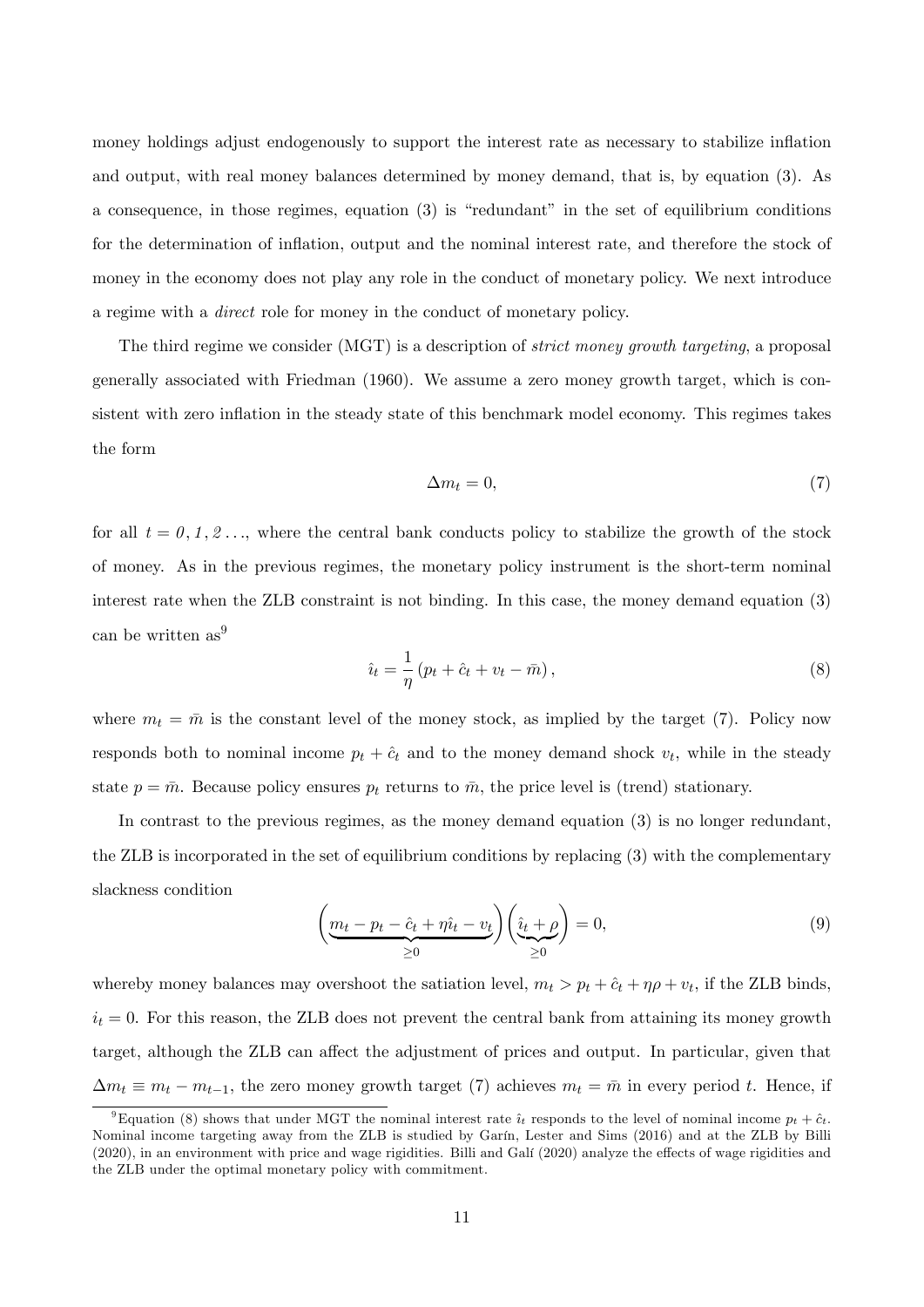money holdings adjust endogenously to support the interest rate as necessary to stabilize inflation and output, with real money balances determined by money demand, that is, by equation (3). As a consequence, in those regimes, equation (3) is "redundant" in the set of equilibrium conditions for the determination of inflation, output and the nominal interest rate, and therefore the stock of money in the economy does not play any role in the conduct of monetary policy. We next introduce a regime with a *direct* role for money in the conduct of monetary policy.

The third regime we consider (MGT) is a description of *strict money growth targeting*, a proposal generally associated with Friedman (1960). We assume a zero money growth target, which is consistent with zero inflation in the steady state of this benchmark model economy. This regimes takes the form

$$\Delta m_t = 0, \tag{7}$$

for all $t = 0, 1, 2 \ldots$, where the central bank conducts policy to stabilize the growth of the stock of money. As in the previous regimes, the monetary policy instrument is the short-term nominal interest rate when the ZLB constraint is not binding. In this case, the money demand equation (3) can be written as[9]

$$\hat{\imath}_t = \frac{1}{\eta}\left(p_t + \hat{c}_t + v_t - \bar{m}\right), \tag{8}$$

where $m_t = \bar{m}$ is the constant level of the money stock, as implied by the target (7). Policy now responds both to nominal income $p_t + \hat{c}_t$ and to the money demand shock $v_t$, while in the steady state $p = \bar{m}$. Because policy ensures $p_t$ returns to $\bar{m}$, the price level is (trend) stationary.

In contrast to the previous regimes, as the money demand equation (3) is no longer redundant, the ZLB is incorporated in the set of equilibrium conditions by replacing (3) with the complementary slackness condition

$$\Bigg(\underbrace{m_t - p_t - \hat{c}_t + \eta\hat{\imath}_t - v_t}_{\geq 0}\Bigg)\Bigg(\underbrace{\hat{\imath}_t + \rho}_{\geq 0}\Bigg) = 0, \tag{9}$$

whereby money balances may overshoot the satiation level, $m_t > p_t + \hat{c}_t + \eta\rho + v_t$, if the ZLB binds, $i_t = 0$. For this reason, the ZLB does not prevent the central bank from attaining its money growth target, although the ZLB can affect the adjustment of prices and output. In particular, given that $\Delta m_t \equiv m_t - m_{t-1}$, the zero money growth target (7) achieves $m_t = \bar{m}$ in every period $t$. Hence, if

[9] Equation (8) shows that under MGT the nominal interest rate $\hat{\imath}_t$ responds to the level of nominal income $p_t + \hat{c}_t$. Nominal income targeting away from the ZLB is studied by Garín, Lester and Sims (2016) and at the ZLB by Billi (2020), in an environment with price and wage rigidities. Billi and Galí (2020) analyze the effects of wage rigidities and the ZLB under the optimal monetary policy with commitment.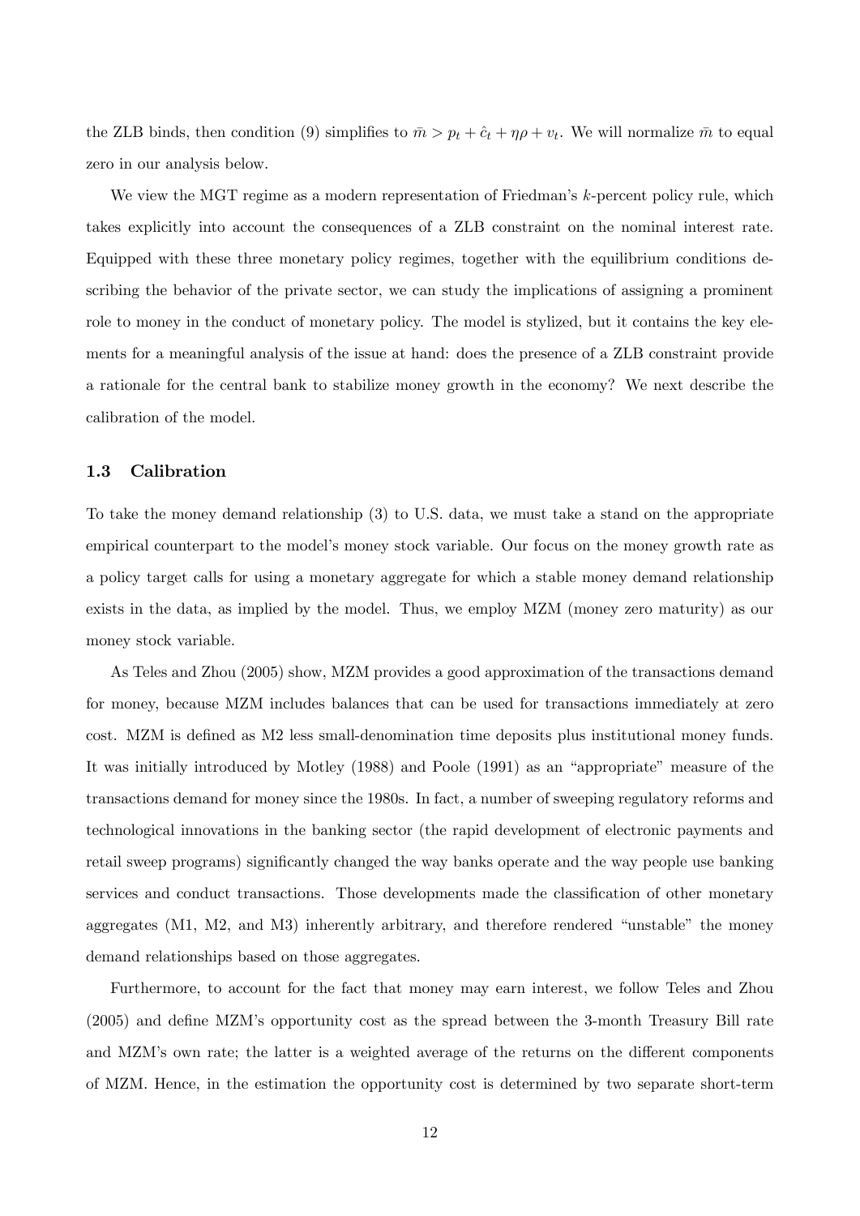the ZLB binds, then condition (9) simplifies to $\bar{m} > p_t + \hat{c}_t + \eta\rho + v_t$. We will normalize $\bar{m}$ to equal zero in our analysis below.

We view the MGT regime as a modern representation of Friedman's $k$-percent policy rule, which takes explicitly into account the consequences of a ZLB constraint on the nominal interest rate. Equipped with these three monetary policy regimes, together with the equilibrium conditions describing the behavior of the private sector, we can study the implications of assigning a prominent role to money in the conduct of monetary policy. The model is stylized, but it contains the key elements for a meaningful analysis of the issue at hand: does the presence of a ZLB constraint provide a rationale for the central bank to stabilize money growth in the economy? We next describe the calibration of the model.

### 1.3 Calibration

To take the money demand relationship (3) to U.S. data, we must take a stand on the appropriate empirical counterpart to the model's money stock variable. Our focus on the money growth rate as a policy target calls for using a monetary aggregate for which a stable money demand relationship exists in the data, as implied by the model. Thus, we employ MZM (money zero maturity) as our money stock variable.

As Teles and Zhou (2005) show, MZM provides a good approximation of the transactions demand for money, because MZM includes balances that can be used for transactions immediately at zero cost. MZM is defined as M2 less small-denomination time deposits plus institutional money funds. It was initially introduced by Motley (1988) and Poole (1991) as an "appropriate" measure of the transactions demand for money since the 1980s. In fact, a number of sweeping regulatory reforms and technological innovations in the banking sector (the rapid development of electronic payments and retail sweep programs) significantly changed the way banks operate and the way people use banking services and conduct transactions. Those developments made the classification of other monetary aggregates (M1, M2, and M3) inherently arbitrary, and therefore rendered "unstable" the money demand relationships based on those aggregates.

Furthermore, to account for the fact that money may earn interest, we follow Teles and Zhou (2005) and define MZM's opportunity cost as the spread between the 3-month Treasury Bill rate and MZM's own rate; the latter is a weighted average of the returns on the different components of MZM. Hence, in the estimation the opportunity cost is determined by two separate short-term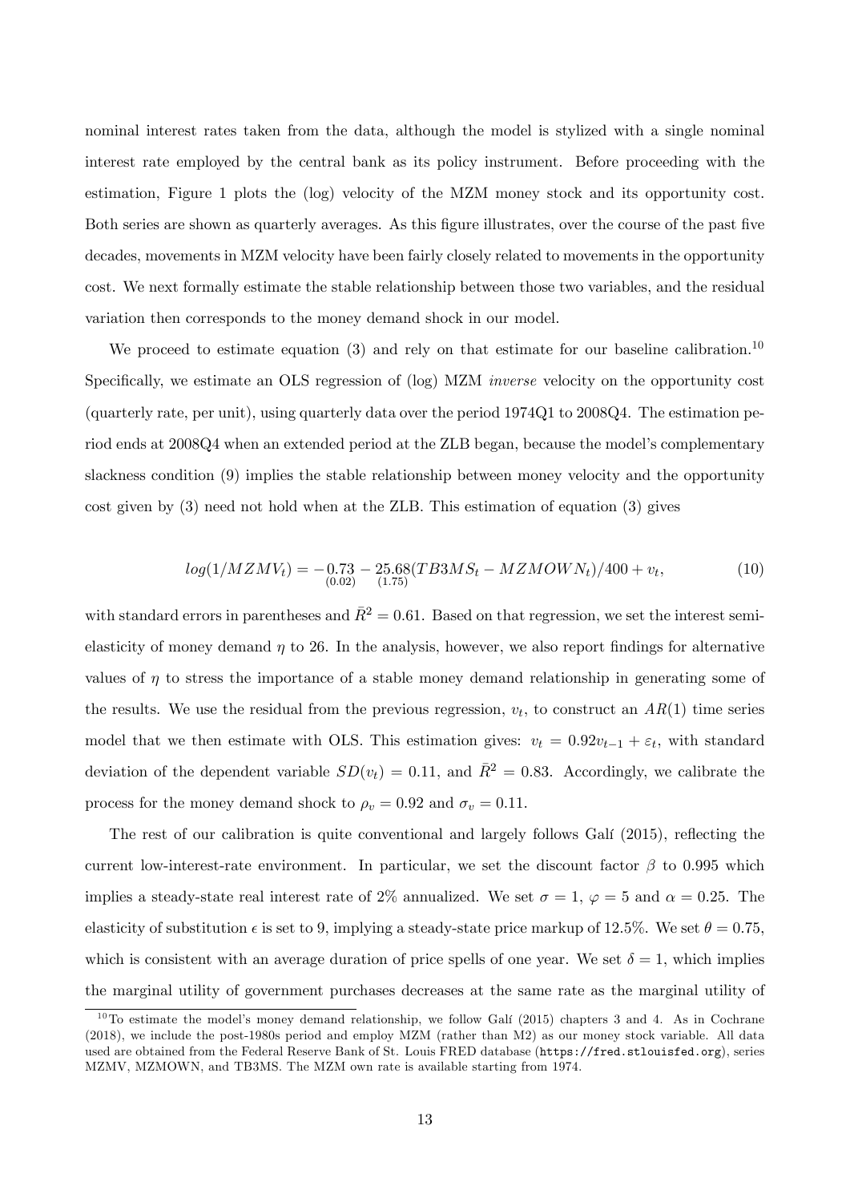nominal interest rates taken from the data, although the model is stylized with a single nominal interest rate employed by the central bank as its policy instrument. Before proceeding with the estimation, Figure 1 plots the (log) velocity of the MZM money stock and its opportunity cost. Both series are shown as quarterly averages. As this figure illustrates, over the course of the past five decades, movements in MZM velocity have been fairly closely related to movements in the opportunity cost. We next formally estimate the stable relationship between those two variables, and the residual variation then corresponds to the money demand shock in our model.

We proceed to estimate equation (3) and rely on that estimate for our baseline calibration.[10] Specifically, we estimate an OLS regression of (log) MZM *inverse* velocity on the opportunity cost (quarterly rate, per unit), using quarterly data over the period 1974Q1 to 2008Q4. The estimation period ends at 2008Q4 when an extended period at the ZLB began, because the model's complementary slackness condition (9) implies the stable relationship between money velocity and the opportunity cost given by (3) need not hold when at the ZLB. This estimation of equation (3) gives

$$log(1/MZMV_t) = -\underset{(0.02)}{0.73} - \underset{(1.75)}{25.68}(TB3MS_t - MZMOWN_t)/400 + v_t, \tag{10}$$

with standard errors in parentheses and $\bar{R}^2 = 0.61$. Based on that regression, we set the interest semi-elasticity of money demand $\eta$ to 26. In the analysis, however, we also report findings for alternative values of $\eta$ to stress the importance of a stable money demand relationship in generating some of the results. We use the residual from the previous regression, $v_t$, to construct an $AR(1)$ time series model that we then estimate with OLS. This estimation gives: $v_t = 0.92v_{t-1} + \varepsilon_t$, with standard deviation of the dependent variable $SD(v_t) = 0.11$, and $\bar{R}^2 = 0.83$. Accordingly, we calibrate the process for the money demand shock to $\rho_v = 0.92$ and $\sigma_v = 0.11$.

The rest of our calibration is quite conventional and largely follows Galí (2015), reflecting the current low-interest-rate environment. In particular, we set the discount factor $\beta$ to 0.995 which implies a steady-state real interest rate of 2% annualized. We set $\sigma = 1$, $\varphi = 5$ and $\alpha = 0.25$. The elasticity of substitution $\epsilon$ is set to 9, implying a steady-state price markup of 12.5%. We set $\theta = 0.75$, which is consistent with an average duration of price spells of one year. We set $\delta = 1$, which implies the marginal utility of government purchases decreases at the same rate as the marginal utility of

[10] To estimate the model's money demand relationship, we follow Galí (2015) chapters 3 and 4. As in Cochrane (2018), we include the post-1980s period and employ MZM (rather than M2) as our money stock variable. All data used are obtained from the Federal Reserve Bank of St. Louis FRED database (`https://fred.stlouisfed.org`), series MZMV, MZMOWN, and TB3MS. The MZM own rate is available starting from 1974.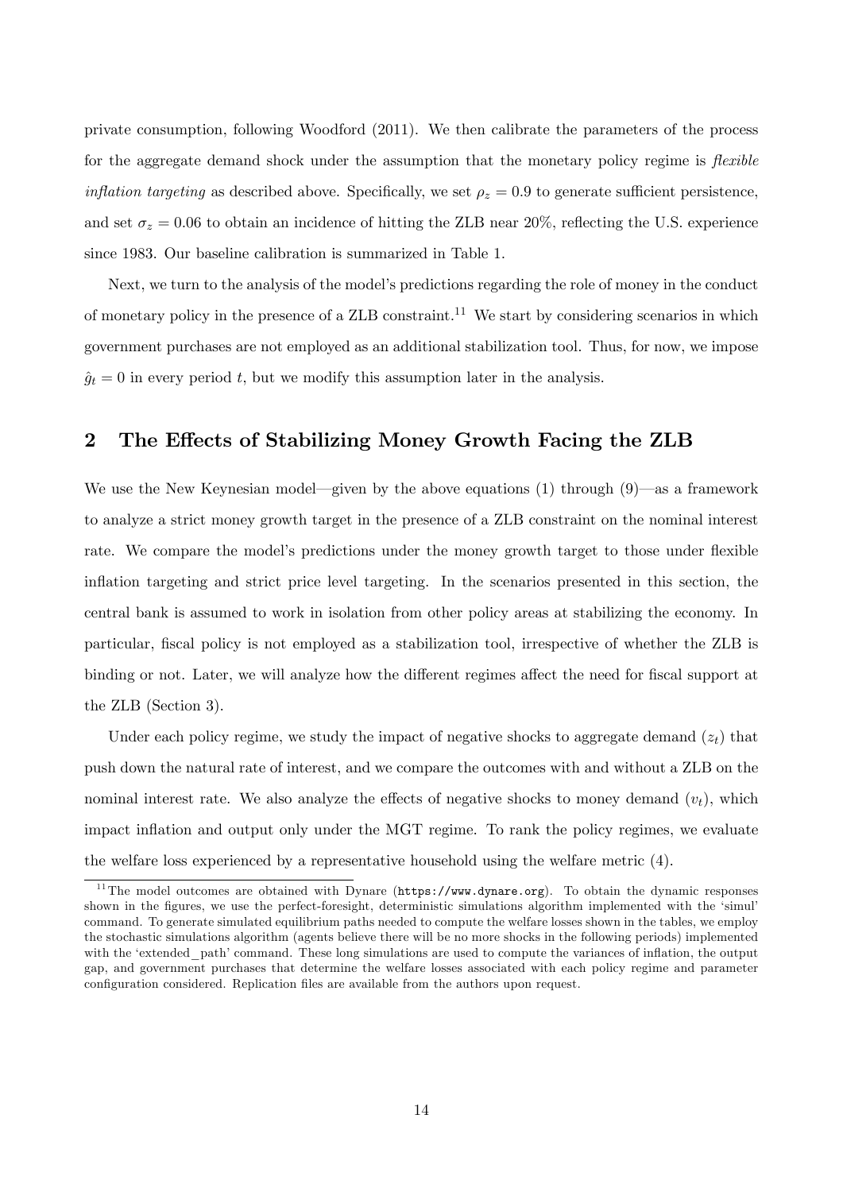private consumption, following Woodford (2011). We then calibrate the parameters of the process for the aggregate demand shock under the assumption that the monetary policy regime is *flexible inflation targeting* as described above. Specifically, we set $\rho_z = 0.9$ to generate sufficient persistence, and set $\sigma_z = 0.06$ to obtain an incidence of hitting the ZLB near 20%, reflecting the U.S. experience since 1983. Our baseline calibration is summarized in Table 1.

Next, we turn to the analysis of the model's predictions regarding the role of money in the conduct of monetary policy in the presence of a ZLB constraint.[11] We start by considering scenarios in which government purchases are not employed as an additional stabilization tool. Thus, for now, we impose $\hat{g}_t = 0$ in every period $t$, but we modify this assumption later in the analysis.

## 2 The Effects of Stabilizing Money Growth Facing the ZLB

We use the New Keynesian model—given by the above equations (1) through (9)—as a framework to analyze a strict money growth target in the presence of a ZLB constraint on the nominal interest rate. We compare the model's predictions under the money growth target to those under flexible inflation targeting and strict price level targeting. In the scenarios presented in this section, the central bank is assumed to work in isolation from other policy areas at stabilizing the economy. In particular, fiscal policy is not employed as a stabilization tool, irrespective of whether the ZLB is binding or not. Later, we will analyze how the different regimes affect the need for fiscal support at the ZLB (Section 3).

Under each policy regime, we study the impact of negative shocks to aggregate demand ($z_t$) that push down the natural rate of interest, and we compare the outcomes with and without a ZLB on the nominal interest rate. We also analyze the effects of negative shocks to money demand ($v_t$), which impact inflation and output only under the MGT regime. To rank the policy regimes, we evaluate the welfare loss experienced by a representative household using the welfare metric (4).

[11] The model outcomes are obtained with Dynare (`https://www.dynare.org`). To obtain the dynamic responses shown in the figures, we use the perfect-foresight, deterministic simulations algorithm implemented with the 'simul' command. To generate simulated equilibrium paths needed to compute the welfare losses shown in the tables, we employ the stochastic simulations algorithm (agents believe there will be no more shocks in the following periods) implemented with the 'extended_path' command. These long simulations are used to compute the variances of inflation, the output gap, and government purchases that determine the welfare losses associated with each policy regime and parameter configuration considered. Replication files are available from the authors upon request.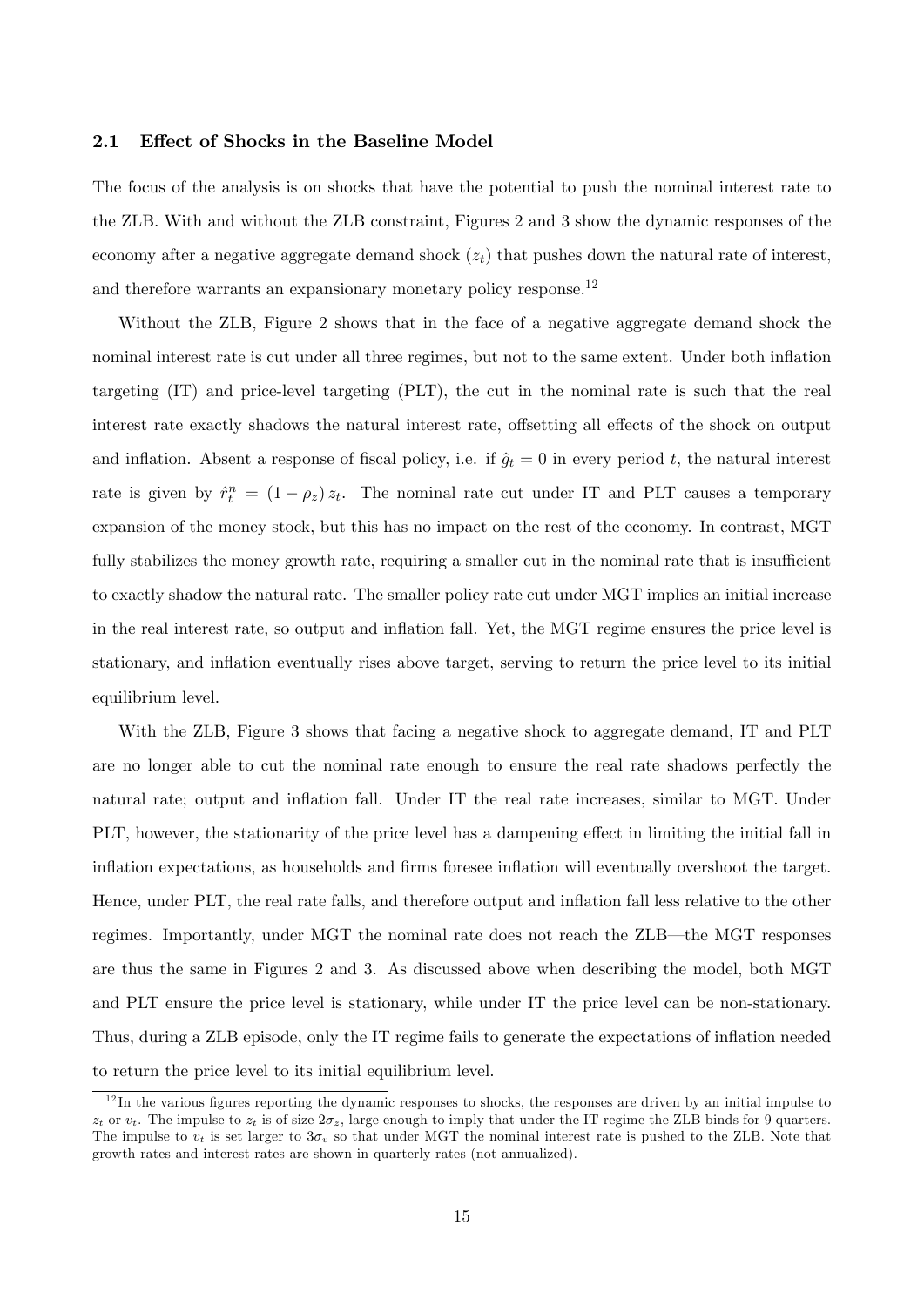### 2.1 Effect of Shocks in the Baseline Model

The focus of the analysis is on shocks that have the potential to push the nominal interest rate to the ZLB. With and without the ZLB constraint, Figures 2 and 3 show the dynamic responses of the economy after a negative aggregate demand shock ($z_t$) that pushes down the natural rate of interest, and therefore warrants an expansionary monetary policy response.[12]

Without the ZLB, Figure 2 shows that in the face of a negative aggregate demand shock the nominal interest rate is cut under all three regimes, but not to the same extent. Under both inflation targeting (IT) and price-level targeting (PLT), the cut in the nominal rate is such that the real interest rate exactly shadows the natural interest rate, offsetting all effects of the shock on output and inflation. Absent a response of fiscal policy, i.e. if $\hat{g}_t = 0$ in every period $t$, the natural interest rate is given by $\hat{r}_t^n = (1 - \rho_z) z_t$. The nominal rate cut under IT and PLT causes a temporary expansion of the money stock, but this has no impact on the rest of the economy. In contrast, MGT fully stabilizes the money growth rate, requiring a smaller cut in the nominal rate that is insufficient to exactly shadow the natural rate. The smaller policy rate cut under MGT implies an initial increase in the real interest rate, so output and inflation fall. Yet, the MGT regime ensures the price level is stationary, and inflation eventually rises above target, serving to return the price level to its initial equilibrium level.

With the ZLB, Figure 3 shows that facing a negative shock to aggregate demand, IT and PLT are no longer able to cut the nominal rate enough to ensure the real rate shadows perfectly the natural rate; output and inflation fall. Under IT the real rate increases, similar to MGT. Under PLT, however, the stationarity of the price level has a dampening effect in limiting the initial fall in inflation expectations, as households and firms foresee inflation will eventually overshoot the target. Hence, under PLT, the real rate falls, and therefore output and inflation fall less relative to the other regimes. Importantly, under MGT the nominal rate does not reach the ZLB—the MGT responses are thus the same in Figures 2 and 3. As discussed above when describing the model, both MGT and PLT ensure the price level is stationary, while under IT the price level can be non-stationary. Thus, during a ZLB episode, only the IT regime fails to generate the expectations of inflation needed to return the price level to its initial equilibrium level.

[12] In the various figures reporting the dynamic responses to shocks, the responses are driven by an initial impulse to $z_t$ or $v_t$. The impulse to $z_t$ is of size $2\sigma_z$, large enough to imply that under the IT regime the ZLB binds for 9 quarters. The impulse to $v_t$ is set larger to $3\sigma_v$ so that under MGT the nominal interest rate is pushed to the ZLB. Note that growth rates and interest rates are shown in quarterly rates (not annualized).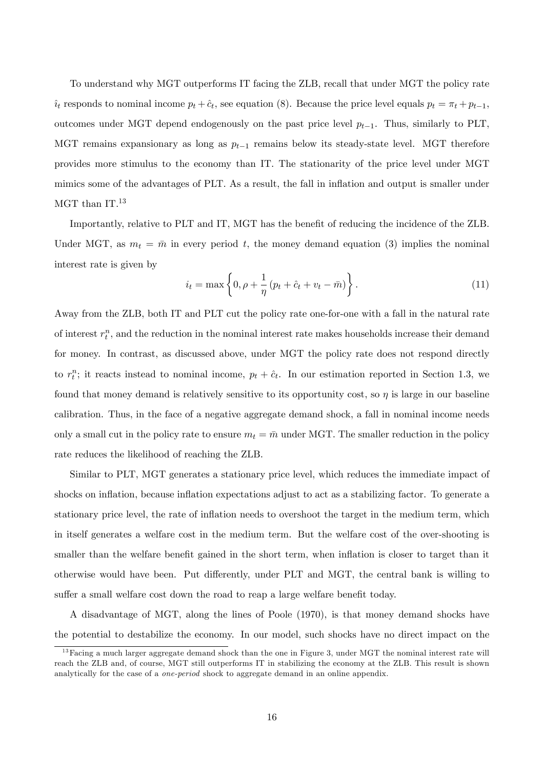To understand why MGT outperforms IT facing the ZLB, recall that under MGT the policy rate $\hat{\imath}_t$ responds to nominal income $p_t + \hat{c}_t$, see equation (8). Because the price level equals $p_t = \pi_t + p_{t-1}$, outcomes under MGT depend endogenously on the past price level $p_{t-1}$. Thus, similarly to PLT, MGT remains expansionary as long as $p_{t-1}$ remains below its steady-state level. MGT therefore provides more stimulus to the economy than IT. The stationarity of the price level under MGT mimics some of the advantages of PLT. As a result, the fall in inflation and output is smaller under MGT than IT.[13]

Importantly, relative to PLT and IT, MGT has the benefit of reducing the incidence of the ZLB. Under MGT, as $m_t = \bar{m}$ in every period $t$, the money demand equation (3) implies the nominal interest rate is given by

$$i_t = \max\left\{0, \rho + \frac{1}{\eta}\left(p_t + \hat{c}_t + v_t - \bar{m}\right)\right\}. \tag{11}$$

Away from the ZLB, both IT and PLT cut the policy rate one-for-one with a fall in the natural rate of interest $r_t^n$, and the reduction in the nominal interest rate makes households increase their demand for money. In contrast, as discussed above, under MGT the policy rate does not respond directly to $r_t^n$; it reacts instead to nominal income, $p_t + \hat{c}_t$. In our estimation reported in Section 1.3, we found that money demand is relatively sensitive to its opportunity cost, so $\eta$ is large in our baseline calibration. Thus, in the face of a negative aggregate demand shock, a fall in nominal income needs only a small cut in the policy rate to ensure $m_t = \bar{m}$ under MGT. The smaller reduction in the policy rate reduces the likelihood of reaching the ZLB.

Similar to PLT, MGT generates a stationary price level, which reduces the immediate impact of shocks on inflation, because inflation expectations adjust to act as a stabilizing factor. To generate a stationary price level, the rate of inflation needs to overshoot the target in the medium term, which in itself generates a welfare cost in the medium term. But the welfare cost of the over-shooting is smaller than the welfare benefit gained in the short term, when inflation is closer to target than it otherwise would have been. Put differently, under PLT and MGT, the central bank is willing to suffer a small welfare cost down the road to reap a large welfare benefit today.

A disadvantage of MGT, along the lines of Poole (1970), is that money demand shocks have the potential to destabilize the economy. In our model, such shocks have no direct impact on the

[13] Facing a much larger aggregate demand shock than the one in Figure 3, under MGT the nominal interest rate will reach the ZLB and, of course, MGT still outperforms IT in stabilizing the economy at the ZLB. This result is shown analytically for the case of a *one-period* shock to aggregate demand in an online appendix.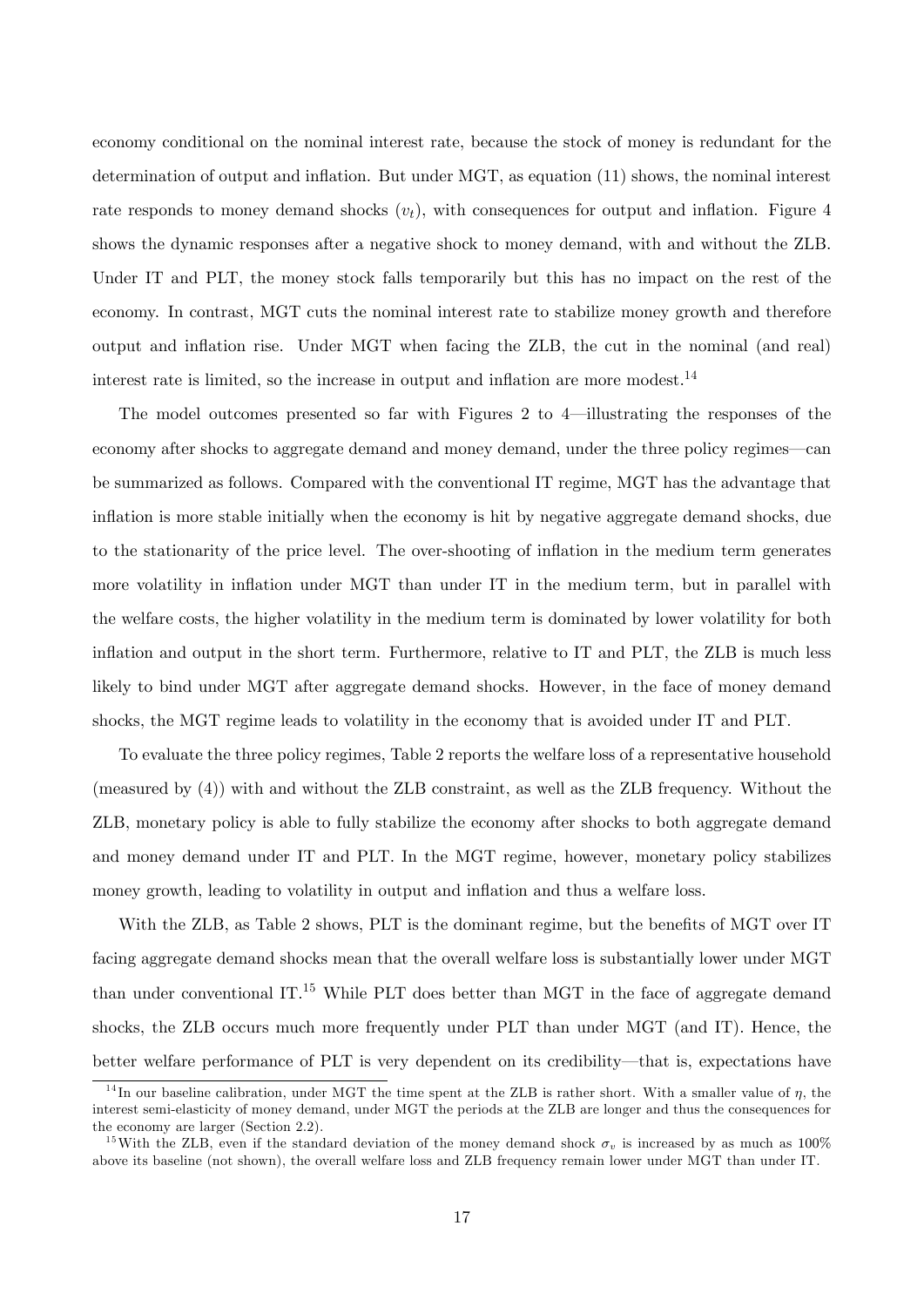economy conditional on the nominal interest rate, because the stock of money is redundant for the determination of output and inflation. But under MGT, as equation (11) shows, the nominal interest rate responds to money demand shocks ($v_t$), with consequences for output and inflation. Figure 4 shows the dynamic responses after a negative shock to money demand, with and without the ZLB. Under IT and PLT, the money stock falls temporarily but this has no impact on the rest of the economy. In contrast, MGT cuts the nominal interest rate to stabilize money growth and therefore output and inflation rise. Under MGT when facing the ZLB, the cut in the nominal (and real) interest rate is limited, so the increase in output and inflation are more modest.[14]

The model outcomes presented so far with Figures 2 to 4—illustrating the responses of the economy after shocks to aggregate demand and money demand, under the three policy regimes—can be summarized as follows. Compared with the conventional IT regime, MGT has the advantage that inflation is more stable initially when the economy is hit by negative aggregate demand shocks, due to the stationarity of the price level. The over-shooting of inflation in the medium term generates more volatility in inflation under MGT than under IT in the medium term, but in parallel with the welfare costs, the higher volatility in the medium term is dominated by lower volatility for both inflation and output in the short term. Furthermore, relative to IT and PLT, the ZLB is much less likely to bind under MGT after aggregate demand shocks. However, in the face of money demand shocks, the MGT regime leads to volatility in the economy that is avoided under IT and PLT.

To evaluate the three policy regimes, Table 2 reports the welfare loss of a representative household (measured by (4)) with and without the ZLB constraint, as well as the ZLB frequency. Without the ZLB, monetary policy is able to fully stabilize the economy after shocks to both aggregate demand and money demand under IT and PLT. In the MGT regime, however, monetary policy stabilizes money growth, leading to volatility in output and inflation and thus a welfare loss.

With the ZLB, as Table 2 shows, PLT is the dominant regime, but the benefits of MGT over IT facing aggregate demand shocks mean that the overall welfare loss is substantially lower under MGT than under conventional IT.[15] While PLT does better than MGT in the face of aggregate demand shocks, the ZLB occurs much more frequently under PLT than under MGT (and IT). Hence, the better welfare performance of PLT is very dependent on its credibility—that is, expectations have

[14] In our baseline calibration, under MGT the time spent at the ZLB is rather short. With a smaller value of $\eta$, the interest semi-elasticity of money demand, under MGT the periods at the ZLB are longer and thus the consequences for the economy are larger (Section 2.2).

[15] With the ZLB, even if the standard deviation of the money demand shock $\sigma_v$ is increased by as much as 100% above its baseline (not shown), the overall welfare loss and ZLB frequency remain lower under MGT than under IT.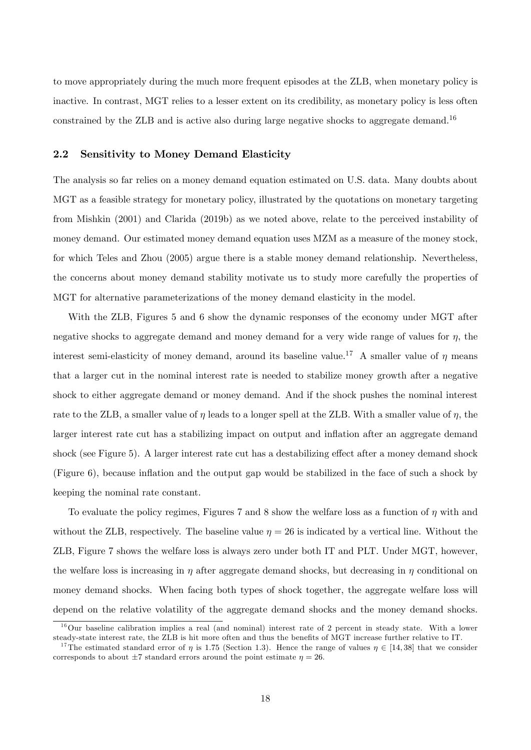to move appropriately during the much more frequent episodes at the ZLB, when monetary policy is inactive. In contrast, MGT relies to a lesser extent on its credibility, as monetary policy is less often constrained by the ZLB and is active also during large negative shocks to aggregate demand.[16]

### 2.2 Sensitivity to Money Demand Elasticity

The analysis so far relies on a money demand equation estimated on U.S. data. Many doubts about MGT as a feasible strategy for monetary policy, illustrated by the quotations on monetary targeting from Mishkin (2001) and Clarida (2019b) as we noted above, relate to the perceived instability of money demand. Our estimated money demand equation uses MZM as a measure of the money stock, for which Teles and Zhou (2005) argue there is a stable money demand relationship. Nevertheless, the concerns about money demand stability motivate us to study more carefully the properties of MGT for alternative parameterizations of the money demand elasticity in the model.

With the ZLB, Figures 5 and 6 show the dynamic responses of the economy under MGT after negative shocks to aggregate demand and money demand for a very wide range of values for $\eta$, the interest semi-elasticity of money demand, around its baseline value.[17] A smaller value of $\eta$ means that a larger cut in the nominal interest rate is needed to stabilize money growth after a negative shock to either aggregate demand or money demand. And if the shock pushes the nominal interest rate to the ZLB, a smaller value of $\eta$ leads to a longer spell at the ZLB. With a smaller value of $\eta$, the larger interest rate cut has a stabilizing impact on output and inflation after an aggregate demand shock (see Figure 5). A larger interest rate cut has a destabilizing effect after a money demand shock (Figure 6), because inflation and the output gap would be stabilized in the face of such a shock by keeping the nominal rate constant.

To evaluate the policy regimes, Figures 7 and 8 show the welfare loss as a function of $\eta$ with and without the ZLB, respectively. The baseline value $\eta = 26$ is indicated by a vertical line. Without the ZLB, Figure 7 shows the welfare loss is always zero under both IT and PLT. Under MGT, however, the welfare loss is increasing in $\eta$ after aggregate demand shocks, but decreasing in $\eta$ conditional on money demand shocks. When facing both types of shock together, the aggregate welfare loss will depend on the relative volatility of the aggregate demand shocks and the money demand shocks.

[16] Our baseline calibration implies a real (and nominal) interest rate of 2 percent in steady state. With a lower steady-state interest rate, the ZLB is hit more often and thus the benefits of MGT increase further relative to IT.

[17] The estimated standard error of $\eta$ is 1.75 (Section 1.3). Hence the range of values $\eta \in [14, 38]$ that we consider corresponds to about $\pm 7$ standard errors around the point estimate $\eta = 26$.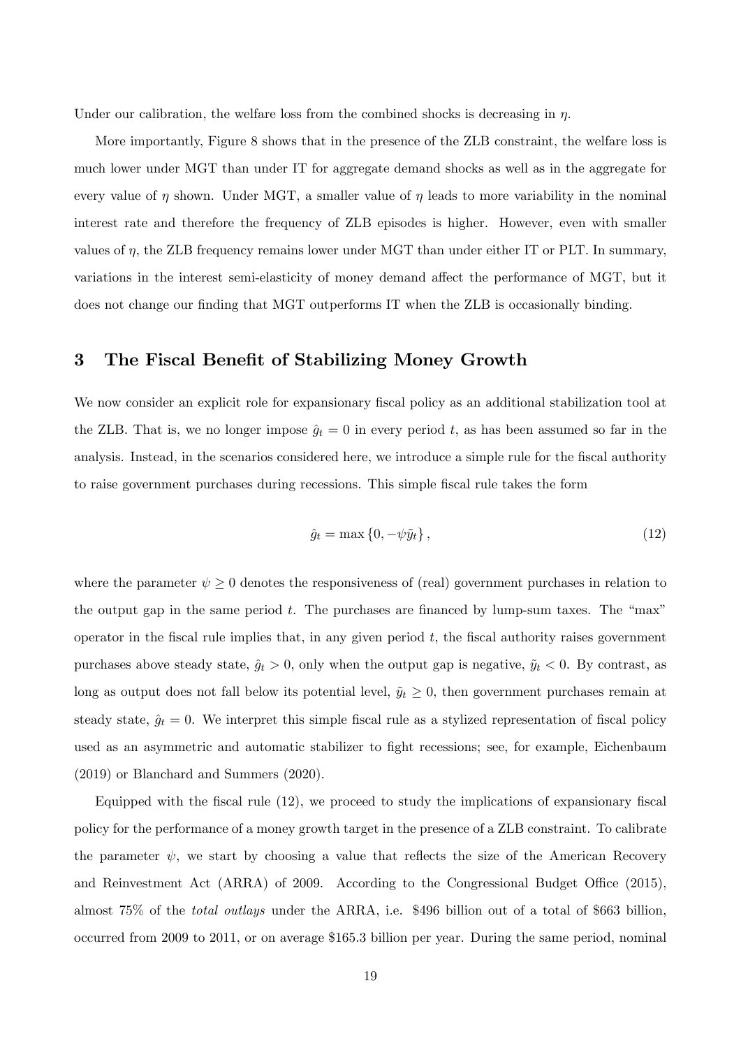Under our calibration, the welfare loss from the combined shocks is decreasing in $\eta$.

More importantly, Figure 8 shows that in the presence of the ZLB constraint, the welfare loss is much lower under MGT than under IT for aggregate demand shocks as well as in the aggregate for every value of $\eta$ shown. Under MGT, a smaller value of $\eta$ leads to more variability in the nominal interest rate and therefore the frequency of ZLB episodes is higher. However, even with smaller values of $\eta$, the ZLB frequency remains lower under MGT than under either IT or PLT. In summary, variations in the interest semi-elasticity of money demand affect the performance of MGT, but it does not change our finding that MGT outperforms IT when the ZLB is occasionally binding.

# 3 The Fiscal Benefit of Stabilizing Money Growth

We now consider an explicit role for expansionary fiscal policy as an additional stabilization tool at the ZLB. That is, we no longer impose $\hat{g}_t = 0$ in every period $t$, as has been assumed so far in the analysis. Instead, in the scenarios considered here, we introduce a simple rule for the fiscal authority to raise government purchases during recessions. This simple fiscal rule takes the form

$$\hat{g}_t = \max\left\{0, -\psi \tilde{y}_t\right\}, \tag{12}$$

where the parameter $\psi \geq 0$ denotes the responsiveness of (real) government purchases in relation to the output gap in the same period $t$. The purchases are financed by lump-sum taxes. The "max" operator in the fiscal rule implies that, in any given period $t$, the fiscal authority raises government purchases above steady state, $\hat{g}_t > 0$, only when the output gap is negative, $\tilde{y}_t < 0$. By contrast, as long as output does not fall below its potential level, $\tilde{y}_t \geq 0$, then government purchases remain at steady state, $\hat{g}_t = 0$. We interpret this simple fiscal rule as a stylized representation of fiscal policy used as an asymmetric and automatic stabilizer to fight recessions; see, for example, Eichenbaum (2019) or Blanchard and Summers (2020).

Equipped with the fiscal rule (12), we proceed to study the implications of expansionary fiscal policy for the performance of a money growth target in the presence of a ZLB constraint. To calibrate the parameter $\psi$, we start by choosing a value that reflects the size of the American Recovery and Reinvestment Act (ARRA) of 2009. According to the Congressional Budget Office (2015), almost 75% of the *total outlays* under the ARRA, i.e. \$496 billion out of a total of \$663 billion, occurred from 2009 to 2011, or on average \$165.3 billion per year. During the same period, nominal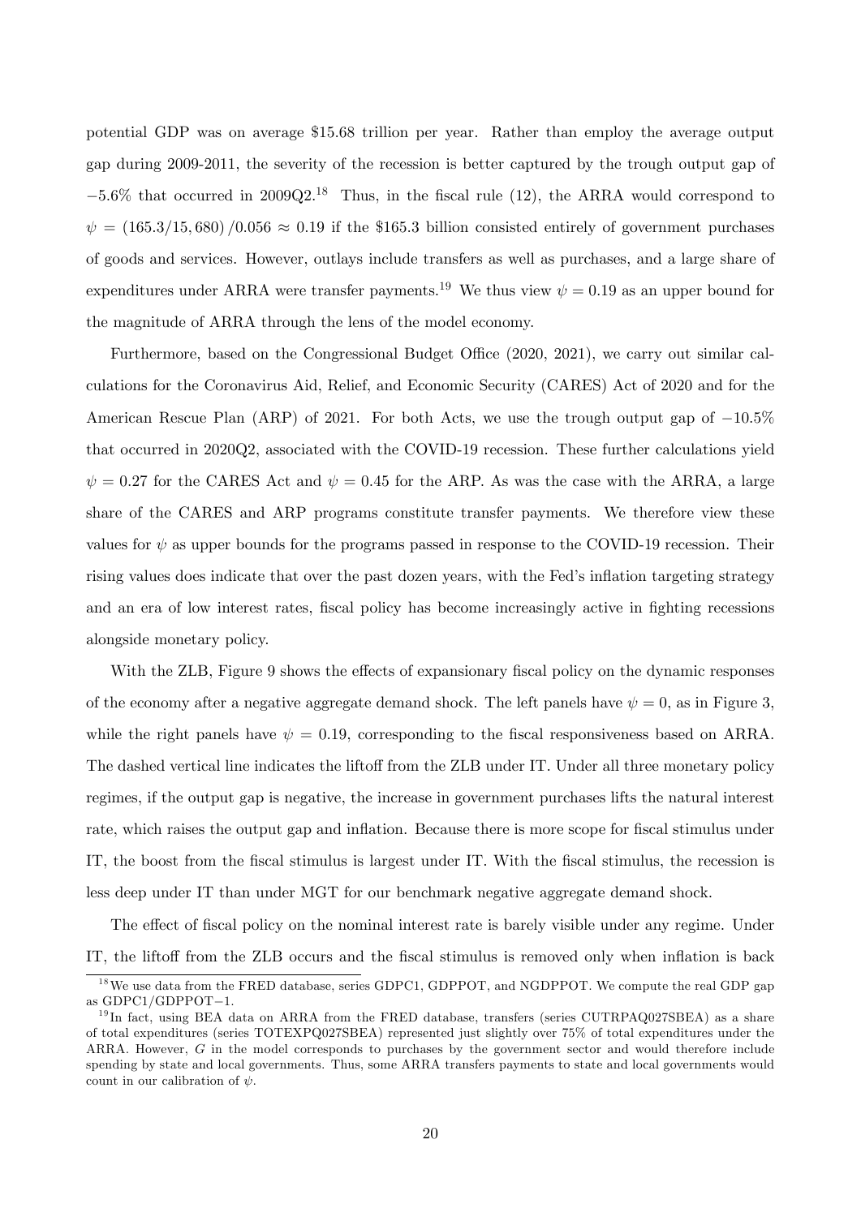potential GDP was on average \$15.68 trillion per year. Rather than employ the average output gap during 2009-2011, the severity of the recession is better captured by the trough output gap of $-5.6\%$ that occurred in 2009Q2.[18] Thus, in the fiscal rule (12), the ARRA would correspond to $\psi = (165.3/15,680)/0.056 \approx 0.19$ if the \$165.3 billion consisted entirely of government purchases of goods and services. However, outlays include transfers as well as purchases, and a large share of expenditures under ARRA were transfer payments.[19] We thus view $\psi = 0.19$ as an upper bound for the magnitude of ARRA through the lens of the model economy.

Furthermore, based on the Congressional Budget Office (2020, 2021), we carry out similar calculations for the Coronavirus Aid, Relief, and Economic Security (CARES) Act of 2020 and for the American Rescue Plan (ARP) of 2021. For both Acts, we use the trough output gap of $-10.5\%$ that occurred in 2020Q2, associated with the COVID-19 recession. These further calculations yield $\psi = 0.27$ for the CARES Act and $\psi = 0.45$ for the ARP. As was the case with the ARRA, a large share of the CARES and ARP programs constitute transfer payments. We therefore view these values for $\psi$ as upper bounds for the programs passed in response to the COVID-19 recession. Their rising values does indicate that over the past dozen years, with the Fed's inflation targeting strategy and an era of low interest rates, fiscal policy has become increasingly active in fighting recessions alongside monetary policy.

With the ZLB, Figure 9 shows the effects of expansionary fiscal policy on the dynamic responses of the economy after a negative aggregate demand shock. The left panels have $\psi = 0$, as in Figure 3, while the right panels have $\psi = 0.19$, corresponding to the fiscal responsiveness based on ARRA. The dashed vertical line indicates the liftoff from the ZLB under IT. Under all three monetary policy regimes, if the output gap is negative, the increase in government purchases lifts the natural interest rate, which raises the output gap and inflation. Because there is more scope for fiscal stimulus under IT, the boost from the fiscal stimulus is largest under IT. With the fiscal stimulus, the recession is less deep under IT than under MGT for our benchmark negative aggregate demand shock.

The effect of fiscal policy on the nominal interest rate is barely visible under any regime. Under IT, the liftoff from the ZLB occurs and the fiscal stimulus is removed only when inflation is back

[18] We use data from the FRED database, series GDPC1, GDPPOT, and NGDPPOT. We compute the real GDP gap as GDPC1/GDPPOT−1.

[19] In fact, using BEA data on ARRA from the FRED database, transfers (series CUTRPAQ027SBEA) as a share of total expenditures (series TOTEXPQ027SBEA) represented just slightly over 75% of total expenditures under the ARRA. However, $G$ in the model corresponds to purchases by the government sector and would therefore include spending by state and local governments. Thus, some ARRA transfers payments to state and local governments would count in our calibration of $\psi$.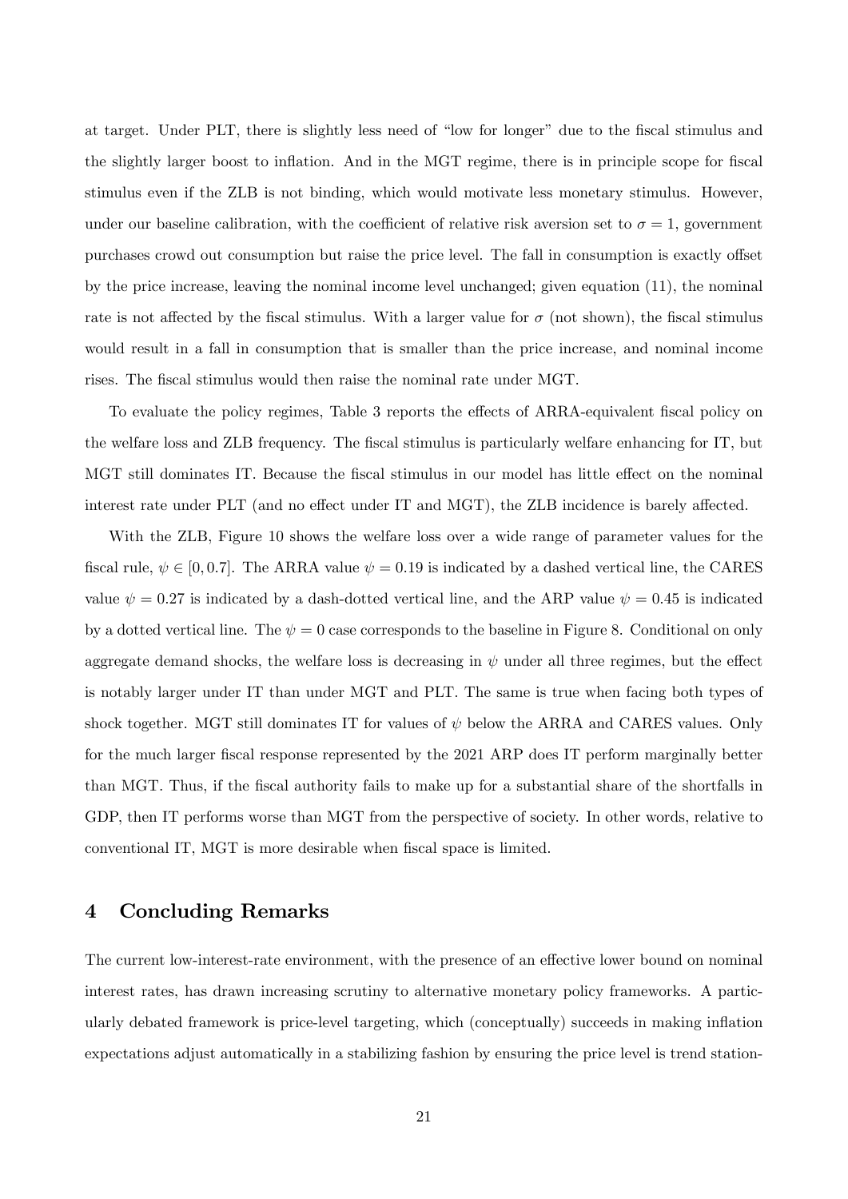at target. Under PLT, there is slightly less need of "low for longer" due to the fiscal stimulus and the slightly larger boost to inflation. And in the MGT regime, there is in principle scope for fiscal stimulus even if the ZLB is not binding, which would motivate less monetary stimulus. However, under our baseline calibration, with the coefficient of relative risk aversion set to $\sigma = 1$, government purchases crowd out consumption but raise the price level. The fall in consumption is exactly offset by the price increase, leaving the nominal income level unchanged; given equation (11), the nominal rate is not affected by the fiscal stimulus. With a larger value for $\sigma$ (not shown), the fiscal stimulus would result in a fall in consumption that is smaller than the price increase, and nominal income rises. The fiscal stimulus would then raise the nominal rate under MGT.

To evaluate the policy regimes, Table 3 reports the effects of ARRA-equivalent fiscal policy on the welfare loss and ZLB frequency. The fiscal stimulus is particularly welfare enhancing for IT, but MGT still dominates IT. Because the fiscal stimulus in our model has little effect on the nominal interest rate under PLT (and no effect under IT and MGT), the ZLB incidence is barely affected.

With the ZLB, Figure 10 shows the welfare loss over a wide range of parameter values for the fiscal rule, $\psi \in [0, 0.7]$. The ARRA value $\psi = 0.19$ is indicated by a dashed vertical line, the CARES value $\psi = 0.27$ is indicated by a dash-dotted vertical line, and the ARP value $\psi = 0.45$ is indicated by a dotted vertical line. The $\psi = 0$ case corresponds to the baseline in Figure 8. Conditional on only aggregate demand shocks, the welfare loss is decreasing in $\psi$ under all three regimes, but the effect is notably larger under IT than under MGT and PLT. The same is true when facing both types of shock together. MGT still dominates IT for values of $\psi$ below the ARRA and CARES values. Only for the much larger fiscal response represented by the 2021 ARP does IT perform marginally better than MGT. Thus, if the fiscal authority fails to make up for a substantial share of the shortfalls in GDP, then IT performs worse than MGT from the perspective of society. In other words, relative to conventional IT, MGT is more desirable when fiscal space is limited.

## 4 Concluding Remarks

The current low-interest-rate environment, with the presence of an effective lower bound on nominal interest rates, has drawn increasing scrutiny to alternative monetary policy frameworks. A particularly debated framework is price-level targeting, which (conceptually) succeeds in making inflation expectations adjust automatically in a stabilizing fashion by ensuring the price level is trend station-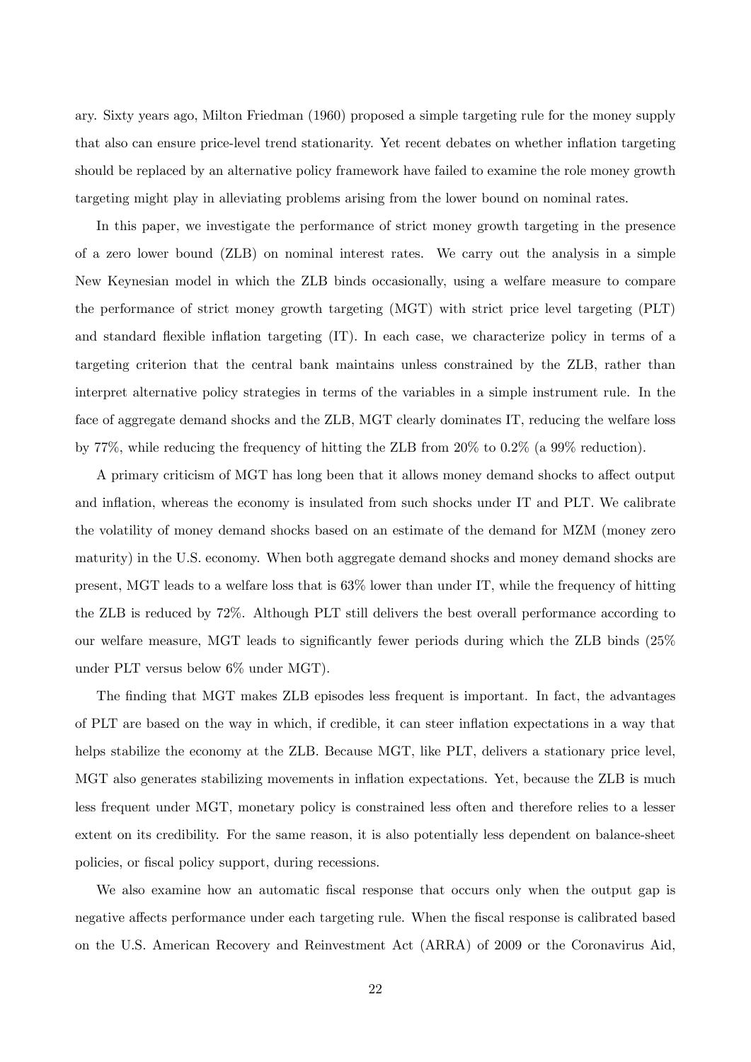ary. Sixty years ago, Milton Friedman (1960) proposed a simple targeting rule for the money supply that also can ensure price-level trend stationarity. Yet recent debates on whether inflation targeting should be replaced by an alternative policy framework have failed to examine the role money growth targeting might play in alleviating problems arising from the lower bound on nominal rates.

In this paper, we investigate the performance of strict money growth targeting in the presence of a zero lower bound (ZLB) on nominal interest rates. We carry out the analysis in a simple New Keynesian model in which the ZLB binds occasionally, using a welfare measure to compare the performance of strict money growth targeting (MGT) with strict price level targeting (PLT) and standard flexible inflation targeting (IT). In each case, we characterize policy in terms of a targeting criterion that the central bank maintains unless constrained by the ZLB, rather than interpret alternative policy strategies in terms of the variables in a simple instrument rule. In the face of aggregate demand shocks and the ZLB, MGT clearly dominates IT, reducing the welfare loss by 77%, while reducing the frequency of hitting the ZLB from 20% to 0.2% (a 99% reduction).

A primary criticism of MGT has long been that it allows money demand shocks to affect output and inflation, whereas the economy is insulated from such shocks under IT and PLT. We calibrate the volatility of money demand shocks based on an estimate of the demand for MZM (money zero maturity) in the U.S. economy. When both aggregate demand shocks and money demand shocks are present, MGT leads to a welfare loss that is 63% lower than under IT, while the frequency of hitting the ZLB is reduced by 72%. Although PLT still delivers the best overall performance according to our welfare measure, MGT leads to significantly fewer periods during which the ZLB binds (25% under PLT versus below 6% under MGT).

The finding that MGT makes ZLB episodes less frequent is important. In fact, the advantages of PLT are based on the way in which, if credible, it can steer inflation expectations in a way that helps stabilize the economy at the ZLB. Because MGT, like PLT, delivers a stationary price level, MGT also generates stabilizing movements in inflation expectations. Yet, because the ZLB is much less frequent under MGT, monetary policy is constrained less often and therefore relies to a lesser extent on its credibility. For the same reason, it is also potentially less dependent on balance-sheet policies, or fiscal policy support, during recessions.

We also examine how an automatic fiscal response that occurs only when the output gap is negative affects performance under each targeting rule. When the fiscal response is calibrated based on the U.S. American Recovery and Reinvestment Act (ARRA) of 2009 or the Coronavirus Aid,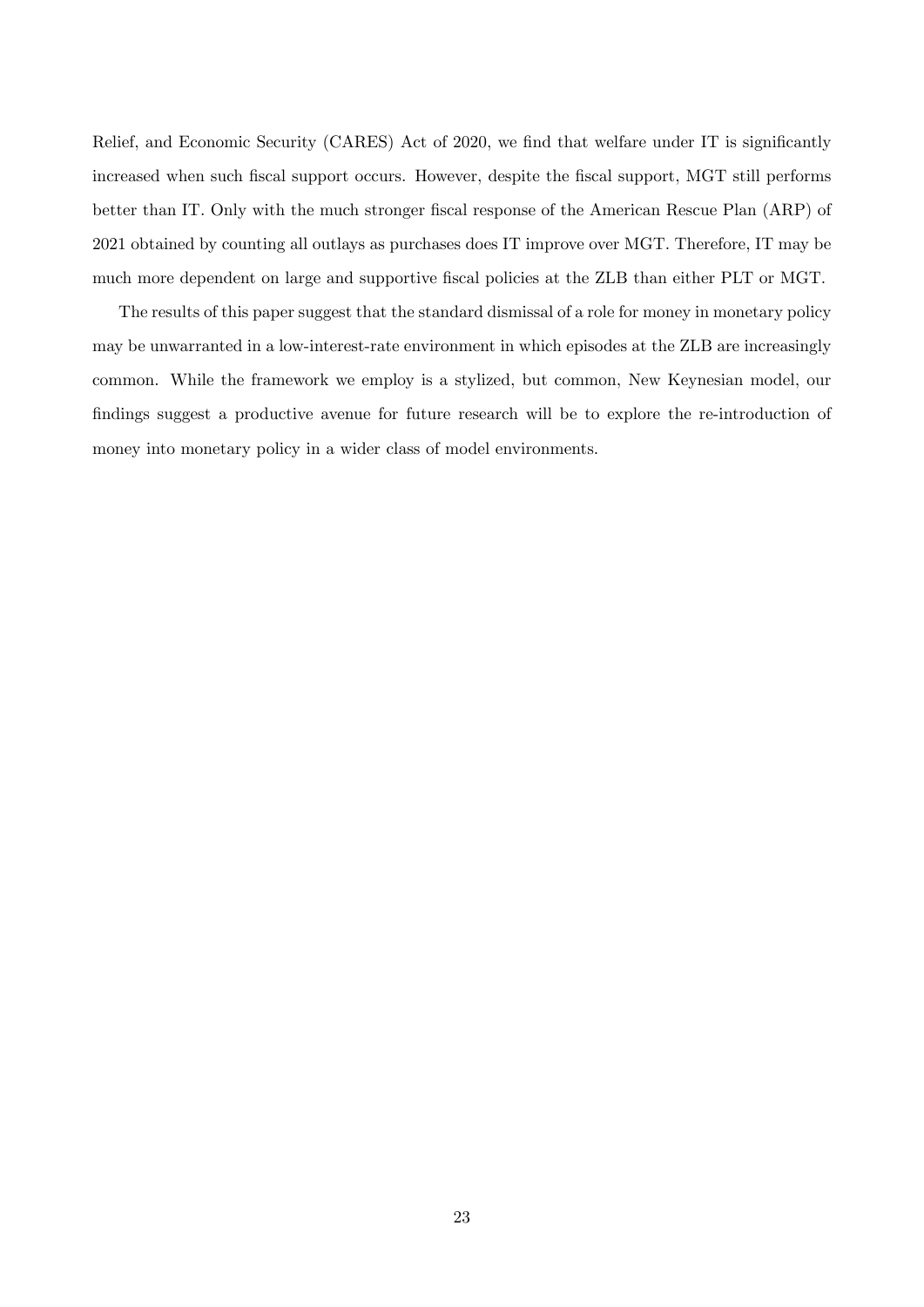Relief, and Economic Security (CARES) Act of 2020, we find that welfare under IT is significantly increased when such fiscal support occurs. However, despite the fiscal support, MGT still performs better than IT. Only with the much stronger fiscal response of the American Rescue Plan (ARP) of 2021 obtained by counting all outlays as purchases does IT improve over MGT. Therefore, IT may be much more dependent on large and supportive fiscal policies at the ZLB than either PLT or MGT.

The results of this paper suggest that the standard dismissal of a role for money in monetary policy may be unwarranted in a low-interest-rate environment in which episodes at the ZLB are increasingly common. While the framework we employ is a stylized, but common, New Keynesian model, our findings suggest a productive avenue for future research will be to explore the re-introduction of money into monetary policy in a wider class of model environments.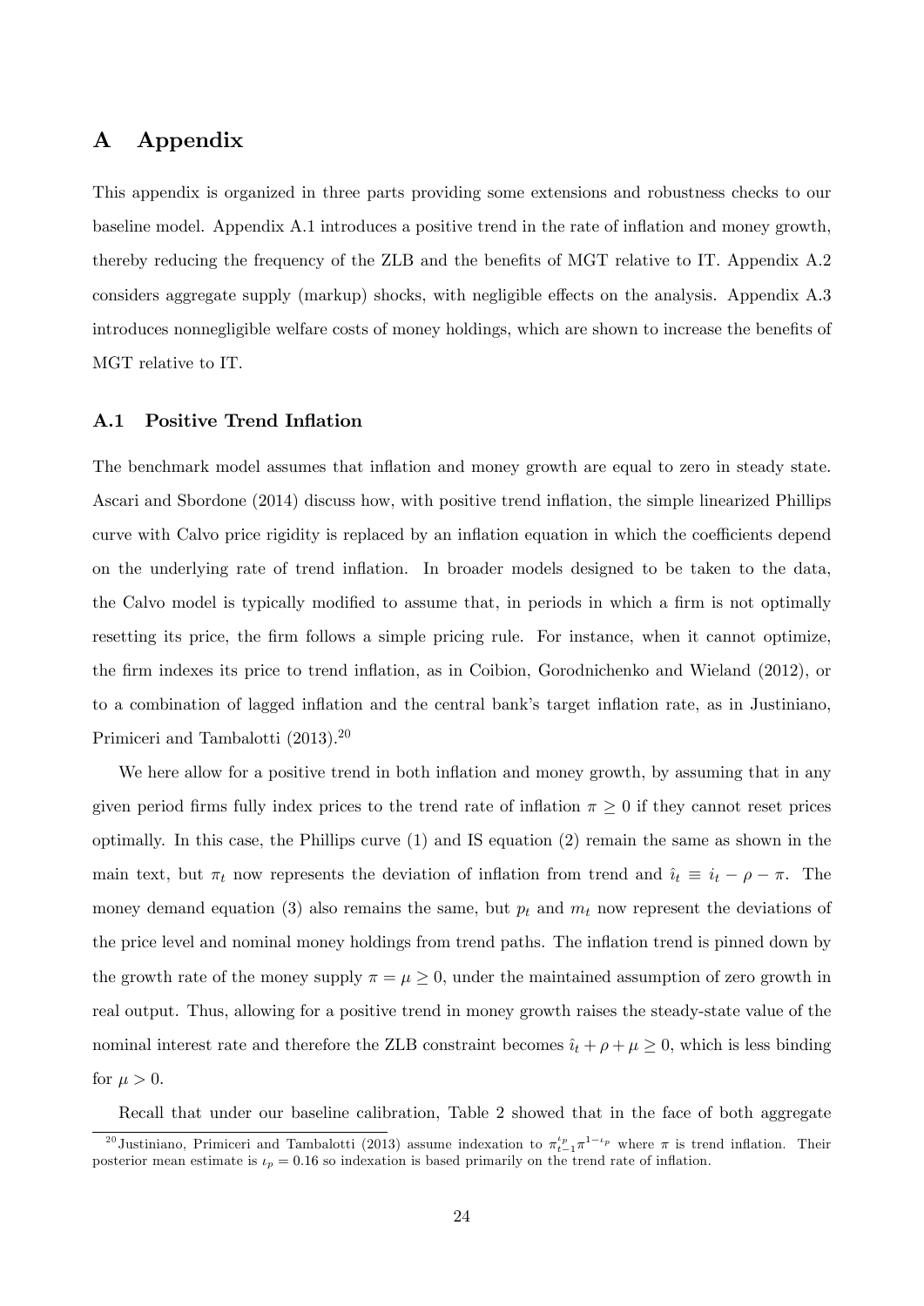# A Appendix

This appendix is organized in three parts providing some extensions and robustness checks to our baseline model. Appendix A.1 introduces a positive trend in the rate of inflation and money growth, thereby reducing the frequency of the ZLB and the benefits of MGT relative to IT. Appendix A.2 considers aggregate supply (markup) shocks, with negligible effects on the analysis. Appendix A.3 introduces nonnegligible welfare costs of money holdings, which are shown to increase the benefits of MGT relative to IT.

## A.1 Positive Trend Inflation

The benchmark model assumes that inflation and money growth are equal to zero in steady state. Ascari and Sbordone (2014) discuss how, with positive trend inflation, the simple linearized Phillips curve with Calvo price rigidity is replaced by an inflation equation in which the coefficients depend on the underlying rate of trend inflation. In broader models designed to be taken to the data, the Calvo model is typically modified to assume that, in periods in which a firm is not optimally resetting its price, the firm follows a simple pricing rule. For instance, when it cannot optimize, the firm indexes its price to trend inflation, as in Coibion, Gorodnichenko and Wieland (2012), or to a combination of lagged inflation and the central bank's target inflation rate, as in Justiniano, Primiceri and Tambalotti (2013).[20]

We here allow for a positive trend in both inflation and money growth, by assuming that in any given period firms fully index prices to the trend rate of inflation $\pi \geq 0$ if they cannot reset prices optimally. In this case, the Phillips curve (1) and IS equation (2) remain the same as shown in the main text, but $\pi_t$ now represents the deviation of inflation from trend and $\hat{\imath}_t \equiv i_t - \rho - \pi$. The money demand equation (3) also remains the same, but $p_t$ and $m_t$ now represent the deviations of the price level and nominal money holdings from trend paths. The inflation trend is pinned down by the growth rate of the money supply $\pi = \mu \geq 0$, under the maintained assumption of zero growth in real output. Thus, allowing for a positive trend in money growth raises the steady-state value of the nominal interest rate and therefore the ZLB constraint becomes $\hat{\imath}_t + \rho + \mu \geq 0$, which is less binding for $\mu > 0$.

Recall that under our baseline calibration, Table 2 showed that in the face of both aggregate

[20] Justiniano, Primiceri and Tambalotti (2013) assume indexation to $\pi_{t-1}^{\iota_p} \pi^{1-\iota_p}$ where $\pi$ is trend inflation. Their posterior mean estimate is $\iota_p = 0.16$ so indexation is based primarily on the trend rate of inflation.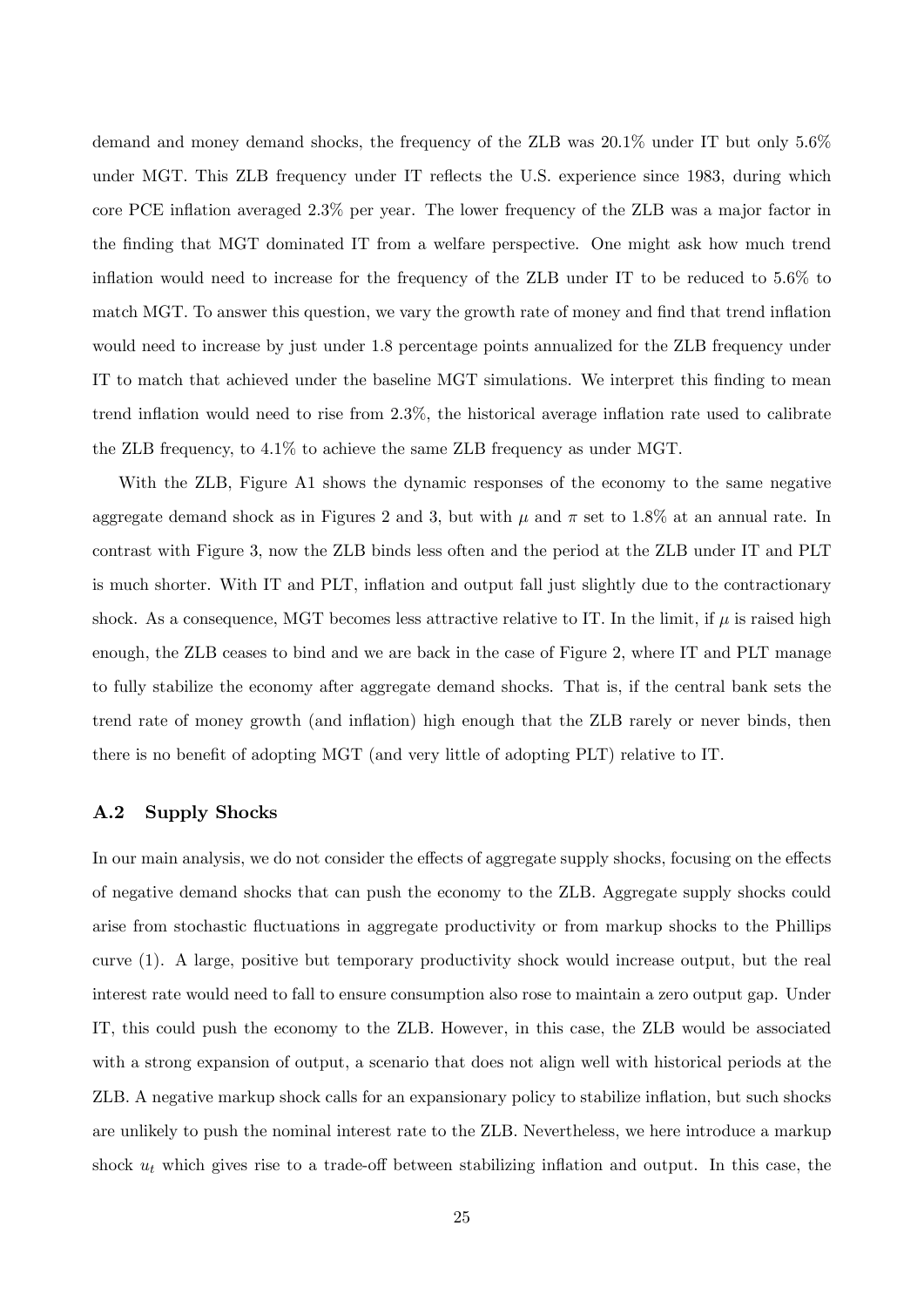demand and money demand shocks, the frequency of the ZLB was 20.1% under IT but only 5.6% under MGT. This ZLB frequency under IT reflects the U.S. experience since 1983, during which core PCE inflation averaged 2.3% per year. The lower frequency of the ZLB was a major factor in the finding that MGT dominated IT from a welfare perspective. One might ask how much trend inflation would need to increase for the frequency of the ZLB under IT to be reduced to 5.6% to match MGT. To answer this question, we vary the growth rate of money and find that trend inflation would need to increase by just under 1.8 percentage points annualized for the ZLB frequency under IT to match that achieved under the baseline MGT simulations. We interpret this finding to mean trend inflation would need to rise from 2.3%, the historical average inflation rate used to calibrate the ZLB frequency, to 4.1% to achieve the same ZLB frequency as under MGT.

With the ZLB, Figure A1 shows the dynamic responses of the economy to the same negative aggregate demand shock as in Figures 2 and 3, but with $\mu$ and $\pi$ set to 1.8% at an annual rate. In contrast with Figure 3, now the ZLB binds less often and the period at the ZLB under IT and PLT is much shorter. With IT and PLT, inflation and output fall just slightly due to the contractionary shock. As a consequence, MGT becomes less attractive relative to IT. In the limit, if $\mu$ is raised high enough, the ZLB ceases to bind and we are back in the case of Figure 2, where IT and PLT manage to fully stabilize the economy after aggregate demand shocks. That is, if the central bank sets the trend rate of money growth (and inflation) high enough that the ZLB rarely or never binds, then there is no benefit of adopting MGT (and very little of adopting PLT) relative to IT.

### A.2 Supply Shocks

In our main analysis, we do not consider the effects of aggregate supply shocks, focusing on the effects of negative demand shocks that can push the economy to the ZLB. Aggregate supply shocks could arise from stochastic fluctuations in aggregate productivity or from markup shocks to the Phillips curve (1). A large, positive but temporary productivity shock would increase output, but the real interest rate would need to fall to ensure consumption also rose to maintain a zero output gap. Under IT, this could push the economy to the ZLB. However, in this case, the ZLB would be associated with a strong expansion of output, a scenario that does not align well with historical periods at the ZLB. A negative markup shock calls for an expansionary policy to stabilize inflation, but such shocks are unlikely to push the nominal interest rate to the ZLB. Nevertheless, we here introduce a markup shock $u_t$ which gives rise to a trade-off between stabilizing inflation and output. In this case, the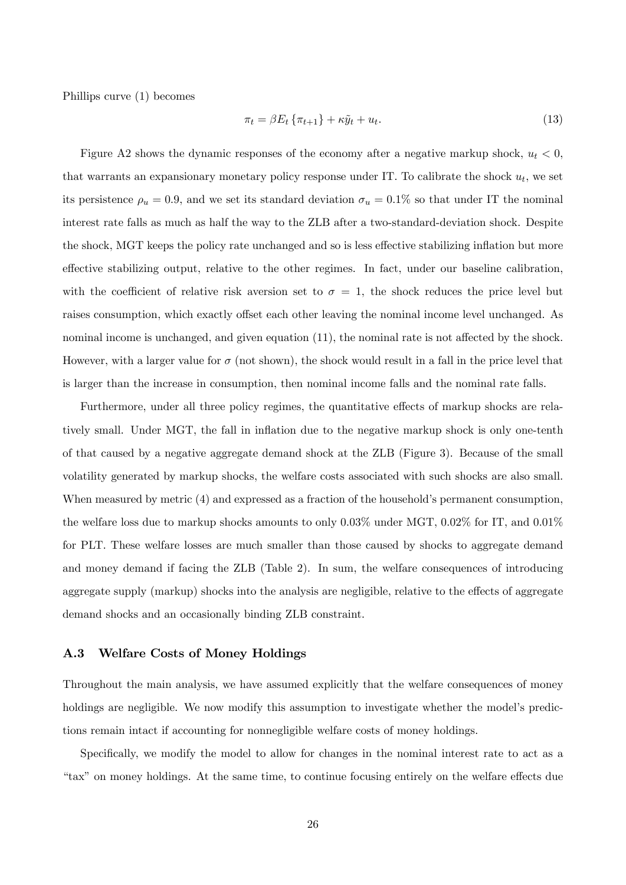Phillips curve (1) becomes

$$\pi_t = \beta E_t \{\pi_{t+1}\} + \kappa \tilde{y}_t + u_t. \tag{13}$$

Figure A2 shows the dynamic responses of the economy after a negative markup shock, $u_t < 0$, that warrants an expansionary monetary policy response under IT. To calibrate the shock $u_t$, we set its persistence $\rho_u = 0.9$, and we set its standard deviation $\sigma_u = 0.1\%$ so that under IT the nominal interest rate falls as much as half the way to the ZLB after a two-standard-deviation shock. Despite the shock, MGT keeps the policy rate unchanged and so is less effective stabilizing inflation but more effective stabilizing output, relative to the other regimes. In fact, under our baseline calibration, with the coefficient of relative risk aversion set to $\sigma = 1$, the shock reduces the price level but raises consumption, which exactly offset each other leaving the nominal income level unchanged. As nominal income is unchanged, and given equation (11), the nominal rate is not affected by the shock. However, with a larger value for $\sigma$ (not shown), the shock would result in a fall in the price level that is larger than the increase in consumption, then nominal income falls and the nominal rate falls.

Furthermore, under all three policy regimes, the quantitative effects of markup shocks are relatively small. Under MGT, the fall in inflation due to the negative markup shock is only one-tenth of that caused by a negative aggregate demand shock at the ZLB (Figure 3). Because of the small volatility generated by markup shocks, the welfare costs associated with such shocks are also small. When measured by metric (4) and expressed as a fraction of the household's permanent consumption, the welfare loss due to markup shocks amounts to only 0.03% under MGT, 0.02% for IT, and 0.01% for PLT. These welfare losses are much smaller than those caused by shocks to aggregate demand and money demand if facing the ZLB (Table 2). In sum, the welfare consequences of introducing aggregate supply (markup) shocks into the analysis are negligible, relative to the effects of aggregate demand shocks and an occasionally binding ZLB constraint.

### A.3 Welfare Costs of Money Holdings

Throughout the main analysis, we have assumed explicitly that the welfare consequences of money holdings are negligible. We now modify this assumption to investigate whether the model's predictions remain intact if accounting for nonnegligible welfare costs of money holdings.

Specifically, we modify the model to allow for changes in the nominal interest rate to act as a "tax" on money holdings. At the same time, to continue focusing entirely on the welfare effects due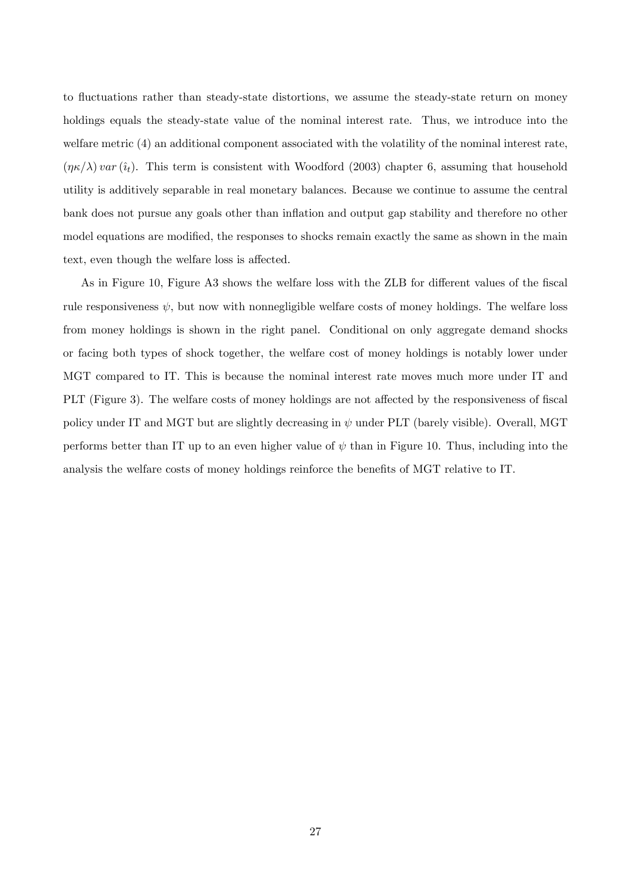to fluctuations rather than steady-state distortions, we assume the steady-state return on money holdings equals the steady-state value of the nominal interest rate. Thus, we introduce into the welfare metric (4) an additional component associated with the volatility of the nominal interest rate, $(\eta\kappa/\lambda)\, var\,(\hat{\imath}_t)$. This term is consistent with Woodford (2003) chapter 6, assuming that household utility is additively separable in real monetary balances. Because we continue to assume the central bank does not pursue any goals other than inflation and output gap stability and therefore no other model equations are modified, the responses to shocks remain exactly the same as shown in the main text, even though the welfare loss is affected.

As in Figure 10, Figure A3 shows the welfare loss with the ZLB for different values of the fiscal rule responsiveness $\psi$, but now with nonnegligible welfare costs of money holdings. The welfare loss from money holdings is shown in the right panel. Conditional on only aggregate demand shocks or facing both types of shock together, the welfare cost of money holdings is notably lower under MGT compared to IT. This is because the nominal interest rate moves much more under IT and PLT (Figure 3). The welfare costs of money holdings are not affected by the responsiveness of fiscal policy under IT and MGT but are slightly decreasing in $\psi$ under PLT (barely visible). Overall, MGT performs better than IT up to an even higher value of $\psi$ than in Figure 10. Thus, including into the analysis the welfare costs of money holdings reinforce the benefits of MGT relative to IT.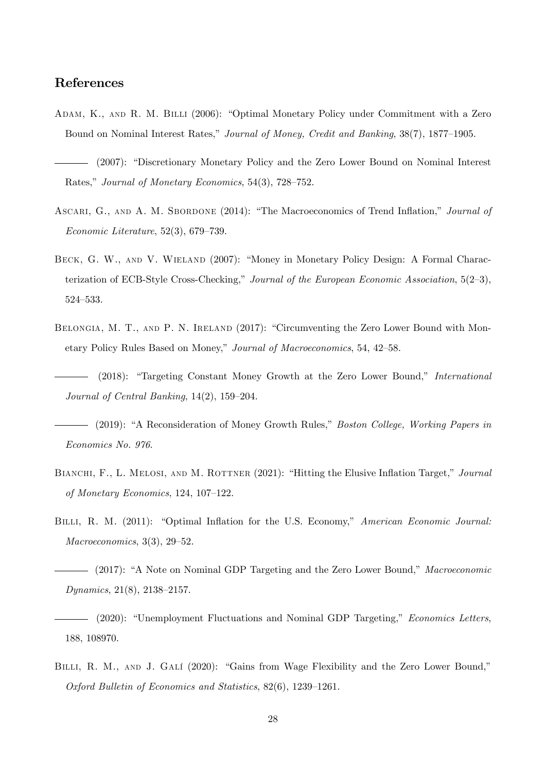## References

Adam, K., and R. M. Billi (2006): "Optimal Monetary Policy under Commitment with a Zero Bound on Nominal Interest Rates," *Journal of Money, Credit and Banking*, 38(7), 1877–1905.

——— (2007): "Discretionary Monetary Policy and the Zero Lower Bound on Nominal Interest Rates," *Journal of Monetary Economics*, 54(3), 728–752.

Ascari, G., and A. M. Sbordone (2014): "The Macroeconomics of Trend Inflation," *Journal of Economic Literature*, 52(3), 679–739.

Beck, G. W., and V. Wieland (2007): "Money in Monetary Policy Design: A Formal Characterization of ECB-Style Cross-Checking," *Journal of the European Economic Association*, 5(2–3), 524–533.

Belongia, M. T., and P. N. Ireland (2017): "Circumventing the Zero Lower Bound with Monetary Policy Rules Based on Money," *Journal of Macroeconomics*, 54, 42–58.

——— (2018): "Targeting Constant Money Growth at the Zero Lower Bound," *International Journal of Central Banking*, 14(2), 159–204.

——— (2019): "A Reconsideration of Money Growth Rules," *Boston College, Working Papers in Economics No. 976*.

Bianchi, F., L. Melosi, and M. Rottner (2021): "Hitting the Elusive Inflation Target," *Journal of Monetary Economics*, 124, 107–122.

Billi, R. M. (2011): "Optimal Inflation for the U.S. Economy," *American Economic Journal: Macroeconomics*, 3(3), 29–52.

——— (2017): "A Note on Nominal GDP Targeting and the Zero Lower Bound," *Macroeconomic Dynamics*, 21(8), 2138–2157.

——— (2020): "Unemployment Fluctuations and Nominal GDP Targeting," *Economics Letters*, 188, 108970.

Billi, R. M., and J. Galí (2020): "Gains from Wage Flexibility and the Zero Lower Bound," *Oxford Bulletin of Economics and Statistics*, 82(6), 1239–1261.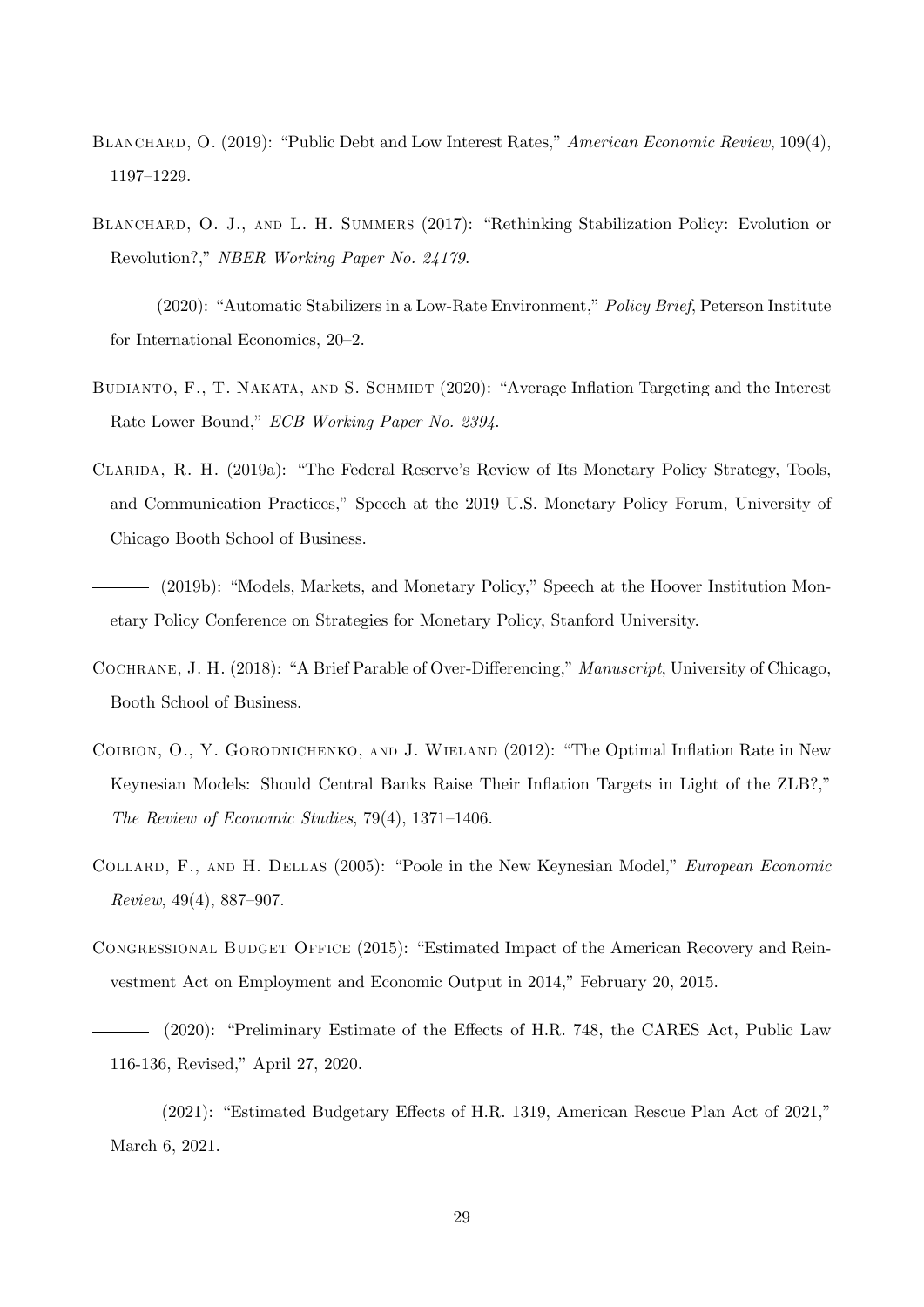Blanchard, O. (2019): "Public Debt and Low Interest Rates," *American Economic Review*, 109(4), 1197–1229.

Blanchard, O. J., and L. H. Summers (2017): "Rethinking Stabilization Policy: Evolution or Revolution?," *NBER Working Paper No. 24179*.

——— (2020): "Automatic Stabilizers in a Low-Rate Environment," *Policy Brief*, Peterson Institute for International Economics, 20–2.

Budianto, F., T. Nakata, and S. Schmidt (2020): "Average Inflation Targeting and the Interest Rate Lower Bound," *ECB Working Paper No. 2394*.

Clarida, R. H. (2019a): "The Federal Reserve's Review of Its Monetary Policy Strategy, Tools, and Communication Practices," Speech at the 2019 U.S. Monetary Policy Forum, University of Chicago Booth School of Business.

——— (2019b): "Models, Markets, and Monetary Policy," Speech at the Hoover Institution Monetary Policy Conference on Strategies for Monetary Policy, Stanford University.

Cochrane, J. H. (2018): "A Brief Parable of Over-Differencing," *Manuscript*, University of Chicago, Booth School of Business.

Coibion, O., Y. Gorodnichenko, and J. Wieland (2012): "The Optimal Inflation Rate in New Keynesian Models: Should Central Banks Raise Their Inflation Targets in Light of the ZLB?," *The Review of Economic Studies*, 79(4), 1371–1406.

Collard, F., and H. Dellas (2005): "Poole in the New Keynesian Model," *European Economic Review*, 49(4), 887–907.

Congressional Budget Office (2015): "Estimated Impact of the American Recovery and Reinvestment Act on Employment and Economic Output in 2014," February 20, 2015.

——— (2020): "Preliminary Estimate of the Effects of H.R. 748, the CARES Act, Public Law 116-136, Revised," April 27, 2020.

——— (2021): "Estimated Budgetary Effects of H.R. 1319, American Rescue Plan Act of 2021," March 6, 2021.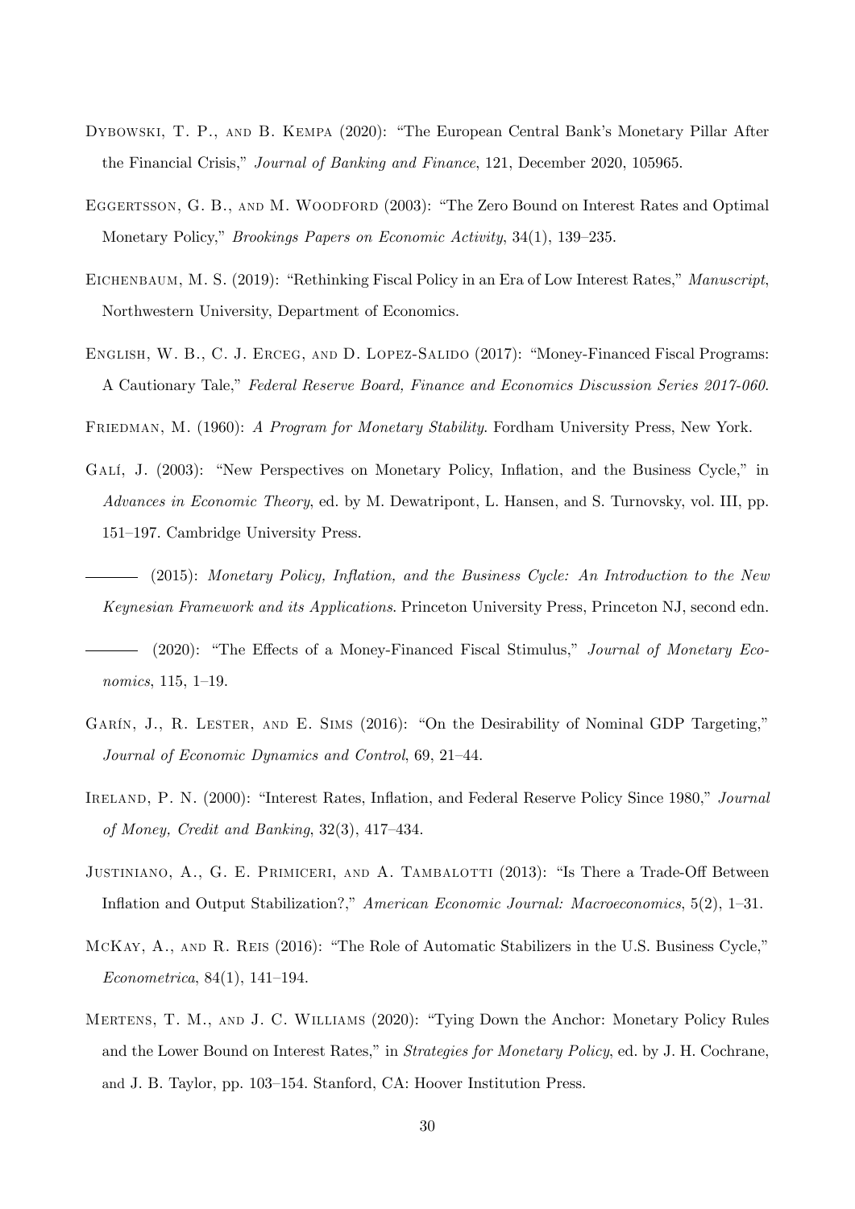Dybowski, T. P., and B. Kempa (2020): "The European Central Bank's Monetary Pillar After the Financial Crisis," *Journal of Banking and Finance*, 121, December 2020, 105965.

Eggertsson, G. B., and M. Woodford (2003): "The Zero Bound on Interest Rates and Optimal Monetary Policy," *Brookings Papers on Economic Activity*, 34(1), 139–235.

Eichenbaum, M. S. (2019): "Rethinking Fiscal Policy in an Era of Low Interest Rates," *Manuscript*, Northwestern University, Department of Economics.

English, W. B., C. J. Erceg, and D. Lopez-Salido (2017): "Money-Financed Fiscal Programs: A Cautionary Tale," *Federal Reserve Board, Finance and Economics Discussion Series 2017-060*.

Friedman, M. (1960): *A Program for Monetary Stability*. Fordham University Press, New York.

Galí, J. (2003): "New Perspectives on Monetary Policy, Inflation, and the Business Cycle," in *Advances in Economic Theory*, ed. by M. Dewatripont, L. Hansen, and S. Turnovsky, vol. III, pp. 151–197. Cambridge University Press.

——— (2015): *Monetary Policy, Inflation, and the Business Cycle: An Introduction to the New Keynesian Framework and its Applications*. Princeton University Press, Princeton NJ, second edn.

——— (2020): "The Effects of a Money-Financed Fiscal Stimulus," *Journal of Monetary Economics*, 115, 1–19.

Garín, J., R. Lester, and E. Sims (2016): "On the Desirability of Nominal GDP Targeting," *Journal of Economic Dynamics and Control*, 69, 21–44.

Ireland, P. N. (2000): "Interest Rates, Inflation, and Federal Reserve Policy Since 1980," *Journal of Money, Credit and Banking*, 32(3), 417–434.

Justiniano, A., G. E. Primiceri, and A. Tambalotti (2013): "Is There a Trade-Off Between Inflation and Output Stabilization?," *American Economic Journal: Macroeconomics*, 5(2), 1–31.

McKay, A., and R. Reis (2016): "The Role of Automatic Stabilizers in the U.S. Business Cycle," *Econometrica*, 84(1), 141–194.

Mertens, T. M., and J. C. Williams (2020): "Tying Down the Anchor: Monetary Policy Rules and the Lower Bound on Interest Rates," in *Strategies for Monetary Policy*, ed. by J. H. Cochrane, and J. B. Taylor, pp. 103–154. Stanford, CA: Hoover Institution Press.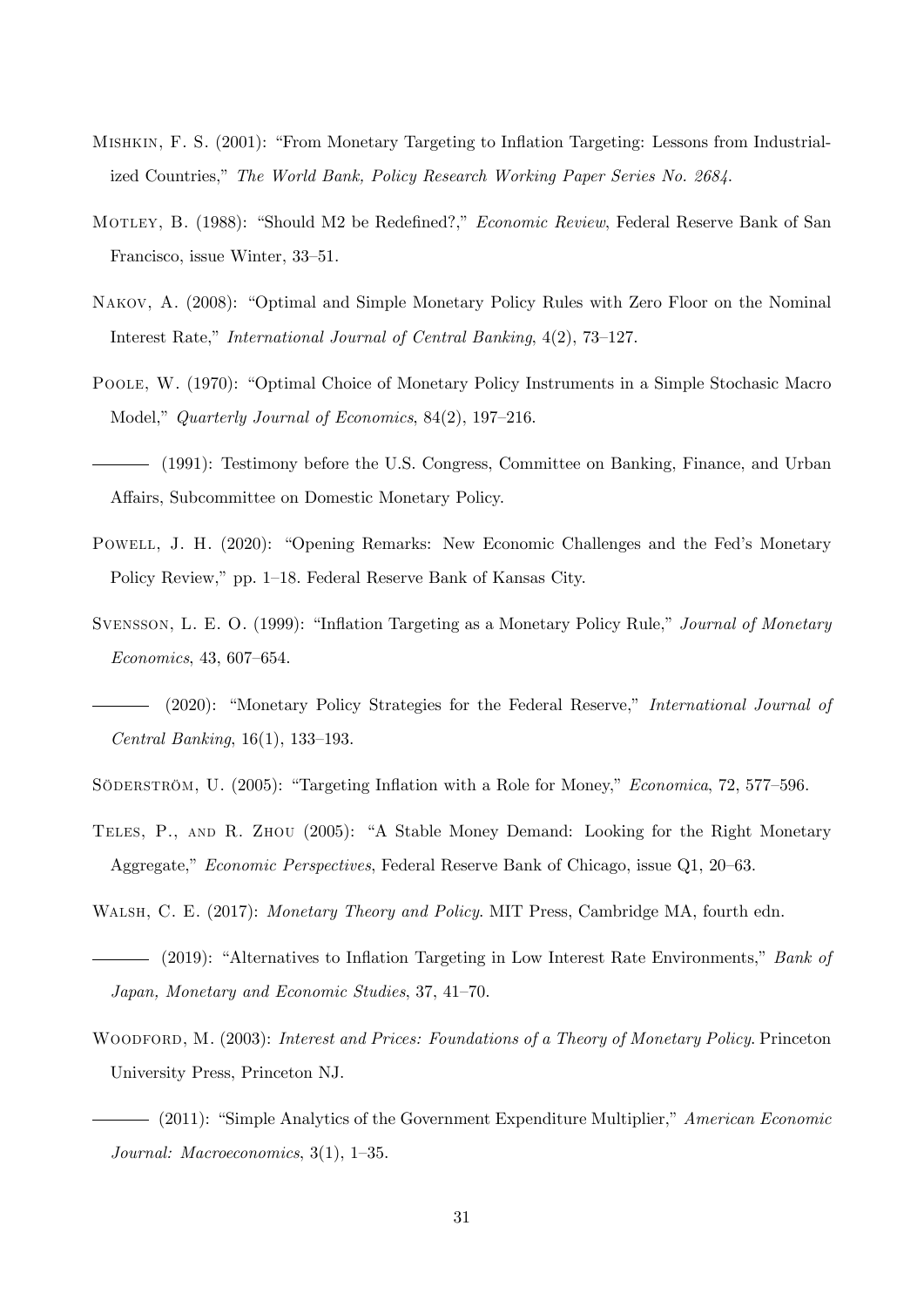Mishkin, F. S. (2001): "From Monetary Targeting to Inflation Targeting: Lessons from Industrialized Countries," *The World Bank, Policy Research Working Paper Series No. 2684*.

Motley, B. (1988): "Should M2 be Redefined?," *Economic Review*, Federal Reserve Bank of San Francisco, issue Winter, 33–51.

Nakov, A. (2008): "Optimal and Simple Monetary Policy Rules with Zero Floor on the Nominal Interest Rate," *International Journal of Central Banking*, 4(2), 73–127.

Poole, W. (1970): "Optimal Choice of Monetary Policy Instruments in a Simple Stochasic Macro Model," *Quarterly Journal of Economics*, 84(2), 197–216.

——— (1991): Testimony before the U.S. Congress, Committee on Banking, Finance, and Urban Affairs, Subcommittee on Domestic Monetary Policy.

Powell, J. H. (2020): "Opening Remarks: New Economic Challenges and the Fed's Monetary Policy Review," pp. 1–18. Federal Reserve Bank of Kansas City.

Svensson, L. E. O. (1999): "Inflation Targeting as a Monetary Policy Rule," *Journal of Monetary Economics*, 43, 607–654.

——— (2020): "Monetary Policy Strategies for the Federal Reserve," *International Journal of Central Banking*, 16(1), 133–193.

Söderström, U. (2005): "Targeting Inflation with a Role for Money," *Economica*, 72, 577–596.

Teles, P., and R. Zhou (2005): "A Stable Money Demand: Looking for the Right Monetary Aggregate," *Economic Perspectives*, Federal Reserve Bank of Chicago, issue Q1, 20–63.

Walsh, C. E. (2017): *Monetary Theory and Policy*. MIT Press, Cambridge MA, fourth edn.

——— (2019): "Alternatives to Inflation Targeting in Low Interest Rate Environments," *Bank of Japan, Monetary and Economic Studies*, 37, 41–70.

Woodford, M. (2003): *Interest and Prices: Foundations of a Theory of Monetary Policy*. Princeton University Press, Princeton NJ.

——— (2011): "Simple Analytics of the Government Expenditure Multiplier," *American Economic Journal: Macroeconomics*, 3(1), 1–35.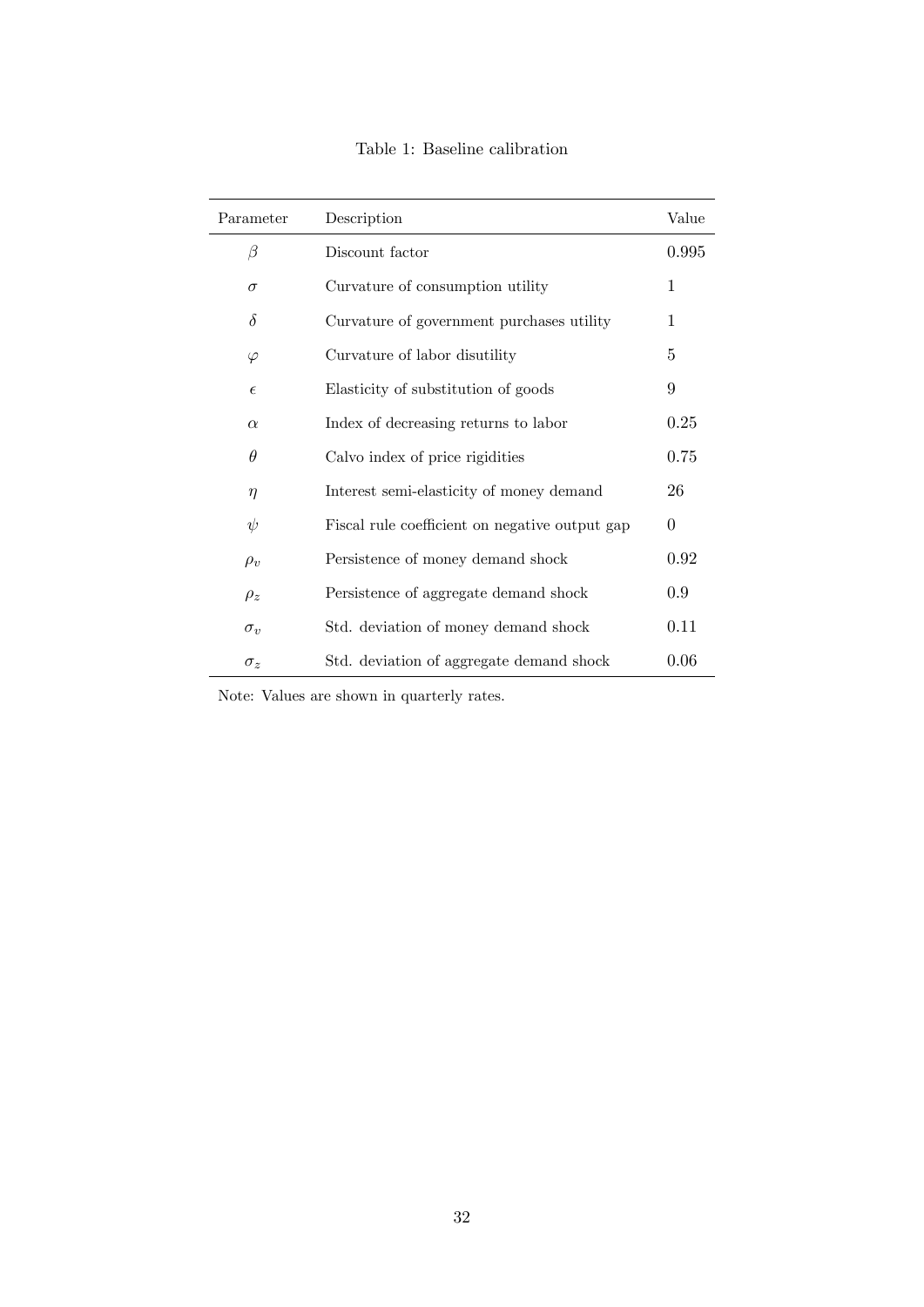Table 1: Baseline calibration

| Parameter | Description | Value |
|---|---|---|
| $\beta$ | Discount factor | 0.995 |
| $\sigma$ | Curvature of consumption utility | 1 |
| $\delta$ | Curvature of government purchases utility | 1 |
| $\varphi$ | Curvature of labor disutility | 5 |
| $\epsilon$ | Elasticity of substitution of goods | 9 |
| $\alpha$ | Index of decreasing returns to labor | 0.25 |
| $\theta$ | Calvo index of price rigidities | 0.75 |
| $\eta$ | Interest semi-elasticity of money demand | 26 |
| $\psi$ | Fiscal rule coefficient on negative output gap | 0 |
| $\rho_v$ | Persistence of money demand shock | 0.92 |
| $\rho_z$ | Persistence of aggregate demand shock | 0.9 |
| $\sigma_v$ | Std. deviation of money demand shock | 0.11 |
| $\sigma_z$ | Std. deviation of aggregate demand shock | 0.06 |

Note: Values are shown in quarterly rates.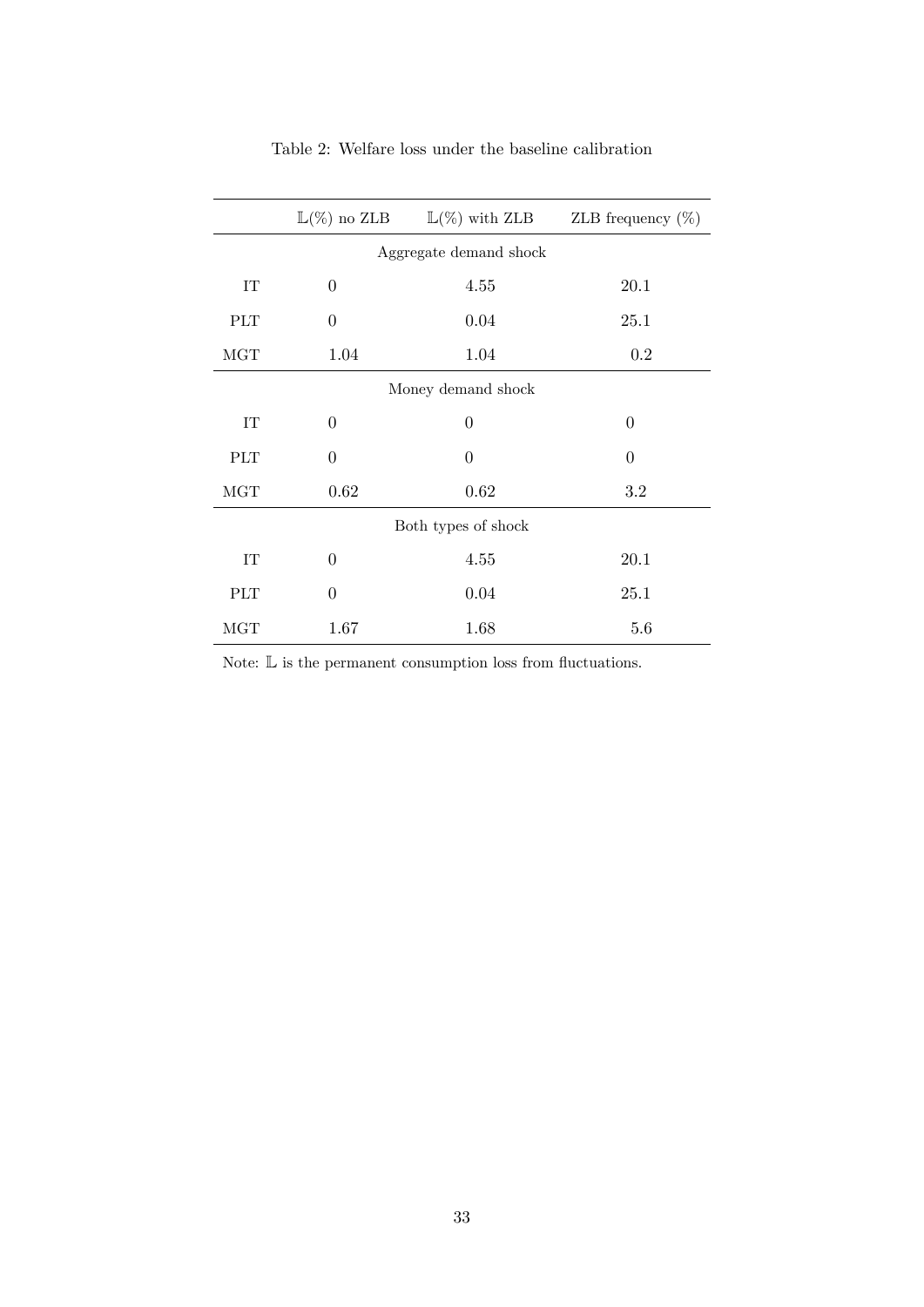Table 2: Welfare loss under the baseline calibration

| | $\mathbb{L}(\%)$ no ZLB | $\mathbb{L}(\%)$ with ZLB | ZLB frequency (%) |
|---|---|---|---|
| | Aggregate demand shock | | |
| IT | 0 | 4.55 | 20.1 |
| PLT | 0 | 0.04 | 25.1 |
| MGT | 1.04 | 1.04 | 0.2 |
| | Money demand shock | | |
| IT | 0 | 0 | 0 |
| PLT | 0 | 0 | 0 |
| MGT | 0.62 | 0.62 | 3.2 |
| | Both types of shock | | |
| IT | 0 | 4.55 | 20.1 |
| PLT | 0 | 0.04 | 25.1 |
| MGT | 1.67 | 1.68 | 5.6 |

Note: $\mathbb{L}$ is the permanent consumption loss from fluctuations.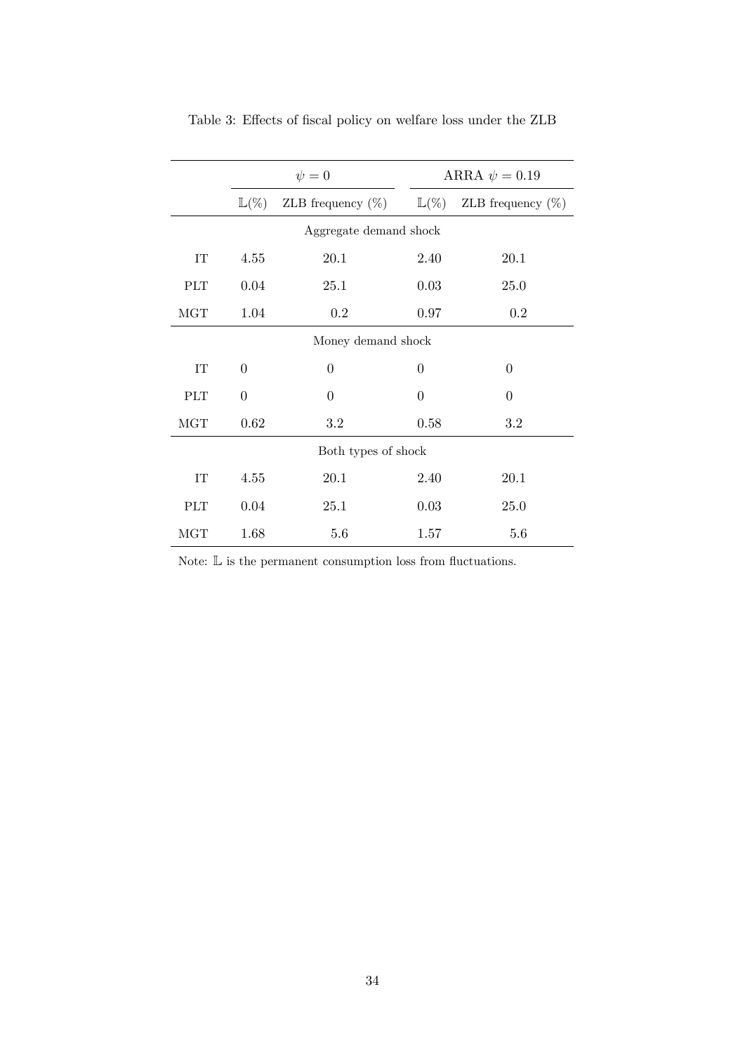Table 3: Effects of fiscal policy on welfare loss under the ZLB

| | $\psi = 0$ | | ARRA $\psi = 0.19$ | |
|---|---|---|---|---|
| | $\mathbb{L}(\%)$ | ZLB frequency (%) | $\mathbb{L}(\%)$ | ZLB frequency (%) |
| **Aggregate demand shock** | | | | |
| IT | 4.55 | 20.1 | 2.40 | 20.1 |
| PLT | 0.04 | 25.1 | 0.03 | 25.0 |
| MGT | 1.04 | 0.2 | 0.97 | 0.2 |
| **Money demand shock** | | | | |
| IT | 0 | 0 | 0 | 0 |
| PLT | 0 | 0 | 0 | 0 |
| MGT | 0.62 | 3.2 | 0.58 | 3.2 |
| **Both types of shock** | | | | |
| IT | 4.55 | 20.1 | 2.40 | 20.1 |
| PLT | 0.04 | 25.1 | 0.03 | 25.0 |
| MGT | 1.68 | 5.6 | 1.57 | 5.6 |

Note: $\mathbb{L}$ is the permanent consumption loss from fluctuations.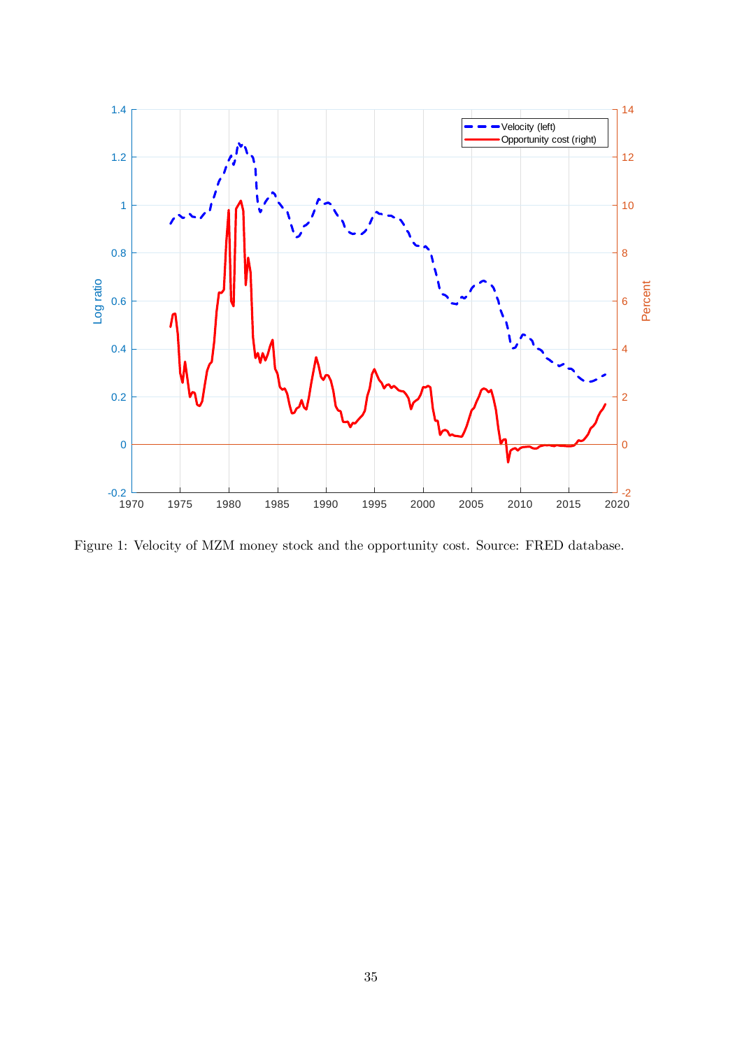Figure 1: Velocity of MZM money stock and the opportunity cost. Source: FRED database.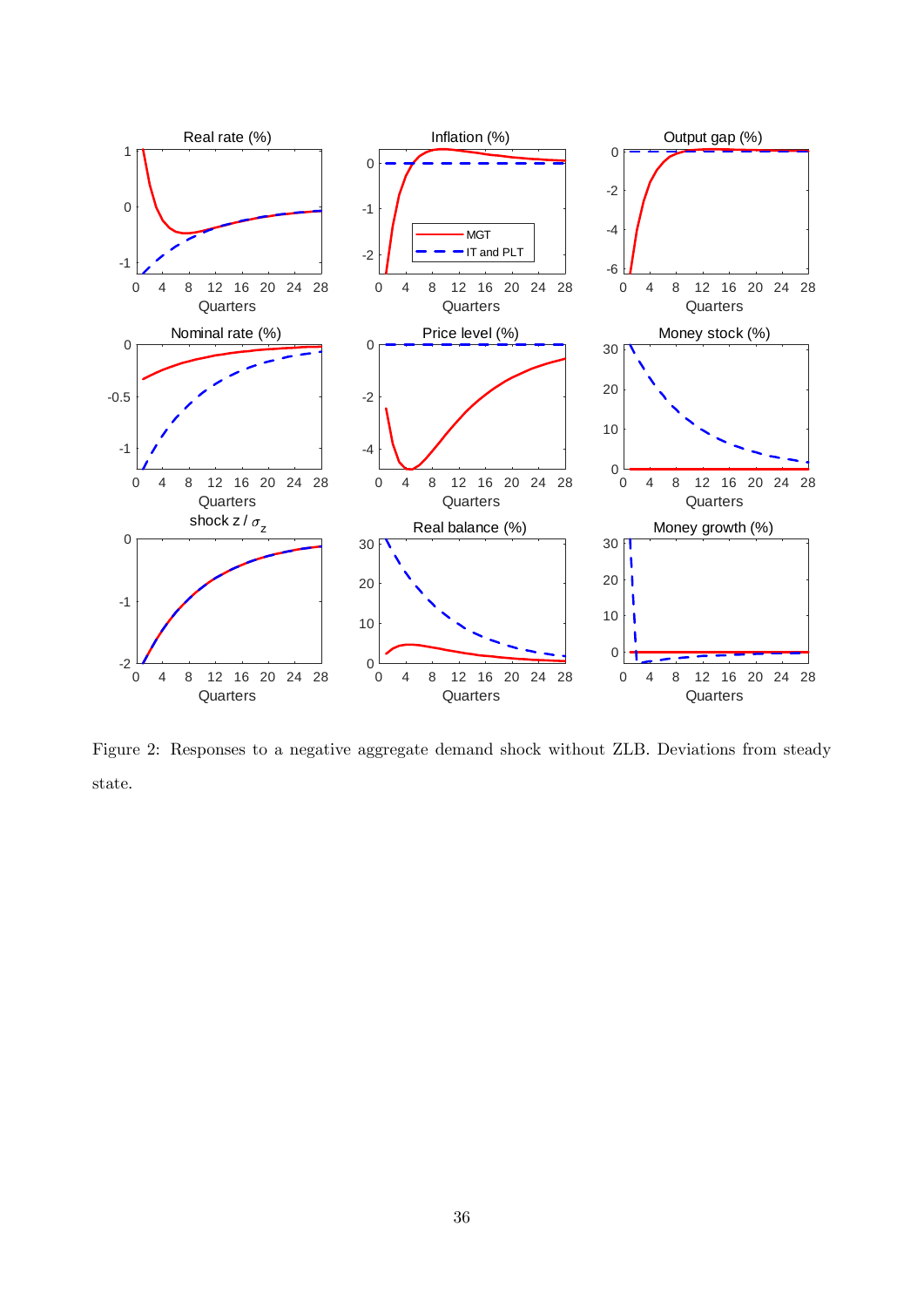Figure 2: Responses to a negative aggregate demand shock without ZLB. Deviations from steady state.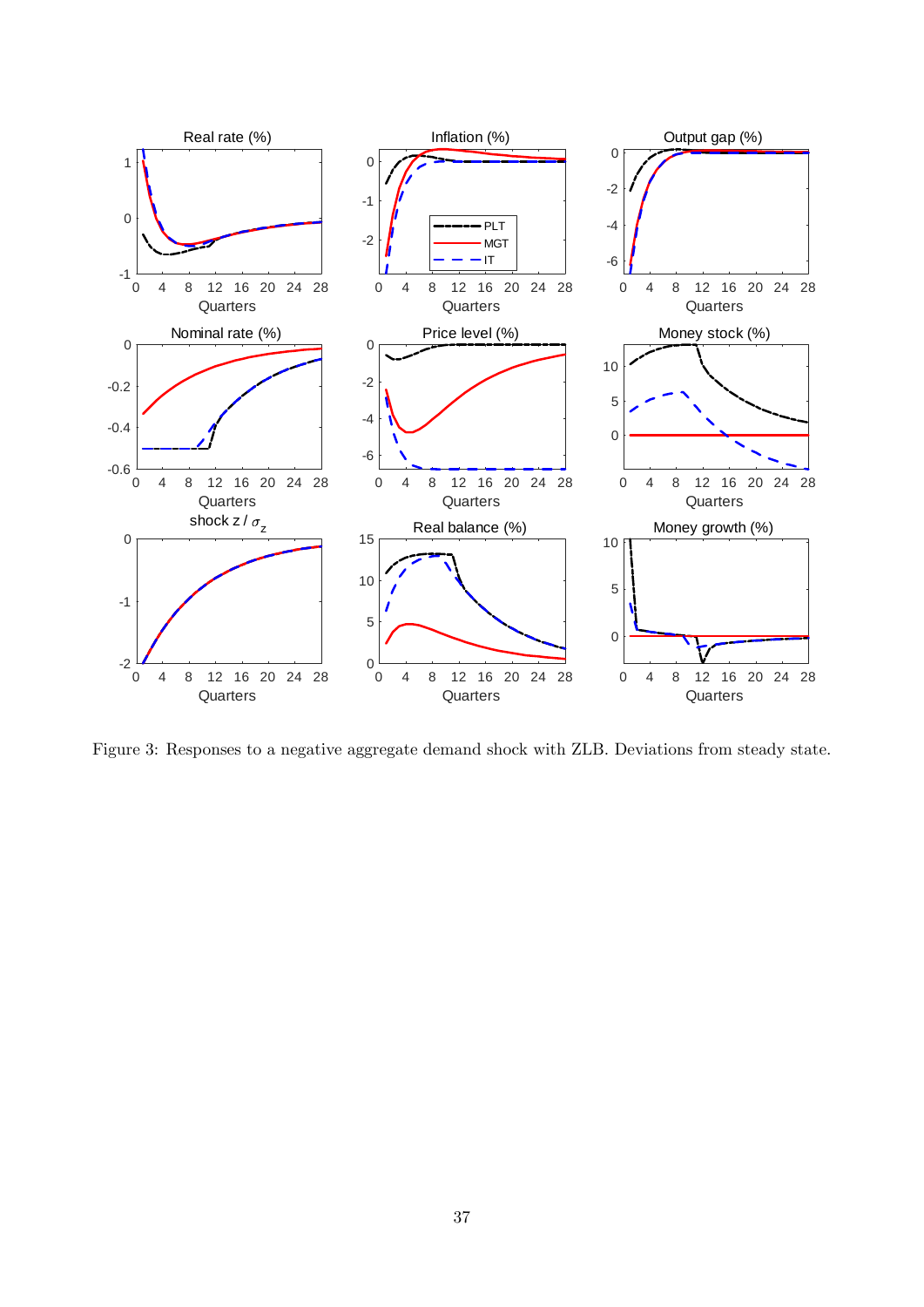Figure 3: Responses to a negative aggregate demand shock with ZLB. Deviations from steady state.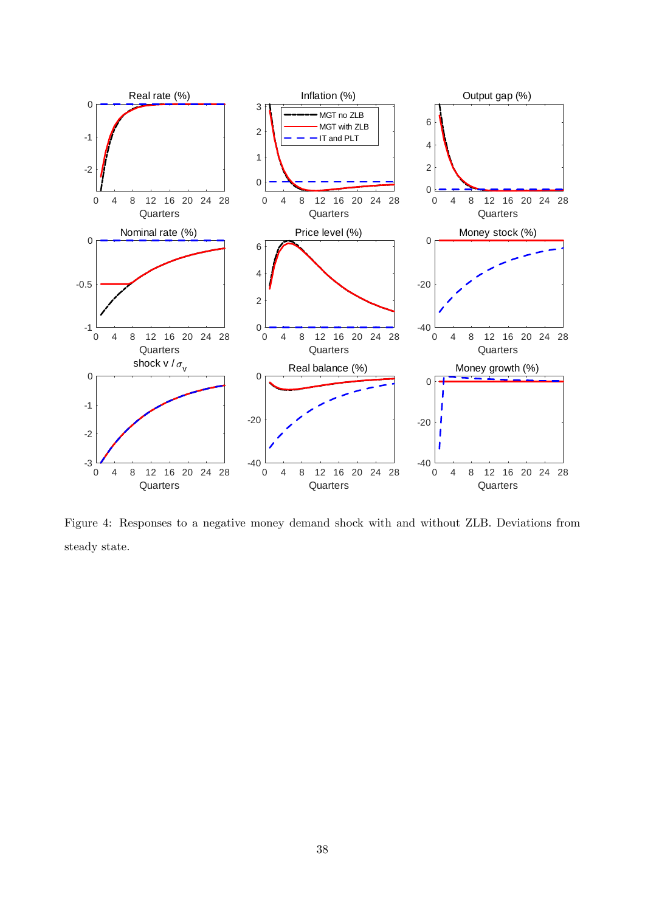Figure 4: Responses to a negative money demand shock with and without ZLB. Deviations from steady state.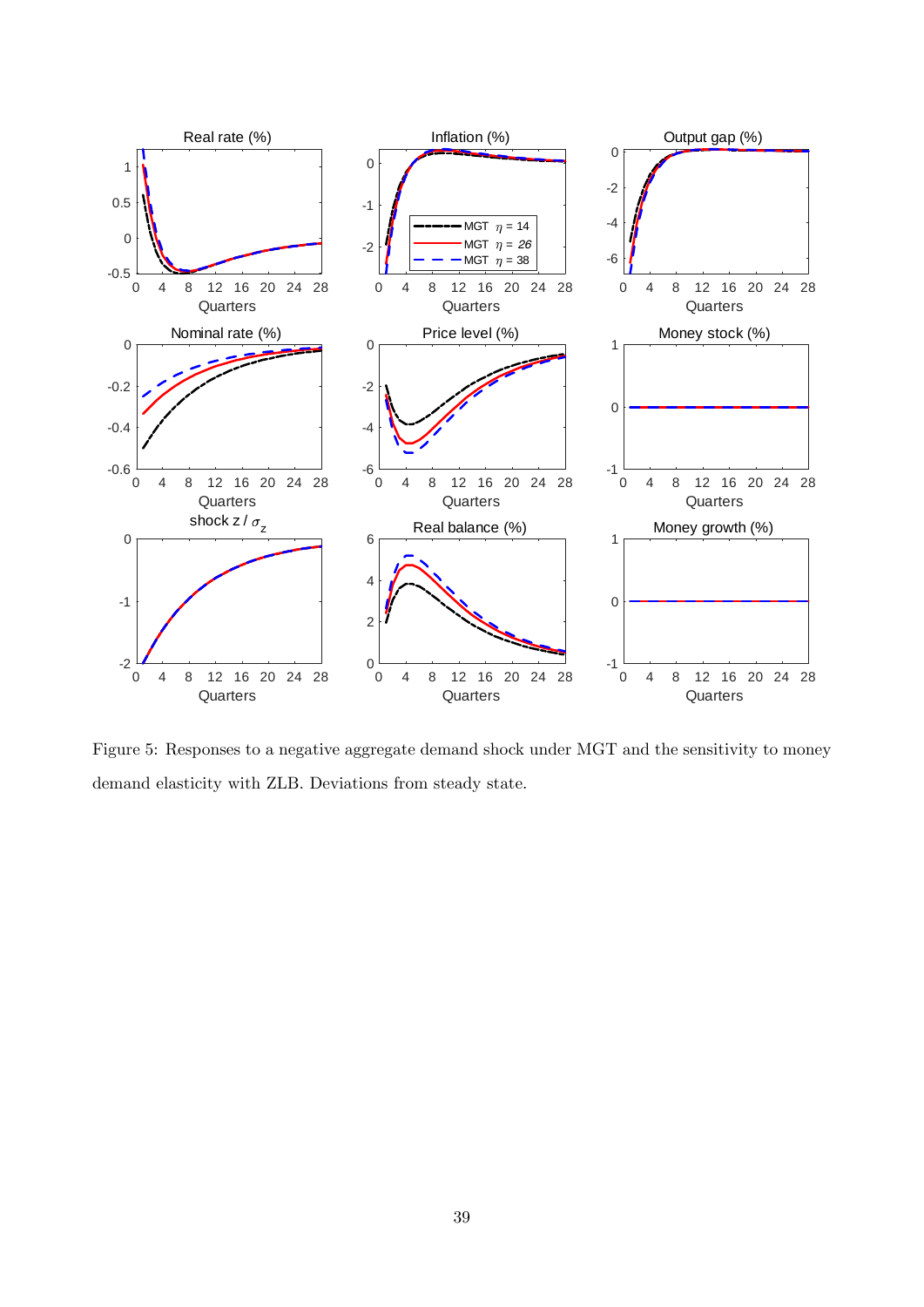Figure 5: Responses to a negative aggregate demand shock under MGT and the sensitivity to money demand elasticity with ZLB. Deviations from steady state.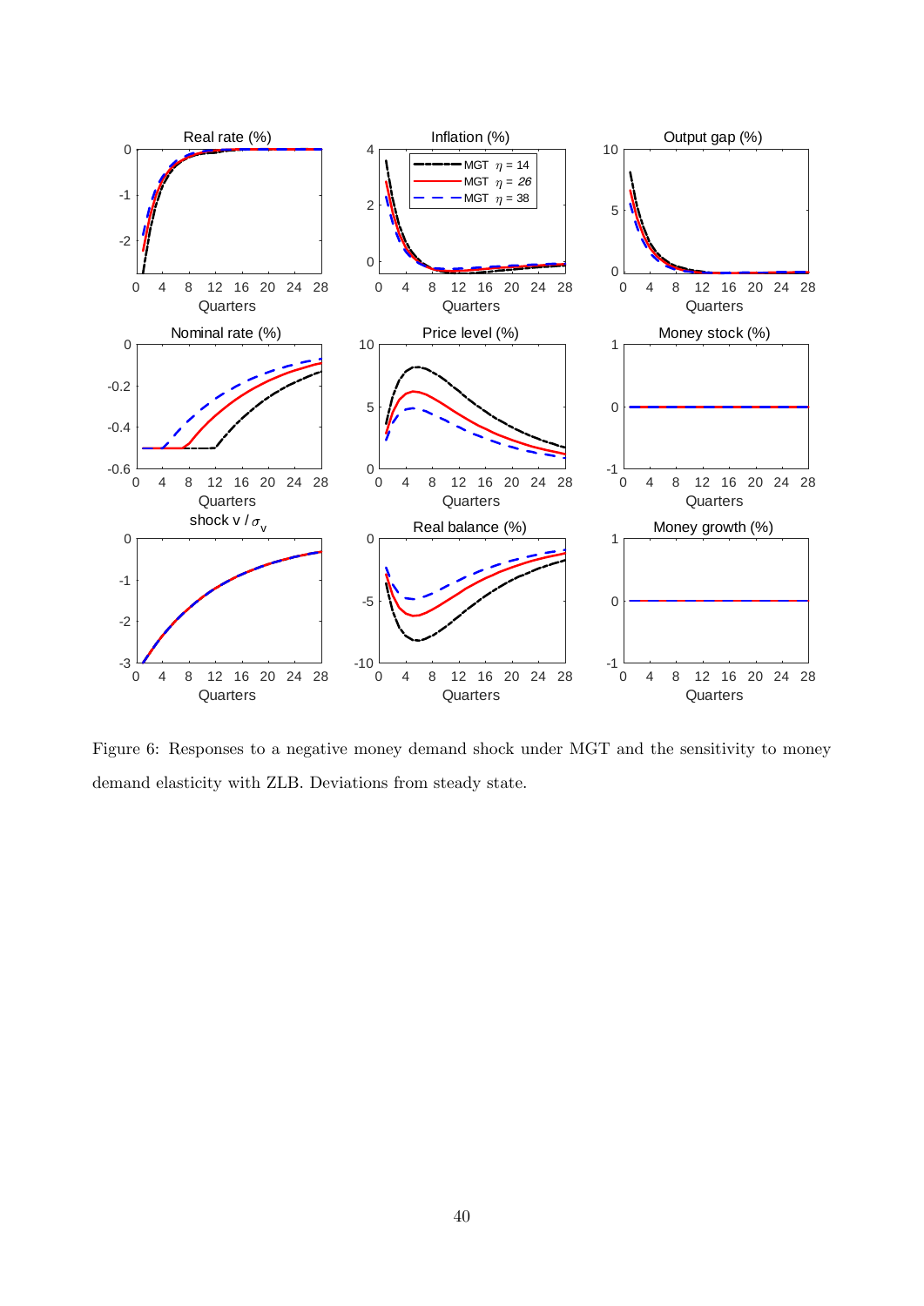Figure 6: Responses to a negative money demand shock under MGT and the sensitivity to money demand elasticity with ZLB. Deviations from steady state.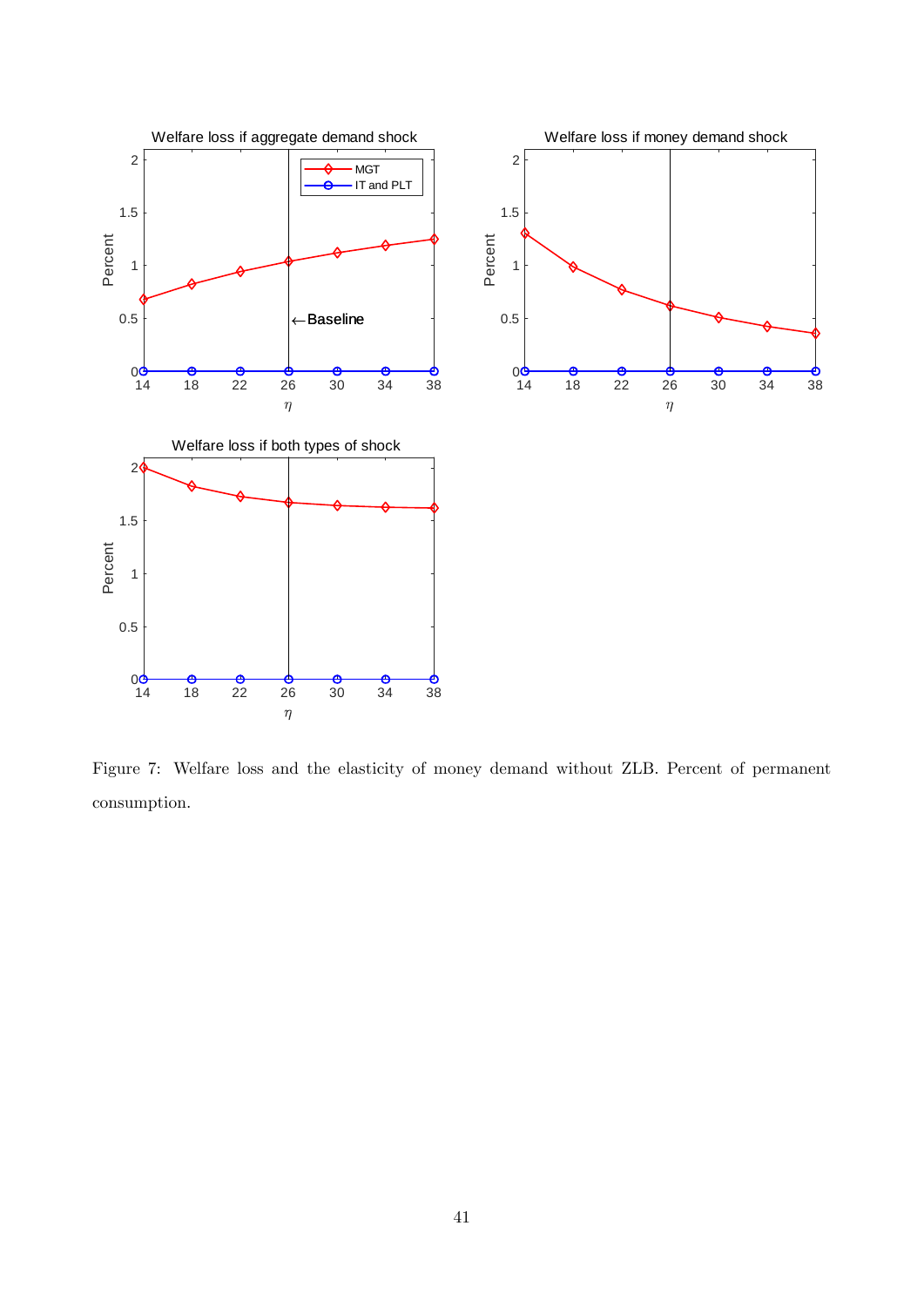Figure 7: Welfare loss and the elasticity of money demand without ZLB. Percent of permanent consumption.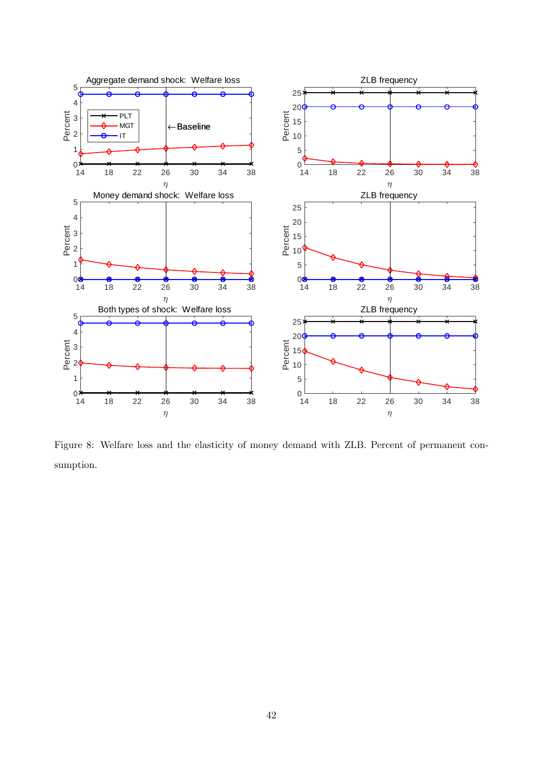Figure 8: Welfare loss and the elasticity of money demand with ZLB. Percent of permanent consumption.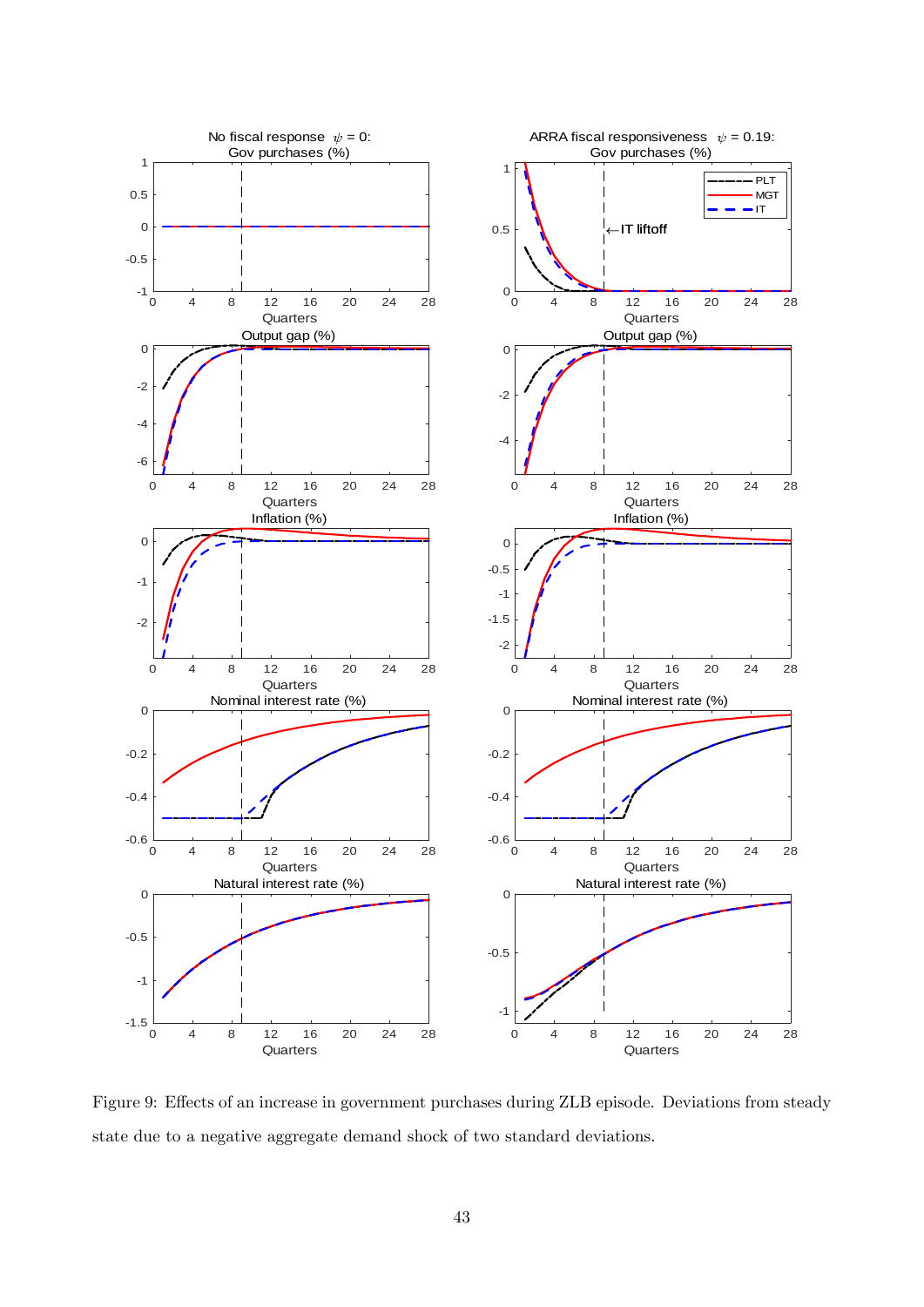Figure 9: Effects of an increase in government purchases during ZLB episode. Deviations from steady state due to a negative aggregate demand shock of two standard deviations.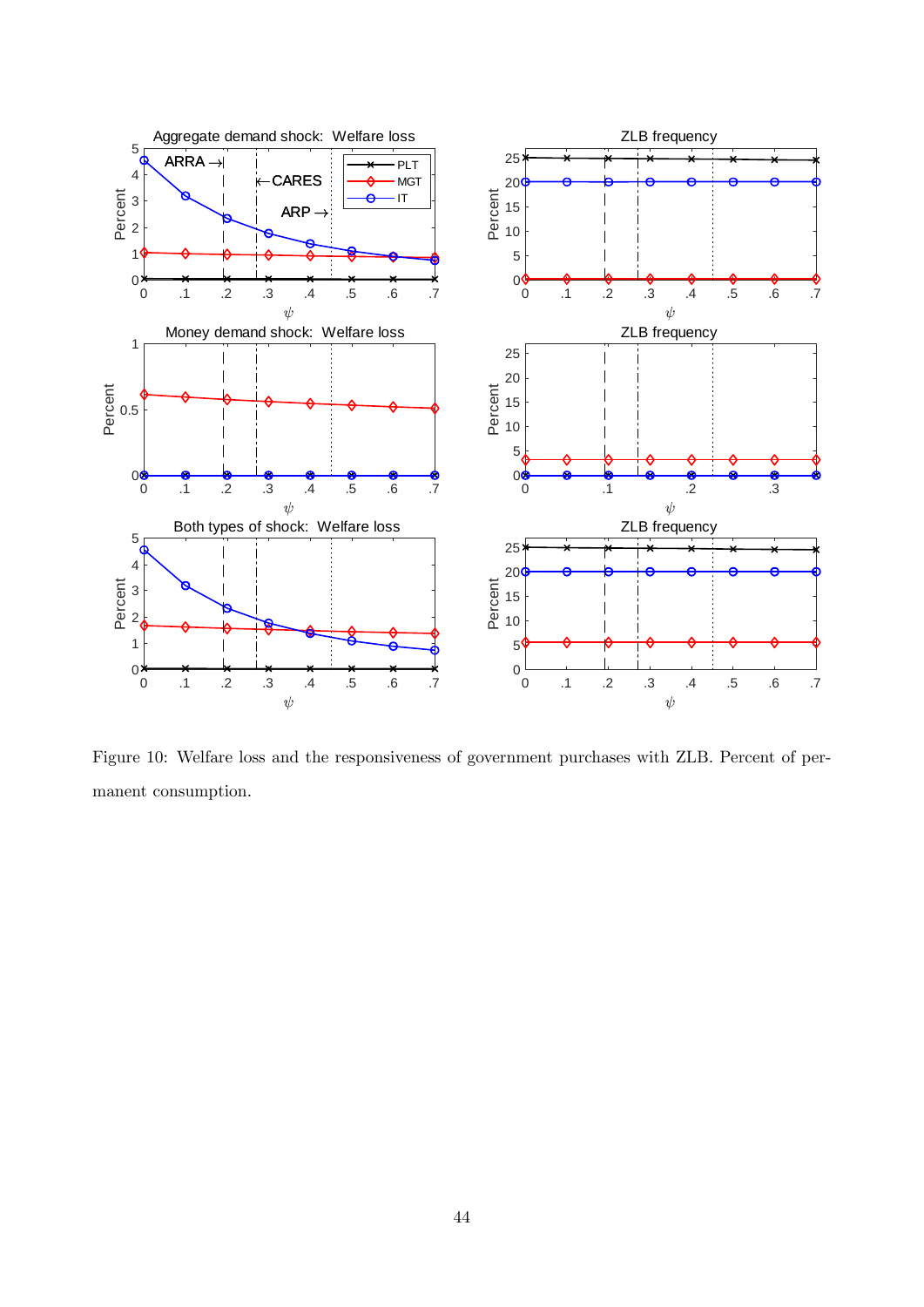Figure 10: Welfare loss and the responsiveness of government purchases with ZLB. Percent of permanent consumption.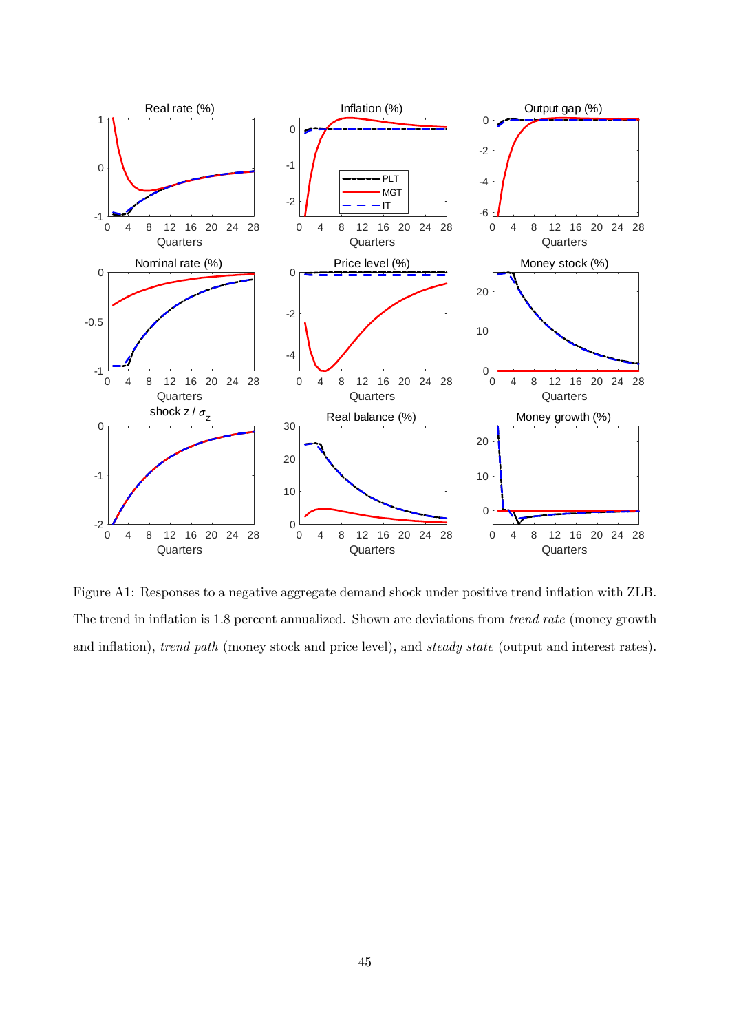Figure A1: Responses to a negative aggregate demand shock under positive trend inflation with ZLB. The trend in inflation is 1.8 percent annualized. Shown are deviations from *trend rate* (money growth and inflation), *trend path* (money stock and price level), and *steady state* (output and interest rates).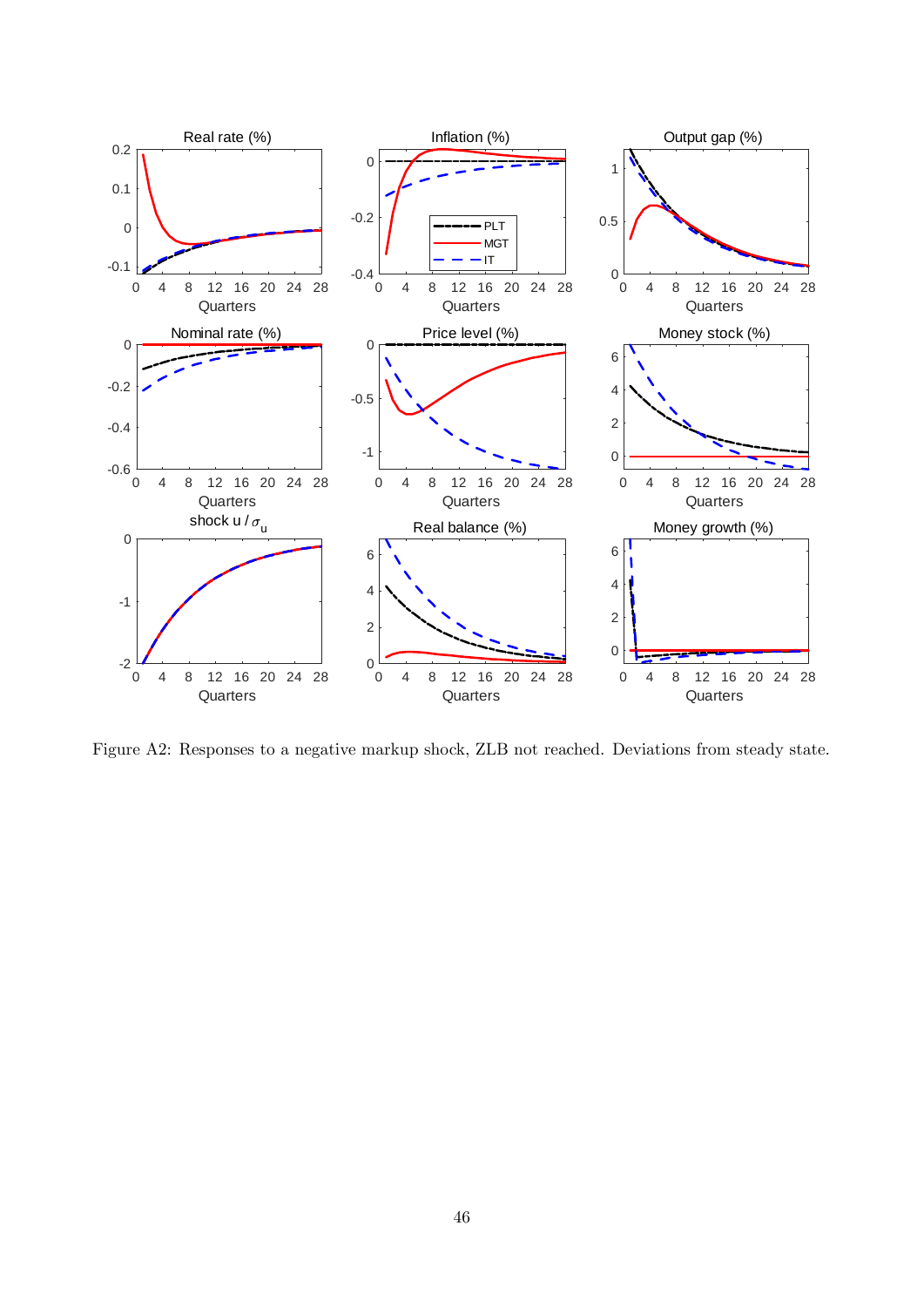Figure A2: Responses to a negative markup shock, ZLB not reached. Deviations from steady state.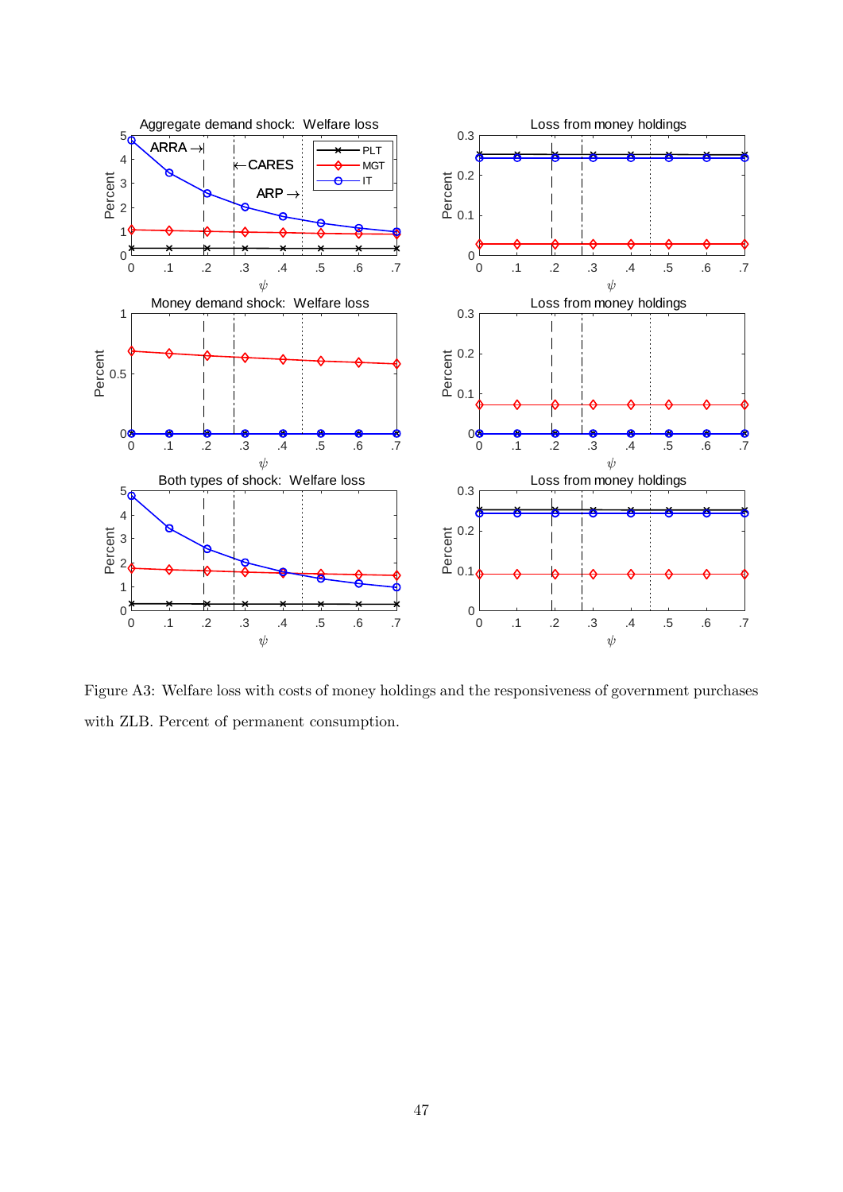Aggregate demand shock: Welfare loss

Percent

ARRA →

←CARES

ARP →

PLT

MGT

IT

$\psi$

Loss from money holdings

Percent

$\psi$

Money demand shock: Welfare loss

Percent

$\psi$

Loss from money holdings

Percent

$\psi$

Both types of shock: Welfare loss

Percent

$\psi$

Loss from money holdings

Percent

$\psi$

Figure A3: Welfare loss with costs of money holdings and the responsiveness of government purchases with ZLB. Percent of permanent consumption.